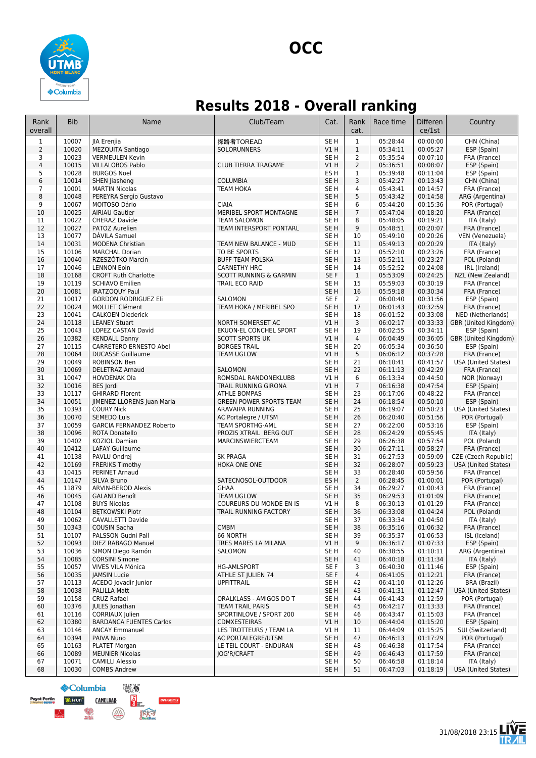# OCC

## Results 2018 - Overall ranking

| Rank overall | Bib | Name | Club/Team | Cat. | Rank cat. | Race time | Difference/1st | Country |
|---|---|---|---|---|---|---|---|---|
| 1 | 10007 | JIA Erenjia | 探路者TOREAD | SE H | 1 | 05:28:44 | 00:00:00 | CHN (China) |
| 2 | 10020 | MEZQUITA Santiago | SOLORUNNERS | V1 H | 1 | 05:34:11 | 00:05:27 | ESP (Spain) |
| 3 | 10023 | VERMEULEN Kevin | | SE H | 2 | 05:35:54 | 00:07:10 | FRA (France) |
| 4 | 10015 | VILLALOBOS Pablo | CLUB TIERRA TRAGAME | V1 H | 2 | 05:36:51 | 00:08:07 | ESP (Spain) |
| 5 | 10028 | BURGOS Noel | | ES H | 1 | 05:39:48 | 00:11:04 | ESP (Spain) |
| 6 | 10014 | SHEN Jiasheng | COLUMBIA | SE H | 3 | 05:42:27 | 00:13:43 | CHN (China) |
| 7 | 10001 | MARTIN Nicolas | TEAM HOKA | SE H | 4 | 05:43:41 | 00:14:57 | FRA (France) |
| 8 | 10048 | PEREYRA Sergio Gustavo | | SE H | 5 | 05:43:42 | 00:14:58 | ARG (Argentina) |
| 9 | 10067 | MOITOSO Dário | CIAIA | SE H | 6 | 05:44:20 | 00:15:36 | POR (Portugal) |
| 10 | 10025 | AIRIAU Gautier | MERIBEL SPORT MONTAGNE | SE H | 7 | 05:47:04 | 00:18:20 | FRA (France) |
| 11 | 10022 | CHERAZ Davide | TEAM SALOMON | SE H | 8 | 05:48:05 | 00:19:21 | ITA (Italy) |
| 12 | 10027 | PATOZ Aurelien | TEAM INTERSPORT PONTARL | SE H | 9 | 05:48:51 | 00:20:07 | FRA (France) |
| 13 | 10077 | DÁVILA Samuel | | SE H | 10 | 05:49:10 | 00:20:26 | VEN (Venezuela) |
| 14 | 10031 | MODENA Christian | TEAM NEW BALANCE - MUD | SE H | 11 | 05:49:13 | 00:20:29 | ITA (Italy) |
| 15 | 10106 | MARCHAL Dorian | TO BE SPORTS | SE H | 12 | 05:52:10 | 00:23:26 | FRA (France) |
| 16 | 10040 | RZESZÓTKO Marcin | BUFF TEAM POLSKA | SE H | 13 | 05:52:11 | 00:23:27 | POL (Poland) |
| 17 | 10046 | LENNON Eoin | CARNETHY HRC | SE H | 14 | 05:52:52 | 00:24:08 | IRL (Ireland) |
| 18 | 10168 | CROFT Ruth Charlotte | SCOTT RUNNING & GARMIN | SE F | 1 | 05:53:09 | 00:24:25 | NZL (New Zealand) |
| 19 | 10119 | SCHIAVO Emilien | TRAIL ECO RAID | SE H | 15 | 05:59:03 | 00:30:19 | FRA (France) |
| 20 | 10081 | IRATZOQUY Paul | | SE H | 16 | 05:59:18 | 00:30:34 | FRA (France) |
| 21 | 10017 | GORDON RODRIGUEZ Eli | SALOMON | SE F | 2 | 06:00:40 | 00:31:56 | ESP (Spain) |
| 22 | 10024 | MOLLIET Clément | TEAM HOKA / MERIBEL SPO | SE H | 17 | 06:01:43 | 00:32:59 | FRA (France) |
| 23 | 10041 | CALKOEN Diederick | | SE H | 18 | 06:01:52 | 00:33:08 | NED (Netherlands) |
| 24 | 10118 | LEANEY Stuart | NORTH SOMERSET AC | V1 H | 3 | 06:02:17 | 00:33:33 | GBR (United Kingdom) |
| 25 | 10043 | LOPEZ CASTAN David | EKUON-EL CONCHEL SPORT | SE H | 19 | 06:02:55 | 00:34:11 | ESP (Spain) |
| 26 | 10382 | KENDALL Danny | SCOTT SPORTS UK | V1 H | 4 | 06:04:49 | 00:36:05 | GBR (United Kingdom) |
| 27 | 10115 | CARRETERO ERNESTO Abel | BORGES TRAIL | SE H | 20 | 06:05:34 | 00:36:50 | ESP (Spain) |
| 28 | 10064 | DUCASSE Guillaume | TEAM UGLOW | V1 H | 5 | 06:06:12 | 00:37:28 | FRA (France) |
| 29 | 10049 | ROBINSON Ben | | SE H | 21 | 06:10:41 | 00:41:57 | USA (United States) |
| 30 | 10069 | DELETRAZ Arnaud | SALOMON | SE H | 22 | 06:11:13 | 00:42:29 | FRA (France) |
| 31 | 10047 | HOVDENAK Ola | ROMSDAL RANDONEKLUBB | V1 H | 6 | 06:13:34 | 00:44:50 | NOR (Norway) |
| 32 | 10016 | BES Jordi | TRAIL RUNNING GIRONA | V1 H | 7 | 06:16:38 | 00:47:54 | ESP (Spain) |
| 33 | 10117 | GHIRARD Florent | ATHLE BOMPAS | SE H | 23 | 06:17:06 | 00:48:22 | FRA (France) |
| 34 | 10051 | JIMENEZ LLORENS Juan Maria | GREEN POWER SPORTS TEAM | SE H | 24 | 06:18:54 | 00:50:10 | ESP (Spain) |
| 35 | 10393 | COURY Nick | ARAVAIPA RUNNING | SE H | 25 | 06:19:07 | 00:50:23 | USA (United States) |
| 36 | 10070 | SEMEDO Luis | AC Portalegre / UTSM | SE H | 26 | 06:20:40 | 00:51:56 | POR (Portugal) |
| 37 | 10059 | GARCIA FERNANDEZ Roberto | TEAM SPORTHG-AML | SE H | 27 | 06:22:00 | 00:53:16 | ESP (Spain) |
| 38 | 10096 | ROTA Donatello | PROZIS XTRAIL BERG OUT | SE H | 28 | 06:24:29 | 00:55:45 | ITA (Italy) |
| 39 | 10402 | KOZIOL Damian | MARCINSWIERCTEAM | SE H | 29 | 06:26:38 | 00:57:54 | POL (Poland) |
| 40 | 10412 | LAFAY Guillaume | | SE H | 30 | 06:27:11 | 00:58:27 | FRA (France) |
| 41 | 10138 | PAVLU Ondrej | SK PRAGA | SE H | 31 | 06:27:53 | 00:59:09 | CZE (Czech Republic) |
| 42 | 10169 | FRERIKS Timothy | HOKA ONE ONE | SE H | 32 | 06:28:07 | 00:59:23 | USA (United States) |
| 43 | 10415 | PERINET Arnaud | | SE H | 33 | 06:28:40 | 00:59:56 | FRA (France) |
| 44 | 10147 | SILVA Bruno | SATECNOSOL-OUTDOOR | ES H | 2 | 06:28:45 | 01:00:01 | POR (Portugal) |
| 45 | 11879 | ARVIN-BEROD Alexis | GHAA | SE H | 34 | 06:29:27 | 01:00:43 | FRA (France) |
| 46 | 10045 | GALAND Benoît | TEAM UGLOW | SE H | 35 | 06:29:53 | 01:01:09 | FRA (France) |
| 47 | 10108 | BUYS Nicolas | COUREURS DU MONDE EN IS | V1 H | 8 | 06:30:13 | 01:01:29 | FRA (France) |
| 48 | 10104 | BĘTKOWSKI Piotr | TRAIL RUNNING FACTORY | SE H | 36 | 06:33:08 | 01:04:24 | POL (Poland) |
| 49 | 10062 | CAVALLETTI Davide | | SE H | 37 | 06:33:34 | 01:04:50 | ITA (Italy) |
| 50 | 10343 | COUSIN Sacha | CMBM | SE H | 38 | 06:35:16 | 01:06:32 | FRA (France) |
| 51 | 10107 | PALSSON Gudni Pall | 66 NORTH | SE H | 39 | 06:35:37 | 01:06:53 | ISL (Iceland) |
| 52 | 10093 | DIEZ RABAGO Manuel | TRES MARES LA MILANA | V1 H | 9 | 06:36:17 | 01:07:33 | ESP (Spain) |
| 53 | 10036 | SIMON Diego Ramón | SALOMON | SE H | 40 | 06:38:55 | 01:10:11 | ARG (Argentina) |
| 54 | 10085 | CORSINI Simone | | SE H | 41 | 06:40:18 | 01:11:34 | ITA (Italy) |
| 55 | 10057 | VIVES VILA Mónica | HG-AMLSPORT | SE F | 3 | 06:40:30 | 01:11:46 | ESP (Spain) |
| 56 | 10035 | JAMSIN Lucie | ATHLE ST JULIEN 74 | SE F | 4 | 06:41:05 | 01:12:21 | FRA (France) |
| 57 | 10113 | ACEDO Jovadir Junior | UPFITTRAIL | SE H | 42 | 06:41:10 | 01:12:26 | BRA (Brazil) |
| 58 | 10038 | PALILLA Matt | | SE H | 43 | 06:41:31 | 01:12:47 | USA (United States) |
| 59 | 10158 | CRUZ Rafael | ORALKLASS - AMIGOS DO T | SE H | 44 | 06:41:43 | 01:12:59 | POR (Portugal) |
| 60 | 10376 | JULES Jonathan | TEAM TRAIL PARIS | SE H | 45 | 06:42:17 | 01:13:33 | FRA (France) |
| 61 | 10116 | CORRIAUX Julien | SPORTINLOVE / SPORT 200 | SE H | 46 | 06:43:47 | 01:15:03 | FRA (France) |
| 62 | 10380 | BARDANCA FUENTES Carlos | CDMXESTEIRAS | V1 H | 10 | 06:44:04 | 01:15:20 | ESP (Spain) |
| 63 | 10146 | ANCAY Emmanuel | LES TROTTEURS / TEAM LA | V1 H | 11 | 06:44:09 | 01:15:25 | SUI (Switzerland) |
| 64 | 10394 | PAIVA Nuno | AC PORTALEGRE/UTSM | SE H | 47 | 06:46:13 | 01:17:29 | POR (Portugal) |
| 65 | 10163 | PLATET Morgan | LE TEIL COURT - ENDURAN | SE H | 48 | 06:46:38 | 01:17:54 | FRA (France) |
| 66 | 10089 | MEUNIER Nicolas | JOG'R/CRAFT | SE H | 49 | 06:46:43 | 01:17:59 | FRA (France) |
| 67 | 10071 | CAMILLI Alessio | | SE H | 50 | 06:46:58 | 01:18:14 | ITA (Italy) |
| 68 | 10030 | COMBS Andrew | | SE H | 51 | 06:47:03 | 01:18:19 | USA (United States) |

31/08/2018 23:15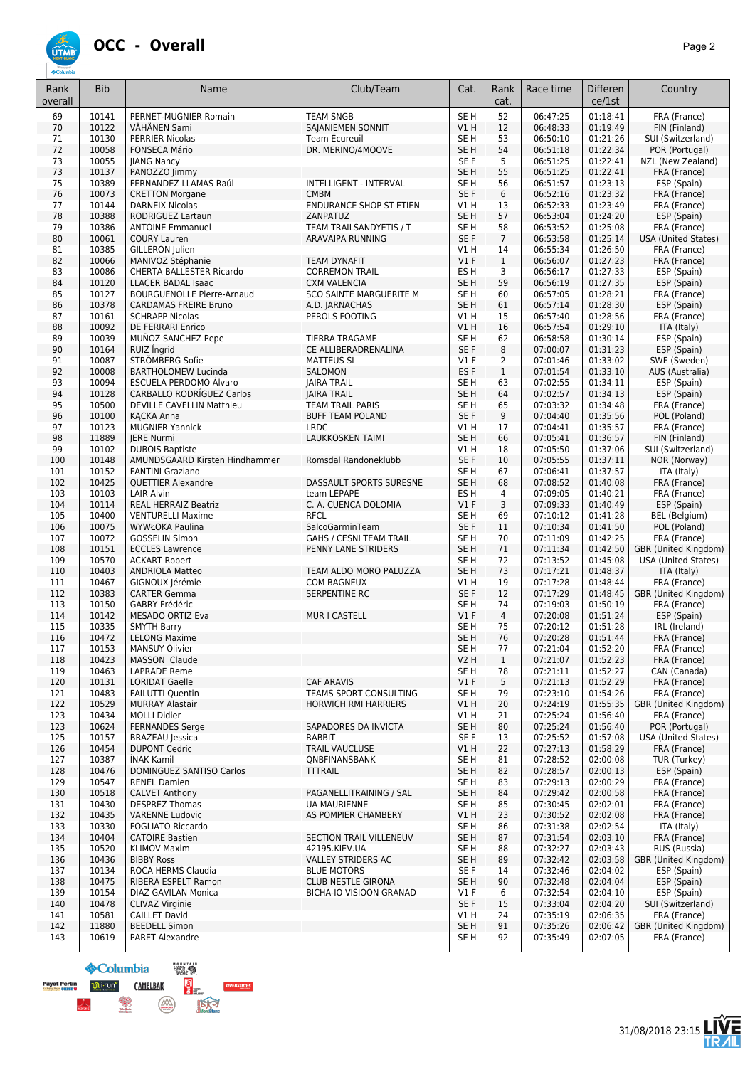# OCC - Overall

| Rank overall | Bib | Name | Club/Team | Cat. | Rank cat. | Race time | Difference/1st | Country |
|---|---|---|---|---|---|---|---|---|
| 69 | 10141 | PERNET-MUGNIER Romain | TEAM SNGB | SE H | 52 | 06:47:25 | 01:18:41 | FRA (France) |
| 70 | 10122 | VÄHÄNEN Sami | SAJANIEMEN SONNIT | V1 H | 12 | 06:48:33 | 01:19:49 | FIN (Finland) |
| 71 | 10130 | PERRIER Nicolas | Team Écureuil | SE H | 53 | 06:50:10 | 01:21:26 | SUI (Switzerland) |
| 72 | 10058 | FONSECA Mário | DR. MERINO/4MOOVE | SE H | 54 | 06:51:18 | 01:22:34 | POR (Portugal) |
| 73 | 10055 | JIANG Nancy | | SE F | 5 | 06:51:25 | 01:22:41 | NZL (New Zealand) |
| 73 | 10137 | PANOZZO Jimmy | | SE H | 55 | 06:51:25 | 01:22:41 | FRA (France) |
| 75 | 10389 | FERNANDEZ LLAMAS Raúl | INTELLIGENT - INTERVAL | SE H | 56 | 06:51:57 | 01:23:13 | ESP (Spain) |
| 76 | 10073 | CRETTON Morgane | CMBM | SE F | 6 | 06:52:16 | 01:23:32 | FRA (France) |
| 77 | 10144 | DARNEIX Nicolas | ENDURANCE SHOP ST ETIEN | V1 H | 13 | 06:52:33 | 01:23:49 | FRA (France) |
| 78 | 10388 | RODRIGUEZ Lartaun | ZANPATUZ | SE H | 57 | 06:53:04 | 01:24:20 | ESP (Spain) |
| 79 | 10386 | ANTOINE Emmanuel | TEAM TRAILSANDYETIS / T | SE H | 58 | 06:53:52 | 01:25:08 | FRA (France) |
| 80 | 10061 | COURY Lauren | ARAVAIPA RUNNING | SE F | 7 | 06:53:58 | 01:25:14 | USA (United States) |
| 81 | 10385 | GILLERON Julien | | V1 H | 14 | 06:55:34 | 01:26:50 | FRA (France) |
| 82 | 10066 | MANIVOZ Stéphanie | TEAM DYNAFIT | V1 F | 1 | 06:56:07 | 01:27:23 | FRA (France) |
| 83 | 10086 | CHERTA BALLESTER Ricardo | CORREMON TRAIL | ES H | 3 | 06:56:17 | 01:27:33 | ESP (Spain) |
| 84 | 10120 | LLACER BADAL Isaac | CXM VALENCIA | SE H | 59 | 06:56:19 | 01:27:35 | ESP (Spain) |
| 85 | 10127 | BOURGUENOLLE Pierre-Arnaud | SCO SAINTE MARGUERITE M | SE H | 60 | 06:57:05 | 01:28:21 | FRA (France) |
| 86 | 10378 | CARDAMAS FREIRE Bruno | A.D. JARNACHAS | SE H | 61 | 06:57:14 | 01:28:30 | ESP (Spain) |
| 87 | 10161 | SCHRAPP Nicolas | PEROLS FOOTING | V1 H | 15 | 06:57:40 | 01:28:56 | FRA (France) |
| 88 | 10092 | DE FERRARI Enrico | | V1 H | 16 | 06:57:54 | 01:29:10 | ITA (Italy) |
| 89 | 10039 | MUÑOZ SÁNCHEZ Pepe | TIERRA TRAGAME | SE H | 62 | 06:58:58 | 01:30:14 | ESP (Spain) |
| 90 | 10164 | RUIZ Ingrid | CE ALLIBERADRENALINA | SE F | 8 | 07:00:07 | 01:31:23 | ESP (Spain) |
| 91 | 10087 | STRÖMBERG Sofie | MATTEUS SI | V1 F | 2 | 07:01:46 | 01:33:02 | SWE (Sweden) |
| 92 | 10008 | BARTHOLOMEW Lucinda | SALOMON | ES F | 1 | 07:01:54 | 01:33:10 | AUS (Australia) |
| 93 | 10094 | ESCUELA PERDOMO Álvaro | JAIRA TRAIL | SE H | 63 | 07:02:55 | 01:34:11 | ESP (Spain) |
| 94 | 10128 | CARBALLO RODRÍGUEZ Carlos | JAIRA TRAIL | SE H | 64 | 07:02:57 | 01:34:13 | ESP (Spain) |
| 95 | 10500 | DEVILLE CAVELLIN Matthieu | TEAM TRAIL PARIS | SE H | 65 | 07:03:32 | 01:34:48 | FRA (France) |
| 96 | 10100 | KĄCKA Anna | BUFF TEAM POLAND | SE F | 9 | 07:04:40 | 01:35:56 | POL (Poland) |
| 97 | 10123 | MUGNIER Yannick | LRDC | V1 H | 17 | 07:04:41 | 01:35:57 | FRA (France) |
| 98 | 11889 | JERE Nurmi | LAUKKOSKEN TAIMI | SE H | 66 | 07:05:41 | 01:36:57 | FIN (Finland) |
| 99 | 10102 | DUBOIS Baptiste | | V1 H | 18 | 07:05:50 | 01:37:06 | SUI (Switzerland) |
| 100 | 10148 | AMUNDSGAARD Kirsten Hindhammer | Romsdal Randoneklubb | SE F | 10 | 07:05:55 | 01:37:11 | NOR (Norway) |
| 101 | 10152 | FANTINI Graziano | | SE H | 67 | 07:06:41 | 01:37:57 | ITA (Italy) |
| 102 | 10425 | QUETTIER Alexandre | DASSAULT SPORTS SURESNE | SE H | 68 | 07:08:52 | 01:40:08 | FRA (France) |
| 103 | 10103 | LAIR Alvin | team LEPAPE | ES H | 4 | 07:09:05 | 01:40:21 | FRA (France) |
| 104 | 10114 | REAL HERRAIZ Beatriz | C. A. CUENCA DOLOMIA | V1 F | 3 | 07:09:33 | 01:40:49 | ESP (Spain) |
| 105 | 10400 | VENTURELLI Maxime | RFCL | SE H | 69 | 07:10:12 | 01:41:28 | BEL (Belgium) |
| 106 | 10075 | WYWŁOKA Paulina | SalcoGarminTeam | SE F | 11 | 07:10:34 | 01:41:50 | POL (Poland) |
| 107 | 10072 | GOSSELIN Simon | GAHS / CESNI TEAM TRAIL | SE H | 70 | 07:11:09 | 01:42:25 | FRA (France) |
| 108 | 10151 | ECCLES Lawrence | PENNY LANE STRIDERS | SE H | 71 | 07:11:34 | 01:42:50 | GBR (United Kingdom) |
| 109 | 10570 | ACKART Robert | | SE H | 72 | 07:13:52 | 01:45:08 | USA (United States) |
| 110 | 10403 | ANDRIOLA Matteo | TEAM ALDO MORO PALUZZA | SE H | 73 | 07:17:21 | 01:48:37 | ITA (Italy) |
| 111 | 10467 | GIGNOUX Jérémie | COM BAGNEUX | V1 H | 19 | 07:17:28 | 01:48:44 | FRA (France) |
| 112 | 10383 | CARTER Gemma | SERPENTINE RC | SE F | 12 | 07:17:29 | 01:48:45 | GBR (United Kingdom) |
| 113 | 10150 | GABRY Frédéric | | SE H | 74 | 07:19:03 | 01:50:19 | FRA (France) |
| 114 | 10142 | MESADO ORTIZ Eva | MUR I CASTELL | V1 F | 4 | 07:20:08 | 01:51:24 | ESP (Spain) |
| 115 | 10335 | SMYTH Barry | | SE H | 75 | 07:20:12 | 01:51:28 | IRL (Ireland) |
| 116 | 10472 | LELONG Maxime | | SE H | 76 | 07:20:28 | 01:51:44 | FRA (France) |
| 117 | 10153 | MANSUY Olivier | | SE H | 77 | 07:21:04 | 01:52:20 | FRA (France) |
| 118 | 10423 | MASSON Claude | | V2 H | 1 | 07:21:07 | 01:52:23 | FRA (France) |
| 119 | 10463 | LAPRADE Reme | | SE H | 78 | 07:21:11 | 01:52:27 | CAN (Canada) |
| 120 | 10131 | LORIDAT Gaelle | CAF ARAVIS | V1 F | 5 | 07:21:13 | 01:52:29 | FRA (France) |
| 121 | 10483 | FAILUTTI Quentin | TEAMS SPORT CONSULTING | SE H | 79 | 07:23:10 | 01:54:26 | FRA (France) |
| 122 | 10529 | MURRAY Alastair | HORWICH RMI HARRIERS | V1 H | 20 | 07:24:19 | 01:55:35 | GBR (United Kingdom) |
| 123 | 10434 | MOLLI Didier | | V1 H | 21 | 07:25:24 | 01:56:40 | FRA (France) |
| 123 | 10624 | FERNANDES Serge | SAPADORES DA INVICTA | SE H | 80 | 07:25:24 | 01:56:40 | POR (Portugal) |
| 125 | 10157 | BRAZEAU Jessica | RABBIT | SE F | 13 | 07:25:52 | 01:57:08 | USA (United States) |
| 126 | 10454 | DUPONT Cedric | TRAIL VAUCLUSE | V1 H | 22 | 07:27:13 | 01:58:29 | FRA (France) |
| 127 | 10387 | İNAK Kamil | QNBFINANSBANK | SE H | 81 | 07:28:52 | 02:00:08 | TUR (Turkey) |
| 128 | 10476 | DOMINGUEZ SANTISO Carlos | TTTRAIL | SE H | 82 | 07:28:57 | 02:00:13 | ESP (Spain) |
| 129 | 10547 | RENEL Damien | | SE H | 83 | 07:29:13 | 02:00:29 | FRA (France) |
| 130 | 10518 | CALVET Anthony | PAGANELLITRAINING / SAL | SE H | 84 | 07:29:42 | 02:00:58 | FRA (France) |
| 131 | 10430 | DESPREZ Thomas | UA MAURIENNE | SE H | 85 | 07:30:45 | 02:02:01 | FRA (France) |
| 132 | 10435 | VARENNE Ludovic | AS POMPIER CHAMBERY | V1 H | 23 | 07:30:52 | 02:02:08 | FRA (France) |
| 133 | 10330 | FOGLIATO Riccardo | | SE H | 86 | 07:31:38 | 02:02:54 | ITA (Italy) |
| 134 | 10404 | CATOIRE Bastien | SECTION TRAIL VILLENEUV | SE H | 87 | 07:31:54 | 02:03:10 | FRA (France) |
| 135 | 10520 | KLIMOV Maxim | 42195.KIEV.UA | SE H | 88 | 07:32:27 | 02:03:43 | RUS (Russia) |
| 136 | 10436 | BIBBY Ross | VALLEY STRIDERS AC | SE H | 89 | 07:32:42 | 02:03:58 | GBR (United Kingdom) |
| 137 | 10134 | ROCA HERMS Claudia | BLUE MOTORS | SE F | 14 | 07:32:46 | 02:04:02 | ESP (Spain) |
| 138 | 10475 | RIBERA ESPELT Ramon | CLUB NESTLE GIRONA | SE H | 90 | 07:32:48 | 02:04:04 | ESP (Spain) |
| 139 | 10154 | DIAZ GAVILAN Monica | BICHA-IO VISIOON GRANAD | V1 F | 6 | 07:32:54 | 02:04:10 | ESP (Spain) |
| 140 | 10478 | CLIVAZ Virginie | | SE F | 15 | 07:33:04 | 02:04:20 | SUI (Switzerland) |
| 141 | 10581 | CAILLET David | | V1 H | 24 | 07:35:19 | 02:06:35 | FRA (France) |
| 142 | 11880 | BEEDELL Simon | | SE H | 91 | 07:35:26 | 02:06:42 | GBR (United Kingdom) |
| 143 | 10619 | PARET Alexandre | | SE H | 92 | 07:35:49 | 02:07:05 | FRA (France) |

31/08/2018 23:15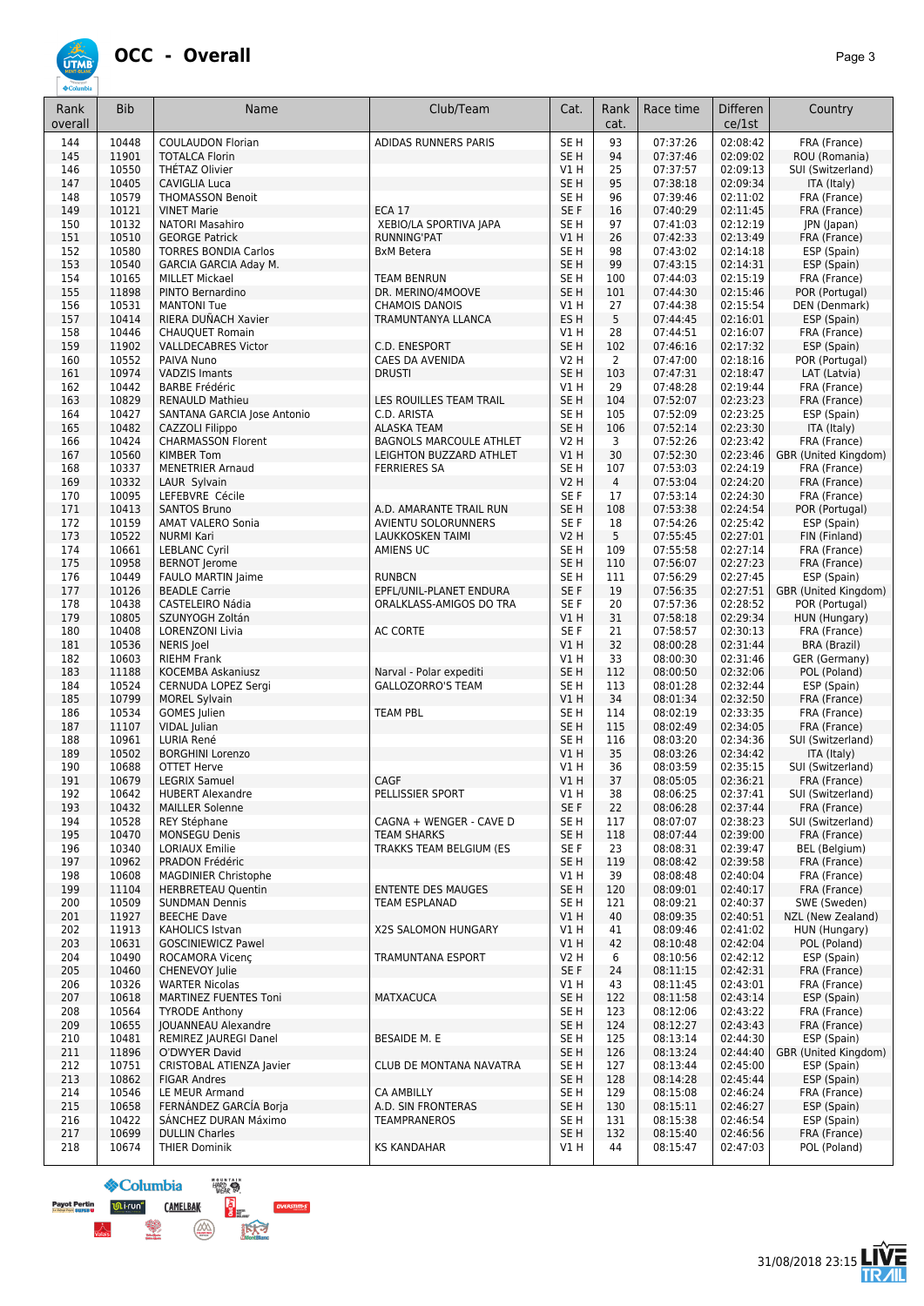# OCC - Overall

| Rank overall | Bib | Name | Club/Team | Cat. | Rank cat. | Race time | Differen ce/1st | Country |
|---|---|---|---|---|---|---|---|---|
| 144 | 10448 | COULAUDON Florian | ADIDAS RUNNERS PARIS | SE H | 93 | 07:37:26 | 02:08:42 | FRA (France) |
| 145 | 11901 | TOTALCA Florin | | SE H | 94 | 07:37:46 | 02:09:02 | ROU (Romania) |
| 146 | 10550 | THÉTAZ Olivier | | V1 H | 25 | 07:37:57 | 02:09:13 | SUI (Switzerland) |
| 147 | 10405 | CAVIGLIA Luca | | SE H | 95 | 07:38:18 | 02:09:34 | ITA (Italy) |
| 148 | 10579 | THOMASSON Benoit | | SE H | 96 | 07:39:46 | 02:11:02 | FRA (France) |
| 149 | 10121 | VINET Marie | ECA 17 | SE F | 16 | 07:40:29 | 02:11:45 | FRA (France) |
| 150 | 10132 | NATORI Masahiro | XEBIO/LA SPORTIVA JAPA | SE H | 97 | 07:41:03 | 02:12:19 | JPN (Japan) |
| 151 | 10510 | GEORGE Patrick | RUNNING'PAT | V1 H | 26 | 07:42:33 | 02:13:49 | FRA (France) |
| 152 | 10580 | TORRES BONDIA Carlos | BxM Betera | SE H | 98 | 07:43:02 | 02:14:18 | ESP (Spain) |
| 153 | 10540 | GARCIA GARCIA Aday M. | | SE H | 99 | 07:43:15 | 02:14:31 | ESP (Spain) |
| 154 | 10165 | MILLET Mickael | TEAM BENRUN | SE H | 100 | 07:44:03 | 02:15:19 | FRA (France) |
| 155 | 11898 | PINTO Bernardino | DR. MERINO/4MOOVE | SE H | 101 | 07:44:30 | 02:15:46 | POR (Portugal) |
| 156 | 10531 | MANTONI Tue | CHAMOIS DANOIS | V1 H | 27 | 07:44:38 | 02:15:54 | DEN (Denmark) |
| 157 | 10414 | RIERA DUÑACH Xavier | TRAMUNTANYA LLANCA | ES H | 5 | 07:44:45 | 02:16:01 | ESP (Spain) |
| 158 | 10446 | CHAUQUET Romain | | V1 H | 28 | 07:44:51 | 02:16:07 | FRA (France) |
| 159 | 11902 | VALLDECABRES Victor | C.D. ENESPORT | SE H | 102 | 07:46:16 | 02:17:32 | ESP (Spain) |
| 160 | 10552 | PAIVA Nuno | CAES DA AVENIDA | V2 H | 2 | 07:47:00 | 02:18:16 | POR (Portugal) |
| 161 | 10974 | VADZIS Imants | DRUSTI | SE H | 103 | 07:47:31 | 02:18:47 | LAT (Latvia) |
| 162 | 10442 | BARBE Frédéric | | V1 H | 29 | 07:48:28 | 02:19:44 | FRA (France) |
| 163 | 10829 | RENAULD Mathieu | LES ROUILLES TEAM TRAIL | SE H | 104 | 07:52:07 | 02:23:23 | FRA (France) |
| 164 | 10427 | SANTANA GARCIA Jose Antonio | C.D. ARISTA | SE H | 105 | 07:52:09 | 02:23:25 | ESP (Spain) |
| 165 | 10482 | CAZZOLI Filippo | ALASKA TEAM | SE H | 106 | 07:52:14 | 02:23:30 | ITA (Italy) |
| 166 | 10424 | CHARMASSON Florent | BAGNOLS MARCOULE ATHLET | V2 H | 3 | 07:52:26 | 02:23:42 | FRA (France) |
| 167 | 10560 | KIMBER Tom | LEIGHTON BUZZARD ATHLET | V1 H | 30 | 07:52:30 | 02:23:46 | GBR (United Kingdom) |
| 168 | 10337 | MENETRIER Arnaud | FERRIERES SA | SE H | 107 | 07:53:03 | 02:24:19 | FRA (France) |
| 169 | 10332 | LAUR Sylvain | | V2 H | 4 | 07:53:04 | 02:24:20 | FRA (France) |
| 170 | 10095 | LEFEBVRE Cécile | | SE F | 17 | 07:53:14 | 02:24:30 | FRA (France) |
| 171 | 10413 | SANTOS Bruno | A.D. AMARANTE TRAIL RUN | SE H | 108 | 07:53:38 | 02:24:54 | POR (Portugal) |
| 172 | 10159 | AMAT VALERO Sonia | AVIENTU SOLORUNNERS | SE F | 18 | 07:54:26 | 02:25:42 | ESP (Spain) |
| 173 | 10522 | NURMI Kari | LAUKKOSKEN TAIMI | V2 H | 5 | 07:55:45 | 02:27:01 | FIN (Finland) |
| 174 | 10661 | LEBLANC Cyril | AMIENS UC | SE H | 109 | 07:55:58 | 02:27:14 | FRA (France) |
| 175 | 10958 | BERNOT Jerome | | SE H | 110 | 07:56:07 | 02:27:23 | FRA (France) |
| 176 | 10449 | FAULO MARTIN Jaime | RUNBCN | SE H | 111 | 07:56:29 | 02:27:45 | ESP (Spain) |
| 177 | 10126 | BEADLE Carrie | EPFL/UNIL-PLANET ENDURA | SE F | 19 | 07:56:35 | 02:27:51 | GBR (United Kingdom) |
| 178 | 10438 | CASTELEIRO Nádia | ORALKLASS-AMIGOS DO TRA | SE F | 20 | 07:57:36 | 02:28:52 | POR (Portugal) |
| 179 | 10805 | SZUNYOGH Zoltán | | V1 H | 31 | 07:58:18 | 02:29:34 | HUN (Hungary) |
| 180 | 10408 | LORENZONI Livia | AC CORTE | SE F | 21 | 07:58:57 | 02:30:13 | FRA (France) |
| 181 | 10536 | NERIS Joel | | V1 H | 32 | 08:00:28 | 02:31:44 | BRA (Brazil) |
| 182 | 10603 | RIEHM Frank | | V1 H | 33 | 08:00:30 | 02:31:46 | GER (Germany) |
| 183 | 11188 | KOCEMBA Askaniusz | Narval - Polar expediti | SE H | 112 | 08:00:50 | 02:32:06 | POL (Poland) |
| 184 | 10524 | CERNUDA LOPEZ Sergi | GALLOZORRO'S TEAM | SE H | 113 | 08:01:28 | 02:32:44 | ESP (Spain) |
| 185 | 10799 | MOREL Sylvain | | V1 H | 34 | 08:01:34 | 02:32:50 | FRA (France) |
| 186 | 10534 | GOMES Julien | TEAM PBL | SE H | 114 | 08:02:19 | 02:33:35 | FRA (France) |
| 187 | 11107 | VIDAL Julian | | SE H | 115 | 08:02:49 | 02:34:05 | FRA (France) |
| 188 | 10961 | LURIA René | | SE H | 116 | 08:03:20 | 02:34:36 | SUI (Switzerland) |
| 189 | 10502 | BORGHINI Lorenzo | | V1 H | 35 | 08:03:26 | 02:34:42 | ITA (Italy) |
| 190 | 10688 | OTTET Herve | | V1 H | 36 | 08:03:59 | 02:35:15 | SUI (Switzerland) |
| 191 | 10679 | LEGRIX Samuel | CAGF | V1 H | 37 | 08:05:05 | 02:36:21 | FRA (France) |
| 192 | 10642 | HUBERT Alexandre | PELLISSIER SPORT | V1 H | 38 | 08:06:25 | 02:37:41 | SUI (Switzerland) |
| 193 | 10432 | MAILLER Solenne | | SE F | 22 | 08:06:28 | 02:37:44 | FRA (France) |
| 194 | 10528 | REY Stéphane | CAGNA + WENGER - CAVE D | SE H | 117 | 08:07:07 | 02:38:23 | SUI (Switzerland) |
| 195 | 10470 | MONSEGU Denis | TEAM SHARKS | SE H | 118 | 08:07:44 | 02:39:00 | FRA (France) |
| 196 | 10340 | LORIAUX Emilie | TRAKKS TEAM BELGIUM (ES | SE F | 23 | 08:08:31 | 02:39:47 | BEL (Belgium) |
| 197 | 10962 | PRADON Frédéric | | SE H | 119 | 08:08:42 | 02:39:58 | FRA (France) |
| 198 | 10608 | MAGDINIER Christophe | | V1 H | 39 | 08:08:48 | 02:40:04 | FRA (France) |
| 199 | 11104 | HERBRETEAU Quentin | ENTENTE DES MAUGES | SE H | 120 | 08:09:01 | 02:40:17 | FRA (France) |
| 200 | 10509 | SUNDMAN Dennis | TEAM ESPLANAD | SE H | 121 | 08:09:21 | 02:40:37 | SWE (Sweden) |
| 201 | 11927 | BEECHE Dave | | V1 H | 40 | 08:09:35 | 02:40:51 | NZL (New Zealand) |
| 202 | 11913 | KAHOLICS Istvan | X2S SALOMON HUNGARY | V1 H | 41 | 08:09:46 | 02:41:02 | HUN (Hungary) |
| 203 | 10631 | GOSCINIEWICZ Pawel | | V1 H | 42 | 08:10:48 | 02:42:04 | POL (Poland) |
| 204 | 10490 | ROCAMORA Vicenç | TRAMUNTANA ESPORT | V2 H | 6 | 08:10:56 | 02:42:12 | ESP (Spain) |
| 205 | 10460 | CHENEVOY Julie | | SE F | 24 | 08:11:15 | 02:42:31 | FRA (France) |
| 206 | 10326 | WARTER Nicolas | | V1 H | 43 | 08:11:45 | 02:43:01 | FRA (France) |
| 207 | 10618 | MARTINEZ FUENTES Toni | MATXACUCA | SE H | 122 | 08:11:58 | 02:43:14 | ESP (Spain) |
| 208 | 10564 | TYRODE Anthony | | SE H | 123 | 08:12:06 | 02:43:22 | FRA (France) |
| 209 | 10655 | JOUANNEAU Alexandre | | SE H | 124 | 08:12:27 | 02:43:43 | FRA (France) |
| 210 | 10481 | REMIREZ JAUREGI Danel | BESAIDE M. E | SE H | 125 | 08:13:14 | 02:44:30 | ESP (Spain) |
| 211 | 11896 | O'DWYER David | | SE H | 126 | 08:13:24 | 02:44:40 | GBR (United Kingdom) |
| 212 | 10751 | CRISTOBAL ATIENZA Javier | CLUB DE MONTANA NAVATRA | SE H | 127 | 08:13:44 | 02:45:00 | ESP (Spain) |
| 213 | 10862 | FIGAR Andres | | SE H | 128 | 08:14:28 | 02:45:44 | ESP (Spain) |
| 214 | 10546 | LE MEUR Armand | CA AMBILLY | SE H | 129 | 08:15:08 | 02:46:24 | FRA (France) |
| 215 | 10658 | FERNÁNDEZ GARCÍA Borja | A.D. SIN FRONTERAS | SE H | 130 | 08:15:11 | 02:46:27 | ESP (Spain) |
| 216 | 10422 | SÁNCHEZ DURAN Máximo | TEAMPRANEROS | SE H | 131 | 08:15:38 | 02:46:54 | ESP (Spain) |
| 217 | 10699 | DULLIN Charles | | SE H | 132 | 08:15:40 | 02:46:56 | FRA (France) |
| 218 | 10674 | THIER Dominik | KS KANDAHAR | V1 H | 44 | 08:15:47 | 02:47:03 | POL (Poland) |

31/08/2018 23:15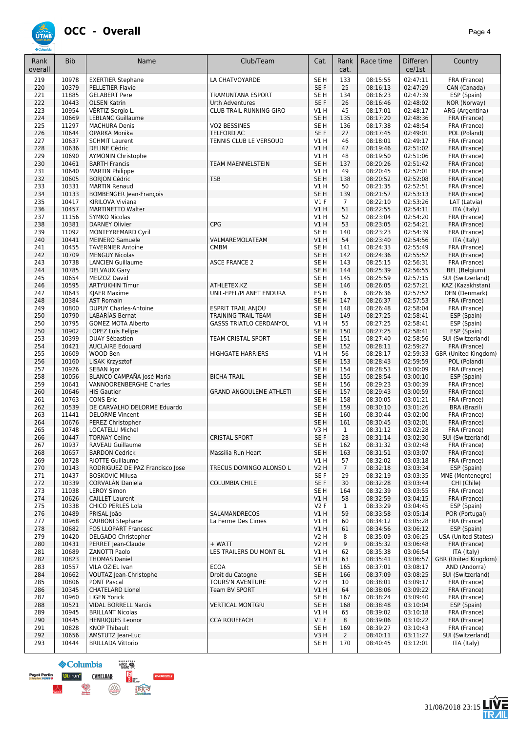# OCC - Overall

| Rank overall | Bib | Name | Club/Team | Cat. | Rank cat. | Race time | Difference/1st | Country |
|---|---|---|---|---|---|---|---|---|
| 219 | 10978 | EXERTIER Stephane | LA CHATVOYARDE | SE H | 133 | 08:15:55 | 02:47:11 | FRA (France) |
| 220 | 10379 | PELLETIER Flavie | | SE F | 25 | 08:16:13 | 02:47:29 | CAN (Canada) |
| 221 | 11885 | GELABERT Pere | TRAMUNTANA ESPORT | SE H | 134 | 08:16:23 | 02:47:39 | ESP (Spain) |
| 222 | 10443 | OLSEN Katrin | Urth Adventures | SE F | 26 | 08:16:46 | 02:48:02 | NOR (Norway) |
| 223 | 10954 | VÉRTIZ Sergio L. | CLUB TRAIL RUNNING GIRO | V1 H | 45 | 08:17:01 | 02:48:17 | ARG (Argentina) |
| 224 | 10669 | LEBLANC Guillaume | | SE H | 135 | 08:17:20 | 02:48:36 | FRA (France) |
| 225 | 11297 | MACHURA Denis | VO2 BESSINES | SE H | 136 | 08:17:38 | 02:48:54 | FRA (France) |
| 226 | 10644 | OPARKA Monika | TELFORD AC | SE F | 27 | 08:17:45 | 02:49:01 | POL (Poland) |
| 227 | 10637 | SCHMIT Laurent | TENNIS CLUB LE VERSOUD | V1 H | 46 | 08:18:01 | 02:49:17 | FRA (France) |
| 228 | 10636 | DELINE Cédric | | V1 H | 47 | 08:19:46 | 02:51:02 | FRA (France) |
| 229 | 10690 | AYMONIN Christophe | | V1 H | 48 | 08:19:50 | 02:51:06 | FRA (France) |
| 230 | 10461 | BARTH Francis | TEAM MAENNELSTEIN | SE H | 137 | 08:20:26 | 02:51:42 | FRA (France) |
| 231 | 10640 | MARTIN Philippe | | V1 H | 49 | 08:20:45 | 02:52:01 | FRA (France) |
| 232 | 10605 | BORJON Cédric | TSB | SE H | 138 | 08:20:52 | 02:52:08 | FRA (France) |
| 233 | 10331 | MARTIN Renaud | | V1 H | 50 | 08:21:35 | 02:52:51 | FRA (France) |
| 234 | 10133 | BOMBENGER Jean-François | | SE H | 139 | 08:21:57 | 02:53:13 | FRA (France) |
| 235 | 10417 | KIRILOVA Viviana | | V1 F | 7 | 08:22:10 | 02:53:26 | LAT (Latvia) |
| 236 | 10457 | MARTINETTO Walter | | V1 H | 51 | 08:22:55 | 02:54:11 | ITA (Italy) |
| 237 | 11156 | SYMKO Nicolas | | V1 H | 52 | 08:23:04 | 02:54:20 | FRA (France) |
| 238 | 10381 | DARNEY Olivier | CPG | V1 H | 53 | 08:23:05 | 02:54:21 | FRA (France) |
| 239 | 11092 | MONTEYREMARD Cyril | | SE H | 140 | 08:23:23 | 02:54:39 | FRA (France) |
| 240 | 10441 | MEINERO Samuele | VALMAREMOLATEAM | V1 H | 54 | 08:23:40 | 02:54:56 | ITA (Italy) |
| 241 | 10455 | TAVERNIER Antoine | CMBM | SE H | 141 | 08:24:33 | 02:55:49 | FRA (France) |
| 242 | 10709 | MENGUY Nicolas | | SE H | 142 | 08:24:36 | 02:55:52 | FRA (France) |
| 243 | 10738 | LANCIEN Guillaume | ASCE FRANCE 2 | SE H | 143 | 08:25:15 | 02:56:31 | FRA (France) |
| 244 | 10785 | DELVAUX Gary | | SE H | 144 | 08:25:39 | 02:56:55 | BEL (Belgium) |
| 245 | 10654 | MEIZOZ David | | SE H | 145 | 08:25:59 | 02:57:15 | SUI (Switzerland) |
| 246 | 10595 | ARTYUKHIN Timur | ATHLETEX.KZ | SE H | 146 | 08:26:05 | 02:57:21 | KAZ (Kazakhstan) |
| 247 | 10643 | KJAER Maxime | UNIL-EPFL/PLANET ENDURA | ES H | 6 | 08:26:36 | 02:57:52 | DEN (Denmark) |
| 248 | 10384 | AST Romain | | SE H | 147 | 08:26:37 | 02:57:53 | FRA (France) |
| 249 | 10800 | DUPUY Charles-Antoine | ESPRIT TRAIL ANJOU | SE H | 148 | 08:26:48 | 02:58:04 | FRA (France) |
| 250 | 10790 | LABARÍAS Bernat | TRAINING TRAIL TEAM | SE H | 149 | 08:27:25 | 02:58:41 | ESP (Spain) |
| 250 | 10795 | GOMEZ MOTA Alberto | GASSS TRIATLO CERDANYOL | V1 H | 55 | 08:27:25 | 02:58:41 | ESP (Spain) |
| 250 | 10902 | LOPEZ Luis Felipe | | SE H | 150 | 08:27:25 | 02:58:41 | ESP (Spain) |
| 253 | 10399 | DUAY Sébastien | TEAM CRISTAL SPORT | SE H | 151 | 08:27:40 | 02:58:56 | SUI (Switzerland) |
| 254 | 10421 | AUCLAIRE Edouard | | SE H | 152 | 08:28:11 | 02:59:27 | FRA (France) |
| 255 | 10609 | WOOD Ben | HIGHGATE HARRIERS | V1 H | 56 | 08:28:17 | 02:59:33 | GBR (United Kingdom) |
| 256 | 10160 | LISAK Krzysztof | | SE H | 153 | 08:28:43 | 02:59:59 | POL (Poland) |
| 257 | 10926 | SEBAN Igor | | SE H | 154 | 08:28:53 | 03:00:09 | FRA (France) |
| 258 | 10056 | BLANCO CAMPAÑA José María | BICHA TRAIL | SE H | 155 | 08:28:54 | 03:00:10 | ESP (Spain) |
| 259 | 10641 | VANNOORENBERGHE Charles | | SE H | 156 | 08:29:23 | 03:00:39 | FRA (France) |
| 260 | 10646 | HIS Gautier | GRAND ANGOULEME ATHLETI | SE H | 157 | 08:29:43 | 03:00:59 | FRA (France) |
| 261 | 10763 | CONS Eric | | SE H | 158 | 08:30:05 | 03:01:21 | FRA (France) |
| 262 | 10539 | DE CARVALHO DELORME Eduardo | | SE H | 159 | 08:30:10 | 03:01:26 | BRA (Brazil) |
| 263 | 11441 | DELORME Vincent | | SE H | 160 | 08:30:44 | 03:02:00 | FRA (France) |
| 264 | 10676 | PEREZ Christopher | | SE H | 161 | 08:30:45 | 03:02:01 | FRA (France) |
| 265 | 10748 | LOCATELLI Michel | | V3 H | 1 | 08:31:12 | 03:02:28 | FRA (France) |
| 266 | 10447 | TORNAY Celine | CRISTAL SPORT | SE F | 28 | 08:31:14 | 03:02:30 | SUI (Switzerland) |
| 267 | 10937 | RAVEAU Guillaume | | SE H | 162 | 08:31:32 | 03:02:48 | FRA (France) |
| 268 | 10657 | BARDON Cedrick | Massilia Run Heart | SE H | 163 | 08:31:51 | 03:03:07 | FRA (France) |
| 269 | 10728 | RIOTTE Guillaume | | V1 H | 57 | 08:32:02 | 03:03:18 | FRA (France) |
| 270 | 10143 | RODRIGUEZ DE PAZ Francisco Jose | TRECUS DOMINGO ALONSO L | V2 H | 7 | 08:32:18 | 03:03:34 | ESP (Spain) |
| 271 | 10437 | BOSKOVIC Milusa | | SE F | 29 | 08:32:19 | 03:03:35 | MNE (Montenegro) |
| 272 | 10339 | CORVALÁN Daniela | COLUMBIA CHILE | SE F | 30 | 08:32:28 | 03:03:44 | CHI (Chile) |
| 273 | 11038 | LEROY Simon | | SE H | 164 | 08:32:39 | 03:03:55 | FRA (France) |
| 274 | 10626 | CAILLET Laurent | | V1 H | 58 | 08:32:59 | 03:04:15 | FRA (France) |
| 275 | 10338 | CHICO PERLES Lola | | V2 F | 1 | 08:33:29 | 03:04:45 | ESP (Spain) |
| 276 | 10489 | PRISAL João | SALAMANDRECOS | V1 H | 59 | 08:33:58 | 03:05:14 | POR (Portugal) |
| 277 | 10968 | CARBONI Stephane | La Ferme Des Cimes | V1 H | 60 | 08:34:12 | 03:05:28 | FRA (France) |
| 278 | 10682 | FOS LLOPART Francesc | | V1 H | 61 | 08:34:56 | 03:06:12 | ESP (Spain) |
| 279 | 10420 | DELGADO Christopher | | V2 H | 8 | 08:35:09 | 03:06:25 | USA (United States) |
| 280 | 10431 | PERRET Jean-Claude | + WATT | V2 H | 9 | 08:35:32 | 03:06:48 | FRA (France) |
| 281 | 10689 | ZANOTTI Paolo | LES TRAILERS DU MONT BL | V1 H | 62 | 08:35:38 | 03:06:54 | ITA (Italy) |
| 282 | 10823 | THOMAS Daniel | | V1 H | 63 | 08:35:41 | 03:06:57 | GBR (United Kingdom) |
| 283 | 10557 | VILA OZIEL Ivan | ECOA | SE H | 165 | 08:37:01 | 03:08:17 | AND (Andorra) |
| 284 | 10662 | VOUTAZ Jean-Christophe | Droit du Catogne | SE H | 166 | 08:37:09 | 03:08:25 | SUI (Switzerland) |
| 285 | 10806 | PONT Pascal | TOURS'N AVENTURE | V2 H | 10 | 08:38:01 | 03:09:17 | FRA (France) |
| 286 | 10345 | CHATELARD Lionel | Team BV SPORT | V1 H | 64 | 08:38:06 | 03:09:22 | FRA (France) |
| 287 | 10960 | LIGEN Yorick | | SE H | 167 | 08:38:24 | 03:09:40 | FRA (France) |
| 288 | 10521 | VIDAL BORRELL Narcis | VERTICAL MONTGRI | SE H | 168 | 08:38:48 | 03:10:04 | ESP (Spain) |
| 289 | 10945 | BRILLANT Nicolas | | V1 H | 65 | 08:39:02 | 03:10:18 | FRA (France) |
| 290 | 10445 | HENRIQUES Leonor | CCA ROUFFACH | V1 F | 8 | 08:39:06 | 03:10:22 | FRA (France) |
| 291 | 10828 | KNOP Thibault | | SE H | 169 | 08:39:27 | 03:10:43 | FRA (France) |
| 292 | 10656 | AMSTUTZ Jean-Luc | | V3 H | 2 | 08:40:11 | 03:11:27 | SUI (Switzerland) |
| 293 | 10444 | BRILLADA Vittorio | | SE H | 170 | 08:40:45 | 03:12:01 | ITA (Italy) |

31/08/2018 23:15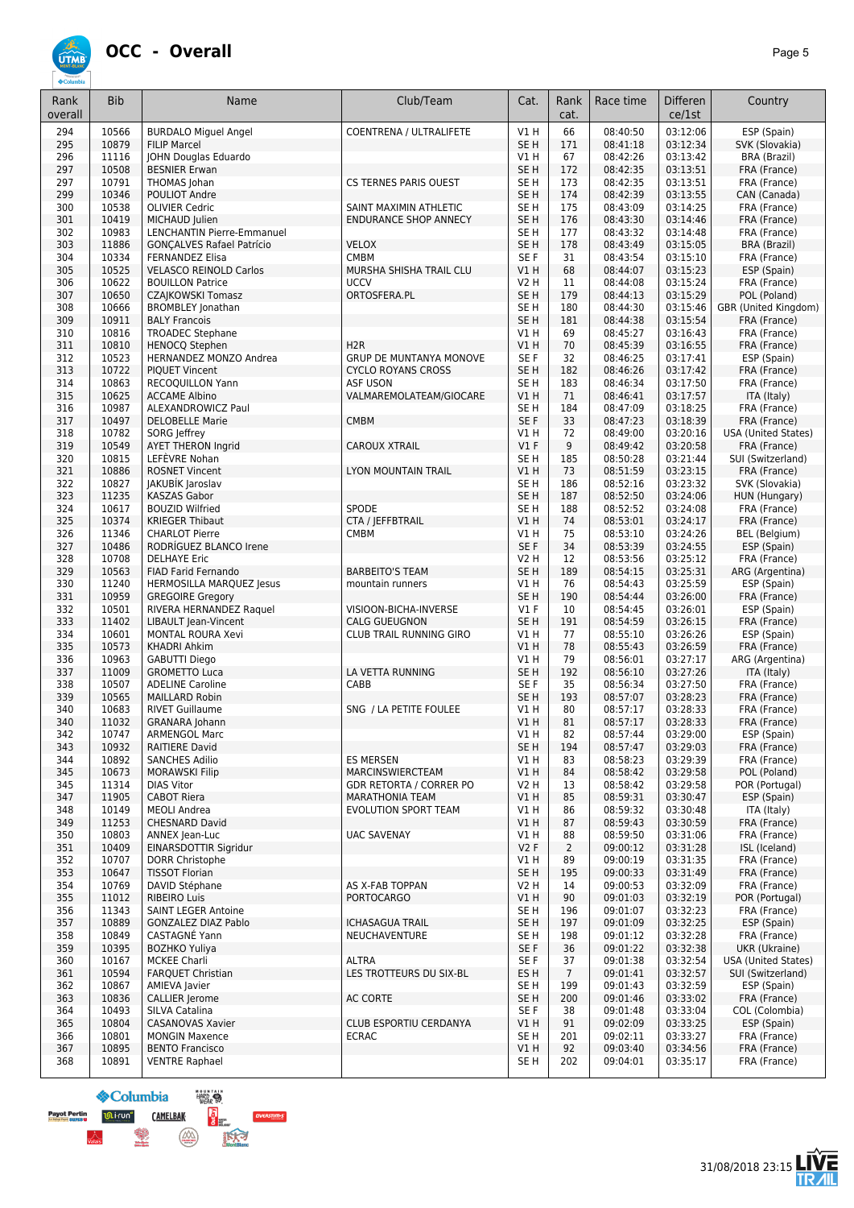# OCC - Overall

| Rank overall | Bib | Name | Club/Team | Cat. | Rank cat. | Race time | Differen ce/1st | Country |
|---|---|---|---|---|---|---|---|---|
| 294 | 10566 | BURDALO Miguel Angel | COENTRENA / ULTRALIFETE | V1 H | 66 | 08:40:50 | 03:12:06 | ESP (Spain) |
| 295 | 10879 | FILIP Marcel | | SE H | 171 | 08:41:18 | 03:12:34 | SVK (Slovakia) |
| 296 | 11116 | JOHN Douglas Eduardo | | V1 H | 67 | 08:42:26 | 03:13:42 | BRA (Brazil) |
| 297 | 10508 | BESNIER Erwan | | SE H | 172 | 08:42:35 | 03:13:51 | FRA (France) |
| 297 | 10791 | THOMAS Johan | CS TERNES PARIS OUEST | SE H | 173 | 08:42:35 | 03:13:51 | FRA (France) |
| 299 | 10346 | POULIOT Andre | | SE H | 174 | 08:42:39 | 03:13:55 | CAN (Canada) |
| 300 | 10538 | OLIVIER Cedric | SAINT MAXIMIN ATHLETIC | SE H | 175 | 08:43:09 | 03:14:25 | FRA (France) |
| 301 | 10419 | MICHAUD Julien | ENDURANCE SHOP ANNECY | SE H | 176 | 08:43:30 | 03:14:46 | FRA (France) |
| 302 | 10983 | LENCHANTIN Pierre-Emmanuel | | SE H | 177 | 08:43:32 | 03:14:48 | FRA (France) |
| 303 | 11886 | GONÇALVES Rafael Patrício | VELOX | SE H | 178 | 08:43:49 | 03:15:05 | BRA (Brazil) |
| 304 | 10334 | FERNANDEZ Elisa | CMBM | SE F | 31 | 08:43:54 | 03:15:10 | FRA (France) |
| 305 | 10525 | VELASCO REINOLD Carlos | MURSHA SHISHA TRAIL CLU | V1 H | 68 | 08:44:07 | 03:15:23 | ESP (Spain) |
| 306 | 10622 | BOUILLON Patrice | UCCV | V2 H | 11 | 08:44:08 | 03:15:24 | FRA (France) |
| 307 | 10650 | CZAJKOWSKI Tomasz | ORTOSFERA.PL | SE H | 179 | 08:44:13 | 03:15:29 | POL (Poland) |
| 308 | 10666 | BROMBLEY Jonathan | | SE H | 180 | 08:44:30 | 03:15:46 | GBR (United Kingdom) |
| 309 | 10911 | BALY Francois | | SE H | 181 | 08:44:38 | 03:15:54 | FRA (France) |
| 310 | 10816 | TROADEC Stephane | | V1 H | 69 | 08:45:27 | 03:16:43 | FRA (France) |
| 311 | 10810 | HENOCQ Stephen | H2R | V1 H | 70 | 08:45:39 | 03:16:55 | FRA (France) |
| 312 | 10523 | HERNANDEZ MONZO Andrea | GRUP DE MUNTANYA MONOVE | SE F | 32 | 08:46:25 | 03:17:41 | ESP (Spain) |
| 313 | 10722 | PIQUET Vincent | CYCLO ROYANS CROSS | SE H | 182 | 08:46:26 | 03:17:42 | FRA (France) |
| 314 | 10863 | RECOQUILLON Yann | ASF USON | SE H | 183 | 08:46:34 | 03:17:50 | FRA (France) |
| 315 | 10625 | ACCAME Albino | VALMAREMOLATEAM/GIOCARE | V1 H | 71 | 08:46:41 | 03:17:57 | ITA (Italy) |
| 316 | 10987 | ALEXANDROWICZ Paul | | SE H | 184 | 08:47:09 | 03:18:25 | FRA (France) |
| 317 | 10497 | DELOBELLE Marie | CMBM | SE F | 33 | 08:47:23 | 03:18:39 | FRA (France) |
| 318 | 10782 | SORG Jeffrey | | V1 H | 72 | 08:49:00 | 03:20:16 | USA (United States) |
| 319 | 10549 | AYET THERON Ingrid | CAROUX XTRAIL | V1 F | 9 | 08:49:42 | 03:20:58 | FRA (France) |
| 320 | 10815 | LEFÈVRE Nohan | | SE H | 185 | 08:50:28 | 03:21:44 | SUI (Switzerland) |
| 321 | 10886 | ROSNET Vincent | LYON MOUNTAIN TRAIL | V1 H | 73 | 08:51:59 | 03:23:15 | FRA (France) |
| 322 | 10827 | JAKUBÍK Jaroslav | | SE H | 186 | 08:52:16 | 03:23:32 | SVK (Slovakia) |
| 323 | 11235 | KASZAS Gabor | | SE H | 187 | 08:52:50 | 03:24:06 | HUN (Hungary) |
| 324 | 10617 | BOUZID Wilfried | SPODE | SE H | 188 | 08:52:52 | 03:24:08 | FRA (France) |
| 325 | 10374 | KRIEGER Thibaut | CTA / JEFFBTRAIL | V1 H | 74 | 08:53:01 | 03:24:17 | FRA (France) |
| 326 | 11346 | CHARLOT Pierre | CMBM | V1 H | 75 | 08:53:10 | 03:24:26 | BEL (Belgium) |
| 327 | 10486 | RODRÍGUEZ BLANCO Irene | | SE F | 34 | 08:53:39 | 03:24:55 | ESP (Spain) |
| 328 | 10708 | DELHAYE Eric | | V2 H | 12 | 08:53:56 | 03:25:12 | FRA (France) |
| 329 | 10563 | FIAD Farid Fernando | BARBEITO'S TEAM | SE H | 189 | 08:54:15 | 03:25:31 | ARG (Argentina) |
| 330 | 11240 | HERMOSILLA MARQUEZ Jesus | mountain runners | V1 H | 76 | 08:54:43 | 03:25:59 | ESP (Spain) |
| 331 | 10959 | GREGOIRE Gregory | | SE H | 190 | 08:54:44 | 03:26:00 | FRA (France) |
| 332 | 10501 | RIVERA HERNANDEZ Raquel | VISIOON-BICHA-INVERSE | V1 F | 10 | 08:54:45 | 03:26:01 | ESP (Spain) |
| 333 | 11402 | LIBAULT Jean-Vincent | CALG GUEUGNON | SE H | 191 | 08:54:59 | 03:26:15 | FRA (France) |
| 334 | 10601 | MONTAL ROURA Xevi | CLUB TRAIL RUNNING GIRO | V1 H | 77 | 08:55:10 | 03:26:26 | ESP (Spain) |
| 335 | 10573 | KHADRI Ahkim | | V1 H | 78 | 08:55:43 | 03:26:59 | FRA (France) |
| 336 | 10963 | GABUTTI Diego | | V1 H | 79 | 08:56:01 | 03:27:17 | ARG (Argentina) |
| 337 | 11009 | GROMETTO Luca | LA VETTA RUNNING | SE H | 192 | 08:56:10 | 03:27:26 | ITA (Italy) |
| 338 | 10507 | ADELINE Caroline | CABB | SE F | 35 | 08:56:34 | 03:27:50 | FRA (France) |
| 339 | 10565 | MAILLARD Robin | | SE H | 193 | 08:57:07 | 03:28:23 | FRA (France) |
| 340 | 10683 | RIVET Guillaume | SNG / LA PETITE FOULEE | V1 H | 80 | 08:57:17 | 03:28:33 | FRA (France) |
| 340 | 11032 | GRANARA Johann | | V1 H | 81 | 08:57:17 | 03:28:33 | FRA (France) |
| 342 | 10747 | ARMENGOL Marc | | V1 H | 82 | 08:57:44 | 03:29:00 | ESP (Spain) |
| 343 | 10932 | RAITIERE David | | SE H | 194 | 08:57:47 | 03:29:03 | FRA (France) |
| 344 | 10892 | SANCHES Adilio | ES MERSEN | V1 H | 83 | 08:58:23 | 03:29:39 | FRA (France) |
| 345 | 10673 | MORAWSKI Filip | MARCINSWIERCTEAM | V1 H | 84 | 08:58:42 | 03:29:58 | POL (Poland) |
| 345 | 11314 | DIAS Vitor | GDR RETORTA / CORRER PO | V2 H | 13 | 08:58:42 | 03:29:58 | POR (Portugal) |
| 347 | 11905 | CABOT Riera | MARATHONIA TEAM | V1 H | 85 | 08:59:31 | 03:30:47 | ESP (Spain) |
| 348 | 10149 | MEOLI Andrea | EVOLUTION SPORT TEAM | V1 H | 86 | 08:59:32 | 03:30:48 | ITA (Italy) |
| 349 | 11253 | CHESNARD David | | V1 H | 87 | 08:59:43 | 03:30:59 | FRA (France) |
| 350 | 10803 | ANNEX Jean-Luc | UAC SAVENAY | V1 H | 88 | 08:59:50 | 03:31:06 | FRA (France) |
| 351 | 10409 | EINARSDOTTIR Sigridur | | V2 F | 2 | 09:00:12 | 03:31:28 | ISL (Iceland) |
| 352 | 10707 | DORR Christophe | | V1 H | 89 | 09:00:19 | 03:31:35 | FRA (France) |
| 353 | 10647 | TISSOT Florian | | SE H | 195 | 09:00:33 | 03:31:49 | FRA (France) |
| 354 | 10769 | DAVID Stéphane | AS X-FAB TOPPAN | V2 H | 14 | 09:00:53 | 03:32:09 | FRA (France) |
| 355 | 11012 | RIBEIRO Luis | PORTOCARGO | V1 H | 90 | 09:01:03 | 03:32:19 | POR (Portugal) |
| 356 | 11343 | SAINT LEGER Antoine | | SE H | 196 | 09:01:07 | 03:32:23 | FRA (France) |
| 357 | 10889 | GONZALEZ DIAZ Pablo | ICHASAGUA TRAIL | SE H | 197 | 09:01:09 | 03:32:25 | ESP (Spain) |
| 358 | 10849 | CASTAGNÉ Yann | NEUCHAVENTURE | SE H | 198 | 09:01:12 | 03:32:28 | FRA (France) |
| 359 | 10395 | BOZHKO Yuliya | | SE F | 36 | 09:01:22 | 03:32:38 | UKR (Ukraine) |
| 360 | 10167 | MCKEE Charli | ALTRA | SE F | 37 | 09:01:38 | 03:32:54 | USA (United States) |
| 361 | 10594 | FARQUET Christian | LES TROTTEURS DU SIX-BL | ES H | 7 | 09:01:41 | 03:32:57 | SUI (Switzerland) |
| 362 | 10867 | AMIEVA Javier | | SE H | 199 | 09:01:43 | 03:32:59 | ESP (Spain) |
| 363 | 10836 | CALLIER Jerome | AC CORTE | SE H | 200 | 09:01:46 | 03:33:02 | FRA (France) |
| 364 | 10493 | SILVA Catalina | | SE F | 38 | 09:01:48 | 03:33:04 | COL (Colombia) |
| 365 | 10804 | CASANOVAS Xavier | CLUB ESPORTIU CERDANYA | V1 H | 91 | 09:02:09 | 03:33:25 | ESP (Spain) |
| 366 | 10801 | MONGIN Maxence | ECRAC | SE H | 201 | 09:02:11 | 03:33:27 | FRA (France) |
| 367 | 10895 | BENTO Francisco | | V1 H | 92 | 09:03:40 | 03:34:56 | FRA (France) |
| 368 | 10891 | VENTRE Raphael | | SE H | 202 | 09:04:01 | 03:35:17 | FRA (France) |

31/08/2018 23:15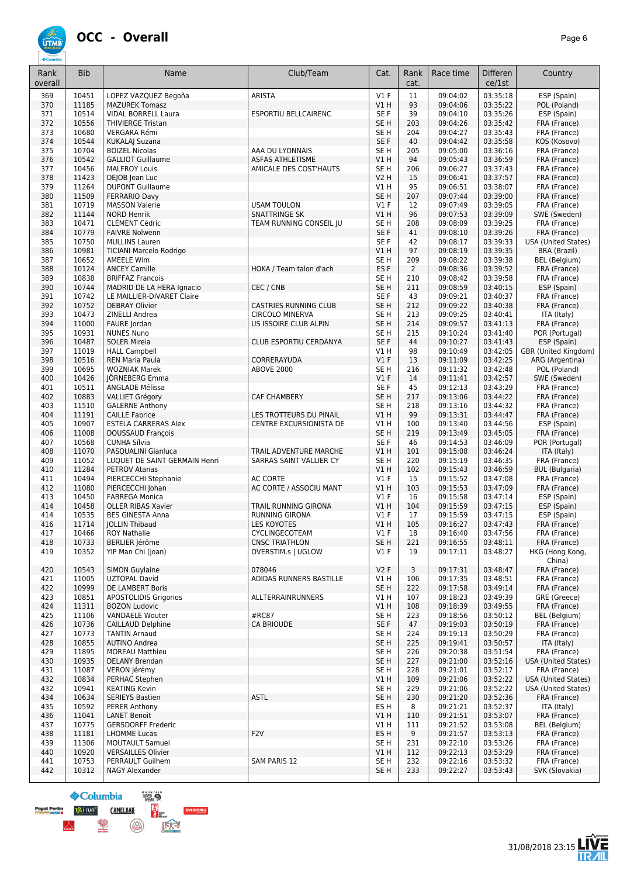# OCC - Overall

| Rank overall | Bib | Name | Club/Team | Cat. | Rank cat. | Race time | Difference/1st | Country |
|---|---|---|---|---|---|---|---|---|
| 369 | 10451 | LOPEZ VAZQUEZ Begoña | ARISTA | V1 F | 11 | 09:04:02 | 03:35:18 | ESP (Spain) |
| 370 | 11185 | MAZUREK Tomasz | | V1 H | 93 | 09:04:06 | 03:35:22 | POL (Poland) |
| 371 | 10514 | VIDAL BORRELL Laura | ESPORTIU BELLCAIRENC | SE F | 39 | 09:04:10 | 03:35:26 | ESP (Spain) |
| 372 | 10556 | THIVIERGE Tristan | | SE H | 203 | 09:04:26 | 03:35:42 | FRA (France) |
| 373 | 10680 | VERGARA Rémi | | SE H | 204 | 09:04:27 | 03:35:43 | FRA (France) |
| 374 | 10544 | KUKALAJ Suzana | | SE F | 40 | 09:04:42 | 03:35:58 | KOS (Kosovo) |
| 375 | 10704 | BOIZEL Nicolas | AAA DU LYONNAIS | SE H | 205 | 09:05:00 | 03:36:16 | FRA (France) |
| 376 | 10542 | GALLIOT Guillaume | ASFAS ATHLETISME | V1 H | 94 | 09:05:43 | 03:36:59 | FRA (France) |
| 377 | 10456 | MALFROY Louis | AMICALE DES COST'HAUTS | SE H | 206 | 09:06:27 | 03:37:43 | FRA (France) |
| 378 | 11423 | DEJOB Jean Luc | | V2 H | 15 | 09:06:41 | 03:37:57 | FRA (France) |
| 379 | 11264 | DUPONT Guillaume | | V1 H | 95 | 09:06:51 | 03:38:07 | FRA (France) |
| 380 | 11509 | FERRARIO Davy | | SE H | 207 | 09:07:44 | 03:39:00 | FRA (France) |
| 381 | 10719 | MASSON Valerie | USAM TOULON | V1 F | 12 | 09:07:49 | 03:39:05 | FRA (France) |
| 382 | 11144 | NORD Henrik | SNATTRINGE SK | V1 H | 96 | 09:07:53 | 03:39:09 | SWE (Sweden) |
| 383 | 10471 | CLÉMENT Cédric | TEAM RUNNING CONSEIL JU | SE H | 208 | 09:08:09 | 03:39:25 | FRA (France) |
| 384 | 10779 | FAIVRE Nolwenn | | SE F | 41 | 09:08:10 | 03:39:26 | FRA (France) |
| 385 | 10750 | MULLINS Lauren | | SE F | 42 | 09:08:17 | 03:39:33 | USA (United States) |
| 386 | 10981 | TICIANI Marcelo Rodrigo | | V1 H | 97 | 09:08:19 | 03:39:35 | BRA (Brazil) |
| 387 | 10652 | AMEELE Wim | | SE H | 209 | 09:08:22 | 03:39:38 | BEL (Belgium) |
| 388 | 10124 | ANCEY Camille | HOKA / Team talon d'ach | ES F | 2 | 09:08:36 | 03:39:52 | FRA (France) |
| 389 | 10838 | BRIFFAZ Francois | | SE H | 210 | 09:08:42 | 03:39:58 | FRA (France) |
| 390 | 10744 | MADRID DE LA HERA Ignacio | CEC / CNB | SE H | 211 | 09:08:59 | 03:40:15 | ESP (Spain) |
| 391 | 10742 | LE MAILLIER-DIVARET Claire | | SE F | 43 | 09:09:21 | 03:40:37 | FRA (France) |
| 392 | 10752 | DEBRAY Olivier | CASTRIES RUNNING CLUB | SE H | 212 | 09:09:22 | 03:40:38 | FRA (France) |
| 393 | 10473 | ZINELLI Andrea | CIRCOLO MINERVA | SE H | 213 | 09:09:25 | 03:40:41 | ITA (Italy) |
| 394 | 11000 | FAURE Jordan | US ISSOIRE CLUB ALPIN | SE H | 214 | 09:09:57 | 03:41:13 | FRA (France) |
| 395 | 10931 | NUNES Nuno | | SE H | 215 | 09:10:24 | 03:41:40 | POR (Portugal) |
| 396 | 10487 | SOLER Mireia | CLUB ESPORTIU CERDANYA | SE F | 44 | 09:10:27 | 03:41:43 | ESP (Spain) |
| 397 | 11019 | HALL Campbell | | V1 H | 98 | 09:10:49 | 03:42:05 | GBR (United Kingdom) |
| 398 | 10516 | REN Maria Paula | CORRERAYUDA | V1 F | 13 | 09:11:09 | 03:42:25 | ARG (Argentina) |
| 399 | 10695 | WOZNIAK Marek | ABOVE 2000 | SE H | 216 | 09:11:32 | 03:42:48 | POL (Poland) |
| 400 | 10426 | JÖRNEBERG Emma | | V1 F | 14 | 09:11:41 | 03:42:57 | SWE (Sweden) |
| 401 | 10511 | ANGLADE Mélissa | | SE F | 45 | 09:12:13 | 03:43:29 | FRA (France) |
| 402 | 10883 | VALLIET Grégory | CAF CHAMBERY | SE H | 217 | 09:13:06 | 03:44:22 | FRA (France) |
| 403 | 11510 | GALERNE Anthony | | SE H | 218 | 09:13:16 | 03:44:32 | FRA (France) |
| 404 | 11191 | CAILLE Fabrice | LES TROTTEURS DU PINAIL | V1 H | 99 | 09:13:31 | 03:44:47 | FRA (France) |
| 405 | 10907 | ESTELA CARRERAS Alex | CENTRE EXCURSIONISTA DE | V1 H | 100 | 09:13:40 | 03:44:56 | ESP (Spain) |
| 406 | 11008 | DOUSSAUD François | | SE H | 219 | 09:13:49 | 03:45:05 | FRA (France) |
| 407 | 10568 | CUNHA Sílvia | | SE F | 46 | 09:14:53 | 03:46:09 | POR (Portugal) |
| 408 | 11070 | PASQUALINI Gianluca | TRAIL ADVENTURE MARCHE | V1 H | 101 | 09:15:08 | 03:46:24 | ITA (Italy) |
| 409 | 11052 | LUQUET DE SAINT GERMAIN Henri | SARRAS SAINT VALLIER CY | SE H | 220 | 09:15:19 | 03:46:35 | FRA (France) |
| 410 | 11284 | PETROV Atanas | | V1 H | 102 | 09:15:43 | 03:46:59 | BUL (Bulgaria) |
| 411 | 10494 | PIERCECCHI Stephanie | AC CORTE | V1 F | 15 | 09:15:52 | 03:47:08 | FRA (France) |
| 412 | 11080 | PIERCECCHI Johan | AC CORTE / ASSOCIU MANT | V1 H | 103 | 09:15:53 | 03:47:09 | FRA (France) |
| 413 | 10450 | FABREGA Monica | | V1 F | 16 | 09:15:58 | 03:47:14 | ESP (Spain) |
| 414 | 10458 | OLLER RIBAS Xavier | TRAIL RUNNING GIRONA | V1 H | 104 | 09:15:59 | 03:47:15 | ESP (Spain) |
| 414 | 10535 | BES GINESTA Anna | RUNNING GIRONA | V1 F | 17 | 09:15:59 | 03:47:15 | ESP (Spain) |
| 416 | 11714 | JOLLIN Thibaud | LES KOYOTES | V1 H | 105 | 09:16:27 | 03:47:43 | FRA (France) |
| 417 | 10466 | ROY Nathalie | CYCLINGECOTEAM | V1 F | 18 | 09:16:40 | 03:47:56 | FRA (France) |
| 418 | 10733 | BERLIER Jérôme | CNSC TRIATHLON | SE H | 221 | 09:16:55 | 03:48:11 | FRA (France) |
| 419 | 10352 | YIP Man Chi (joan) | OVERSTIM.s \| UGLOW | V1 F | 19 | 09:17:11 | 03:48:27 | HKG (Hong Kong, China) |
| 420 | 10543 | SIMON Guylaine | 078046 | V2 F | 3 | 09:17:31 | 03:48:47 | FRA (France) |
| 421 | 11005 | UZTOPAL David | ADIDAS RUNNERS BASTILLE | V1 H | 106 | 09:17:35 | 03:48:51 | FRA (France) |
| 422 | 10999 | DE LAMBERT Boris | | SE H | 222 | 09:17:58 | 03:49:14 | FRA (France) |
| 423 | 10851 | APOSTOLIDIS Grigorios | ALLTERRAINRUNNERS | V1 H | 107 | 09:18:23 | 03:49:39 | GRE (Greece) |
| 424 | 11311 | BOZON Ludovic | | V1 H | 108 | 09:18:39 | 03:49:55 | FRA (France) |
| 425 | 11106 | VANDAELE Wouter | #RC87 | SE H | 223 | 09:18:56 | 03:50:12 | BEL (Belgium) |
| 426 | 10736 | CAILLAUD Delphine | CA BRIOUDE | SE F | 47 | 09:19:03 | 03:50:19 | FRA (France) |
| 427 | 10773 | TANTIN Arnaud | | SE H | 224 | 09:19:13 | 03:50:29 | FRA (France) |
| 428 | 10855 | AUTINO Andrea | | SE H | 225 | 09:19:41 | 03:50:57 | ITA (Italy) |
| 429 | 11895 | MOREAU Matthieu | | SE H | 226 | 09:20:38 | 03:51:54 | FRA (France) |
| 430 | 10935 | DELANY Brendan | | SE H | 227 | 09:21:00 | 03:52:16 | USA (United States) |
| 431 | 11087 | VERON Jérémy | | SE H | 228 | 09:21:01 | 03:52:17 | FRA (France) |
| 432 | 10834 | PERHAC Stephen | | V1 H | 109 | 09:21:06 | 03:52:22 | USA (United States) |
| 432 | 10941 | KEATING Kevin | | SE H | 229 | 09:21:06 | 03:52:22 | USA (United States) |
| 434 | 10634 | SERIEYS Bastien | ASTL | SE H | 230 | 09:21:20 | 03:52:36 | FRA (France) |
| 435 | 10592 | PERER Anthony | | ES H | 8 | 09:21:21 | 03:52:37 | ITA (Italy) |
| 436 | 11041 | LANET Benoit | | V1 H | 110 | 09:21:51 | 03:53:07 | FRA (France) |
| 437 | 10775 | GERSDORFF Frederic | | V1 H | 111 | 09:21:52 | 03:53:08 | BEL (Belgium) |
| 438 | 11181 | LHOMME Lucas | F2V | ES H | 9 | 09:21:57 | 03:53:13 | FRA (France) |
| 439 | 11306 | MOUTAULT Samuel | | SE H | 231 | 09:22:10 | 03:53:26 | FRA (France) |
| 440 | 10920 | VERSAILLES Olivier | | V1 H | 112 | 09:22:13 | 03:53:29 | FRA (France) |
| 441 | 10753 | PERRAULT Guilhem | SAM PARIS 12 | SE H | 232 | 09:22:16 | 03:53:32 | FRA (France) |
| 442 | 10312 | NAGY Alexander | | SE H | 233 | 09:22:27 | 03:53:43 | SVK (Slovakia) |

31/08/2018 23:15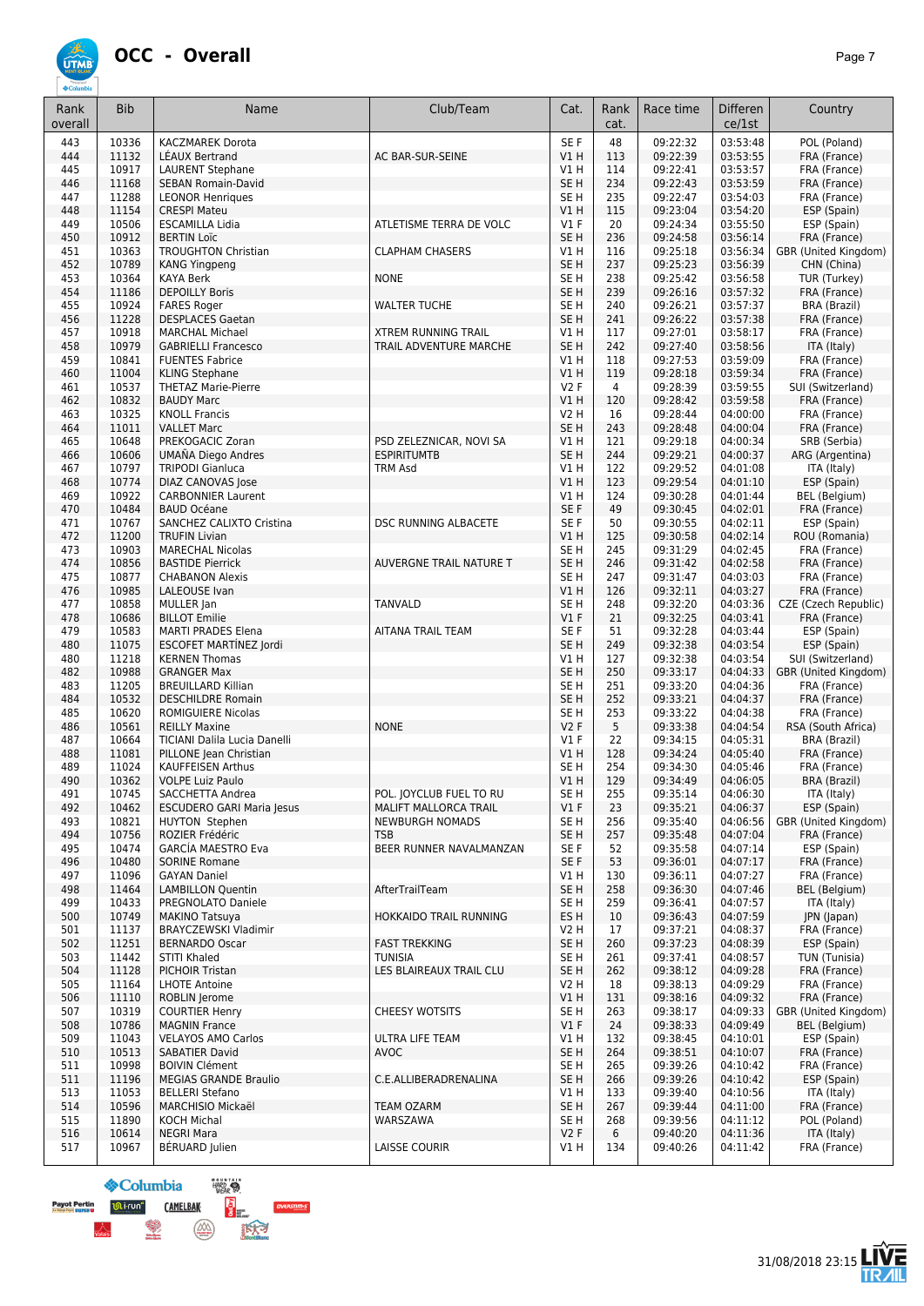# OCC - Overall

| Rank overall | Bib | Name | Club/Team | Cat. | Rank cat. | Race time | Difference/1st | Country |
|---|---|---|---|---|---|---|---|---|
| 443 | 10336 | KACZMAREK Dorota | | SE F | 48 | 09:22:32 | 03:53:48 | POL (Poland) |
| 444 | 11132 | LÉAUX Bertrand | AC BAR-SUR-SEINE | V1 H | 113 | 09:22:39 | 03:53:55 | FRA (France) |
| 445 | 10917 | LAURENT Stephane | | V1 H | 114 | 09:22:41 | 03:53:57 | FRA (France) |
| 446 | 11168 | SEBAN Romain-David | | SE H | 234 | 09:22:43 | 03:53:59 | FRA (France) |
| 447 | 11288 | LEONOR Henriques | | SE H | 235 | 09:22:47 | 03:54:03 | FRA (France) |
| 448 | 11154 | CRESPI Mateu | | V1 H | 115 | 09:23:04 | 03:54:20 | ESP (Spain) |
| 449 | 10506 | ESCAMILLA Lidia | ATLETISME TERRA DE VOLC | V1 F | 20 | 09:24:34 | 03:55:50 | ESP (Spain) |
| 450 | 10912 | BERTIN Loïc | | SE H | 236 | 09:24:58 | 03:56:14 | FRA (France) |
| 451 | 10363 | TROUGHTON Christian | CLAPHAM CHASERS | V1 H | 116 | 09:25:18 | 03:56:34 | GBR (United Kingdom) |
| 452 | 10789 | KANG Yingpeng | | SE H | 237 | 09:25:23 | 03:56:39 | CHN (China) |
| 453 | 10364 | KAYA Berk | NONE | SE H | 238 | 09:25:42 | 03:56:58 | TUR (Turkey) |
| 454 | 11186 | DEPOILLY Boris | | SE H | 239 | 09:26:16 | 03:57:32 | FRA (France) |
| 455 | 10924 | FARES Roger | WALTER TUCHE | SE H | 240 | 09:26:21 | 03:57:37 | BRA (Brazil) |
| 456 | 11228 | DESPLACES Gaetan | | SE H | 241 | 09:26:22 | 03:57:38 | FRA (France) |
| 457 | 10918 | MARCHAL Michael | XTREM RUNNING TRAIL | V1 H | 117 | 09:27:01 | 03:58:17 | FRA (France) |
| 458 | 10979 | GABRIELLI Francesco | TRAIL ADVENTURE MARCHE | SE H | 242 | 09:27:40 | 03:58:56 | ITA (Italy) |
| 459 | 10841 | FUENTES Fabrice | | V1 H | 118 | 09:27:53 | 03:59:09 | FRA (France) |
| 460 | 11004 | KLING Stephane | | V1 H | 119 | 09:28:18 | 03:59:34 | FRA (France) |
| 461 | 10537 | THETAZ Marie-Pierre | | V2 F | 4 | 09:28:39 | 03:59:55 | SUI (Switzerland) |
| 462 | 10832 | BAUDY Marc | | V1 H | 120 | 09:28:42 | 03:59:58 | FRA (France) |
| 463 | 10325 | KNOLL Francis | | V2 H | 16 | 09:28:44 | 04:00:00 | FRA (France) |
| 464 | 11011 | VALLET Marc | | SE H | 243 | 09:28:48 | 04:00:04 | FRA (France) |
| 465 | 10648 | PREKOGACIC Zoran | PSD ZELEZNICAR, NOVI SA | V1 H | 121 | 09:29:18 | 04:00:34 | SRB (Serbia) |
| 466 | 10606 | UMAÑA Diego Andres | ESPIRITUMTB | SE H | 244 | 09:29:21 | 04:00:37 | ARG (Argentina) |
| 467 | 10797 | TRIPODI Gianluca | TRM Asd | V1 H | 122 | 09:29:52 | 04:01:08 | ITA (Italy) |
| 468 | 10774 | DIAZ CANOVAS Jose | | V1 H | 123 | 09:29:54 | 04:01:10 | ESP (Spain) |
| 469 | 10922 | CARBONNIER Laurent | | V1 H | 124 | 09:30:28 | 04:01:44 | BEL (Belgium) |
| 470 | 10484 | BAUD Océane | | SE F | 49 | 09:30:45 | 04:02:01 | FRA (France) |
| 471 | 10767 | SANCHEZ CALIXTO Cristina | DSC RUNNING ALBACETE | SE F | 50 | 09:30:55 | 04:02:11 | ESP (Spain) |
| 472 | 11200 | TRUFIN Livian | | V1 H | 125 | 09:30:58 | 04:02:14 | ROU (Romania) |
| 473 | 10903 | MARECHAL Nicolas | | SE H | 245 | 09:31:29 | 04:02:45 | FRA (France) |
| 474 | 10856 | BASTIDE Pierrick | AUVERGNE TRAIL NATURE T | SE H | 246 | 09:31:42 | 04:02:58 | FRA (France) |
| 475 | 10877 | CHABANON Alexis | | SE H | 247 | 09:31:47 | 04:03:03 | FRA (France) |
| 476 | 10985 | LALEOUSE Ivan | | V1 H | 126 | 09:32:11 | 04:03:27 | FRA (France) |
| 477 | 10858 | MULLER Jan | TANVALD | SE H | 248 | 09:32:20 | 04:03:36 | CZE (Czech Republic) |
| 478 | 10686 | BILLOT Emilie | | V1 F | 21 | 09:32:25 | 04:03:41 | FRA (France) |
| 479 | 10583 | MARTI PRADES Elena | AITANA TRAIL TEAM | SE F | 51 | 09:32:28 | 04:03:44 | ESP (Spain) |
| 480 | 11075 | ESCOFET MARTÍNEZ Jordi | | SE H | 249 | 09:32:38 | 04:03:54 | ESP (Spain) |
| 480 | 11218 | KERNEN Thomas | | V1 H | 127 | 09:32:38 | 04:03:54 | SUI (Switzerland) |
| 482 | 10988 | GRANGER Max | | SE H | 250 | 09:33:17 | 04:04:33 | GBR (United Kingdom) |
| 483 | 11205 | BREUILLARD Killian | | SE H | 251 | 09:33:20 | 04:04:36 | FRA (France) |
| 484 | 10532 | DESCHILDRE Romain | | SE H | 252 | 09:33:21 | 04:04:37 | FRA (France) |
| 485 | 10620 | ROMIGUIERE Nicolas | | SE H | 253 | 09:33:22 | 04:04:38 | FRA (France) |
| 486 | 10561 | REILLY Maxine | NONE | V2 F | 5 | 09:33:38 | 04:04:54 | RSA (South Africa) |
| 487 | 10664 | TICIANI Dalila Lucia Danelli | | V1 F | 22 | 09:34:15 | 04:05:31 | BRA (Brazil) |
| 488 | 11081 | PILLONE Jean Christian | | V1 H | 128 | 09:34:24 | 04:05:40 | FRA (France) |
| 489 | 11024 | KAUFFEISEN Arthus | | SE H | 254 | 09:34:30 | 04:05:46 | FRA (France) |
| 490 | 10362 | VOLPE Luiz Paulo | | V1 H | 129 | 09:34:49 | 04:06:05 | BRA (Brazil) |
| 491 | 10745 | SACCHETTA Andrea | POL. JOYCLUB FUEL TO RU | SE H | 255 | 09:35:14 | 04:06:30 | ITA (Italy) |
| 492 | 10462 | ESCUDERO GARI Maria Jesus | MALIFT MALLORCA TRAIL | V1 F | 23 | 09:35:21 | 04:06:37 | ESP (Spain) |
| 493 | 10821 | HUYTON Stephen | NEWBURGH NOMADS | SE H | 256 | 09:35:40 | 04:06:56 | GBR (United Kingdom) |
| 494 | 10756 | ROZIER Frédéric | TSB | SE H | 257 | 09:35:48 | 04:07:04 | FRA (France) |
| 495 | 10474 | GARCÍA MAESTRO Eva | BEER RUNNER NAVALMANZAN | SE F | 52 | 09:35:58 | 04:07:14 | ESP (Spain) |
| 496 | 10480 | SORINE Romane | | SE F | 53 | 09:36:01 | 04:07:17 | FRA (France) |
| 497 | 11096 | GAYAN Daniel | | V1 H | 130 | 09:36:11 | 04:07:27 | FRA (France) |
| 498 | 11464 | LAMBILLON Quentin | AfterTrailTeam | SE H | 258 | 09:36:30 | 04:07:46 | BEL (Belgium) |
| 499 | 10433 | PREGNOLATO Daniele | | SE H | 259 | 09:36:41 | 04:07:57 | ITA (Italy) |
| 500 | 10749 | MAKINO Tatsuya | HOKKAIDO TRAIL RUNNING | ES H | 10 | 09:36:43 | 04:07:59 | JPN (Japan) |
| 501 | 11137 | BRAYCZEWSKI Vladimir | | V2 H | 17 | 09:37:21 | 04:08:37 | FRA (France) |
| 502 | 11251 | BERNARDO Oscar | FAST TREKKING | SE H | 260 | 09:37:23 | 04:08:39 | ESP (Spain) |
| 503 | 11442 | STITI Khaled | TUNISIA | SE H | 261 | 09:37:41 | 04:08:57 | TUN (Tunisia) |
| 504 | 11128 | PICHOIR Tristan | LES BLAIREAUX TRAIL CLU | SE H | 262 | 09:38:12 | 04:09:28 | FRA (France) |
| 505 | 11164 | LHOTE Antoine | | V2 H | 18 | 09:38:13 | 04:09:29 | FRA (France) |
| 506 | 11110 | ROBLIN Jerome | | V1 H | 131 | 09:38:16 | 04:09:32 | FRA (France) |
| 507 | 10319 | COURTIER Henry | CHEESY WOTSITS | SE H | 263 | 09:38:17 | 04:09:33 | GBR (United Kingdom) |
| 508 | 10786 | MAGNIN France | | V1 F | 24 | 09:38:33 | 04:09:49 | BEL (Belgium) |
| 509 | 11043 | VELAYOS AMO Carlos | ULTRA LIFE TEAM | V1 H | 132 | 09:38:45 | 04:10:01 | ESP (Spain) |
| 510 | 10513 | SABATIER David | AVOC | SE H | 264 | 09:38:51 | 04:10:07 | FRA (France) |
| 511 | 10998 | BOIVIN Clément | | SE H | 265 | 09:39:26 | 04:10:42 | FRA (France) |
| 511 | 11196 | MEGIAS GRANDE Braulio | C.E.ALLIBERADRENALINA | SE H | 266 | 09:39:26 | 04:10:42 | ESP (Spain) |
| 513 | 11053 | BELLERI Stefano | | V1 H | 133 | 09:39:40 | 04:10:56 | ITA (Italy) |
| 514 | 10596 | MARCHISIO Mickaël | TEAM OZARM | SE H | 267 | 09:39:44 | 04:11:00 | FRA (France) |
| 515 | 11890 | KOCH Michal | WARSZAWA | SE H | 268 | 09:39:56 | 04:11:12 | POL (Poland) |
| 516 | 10614 | NEGRI Mara | | V2 F | 6 | 09:40:20 | 04:11:36 | ITA (Italy) |
| 517 | 10967 | BÉRUARD Julien | LAISSE COURIR | V1 H | 134 | 09:40:26 | 04:11:42 | FRA (France) |

31/08/2018 23:15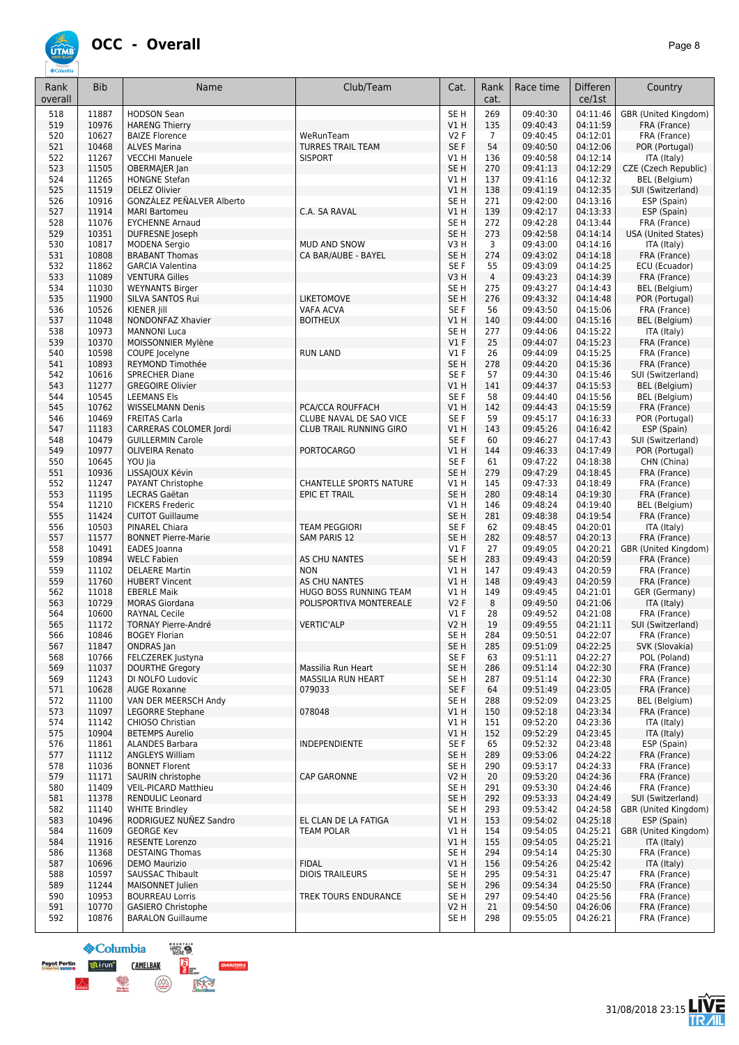# OCC - Overall

| Rank overall | Bib | Name | Club/Team | Cat. | Rank cat. | Race time | Differen ce/1st | Country |
|---|---|---|---|---|---|---|---|---|
| 518 | 11887 | HODSON Sean | | SE H | 269 | 09:40:30 | 04:11:46 | GBR (United Kingdom) |
| 519 | 10976 | HARENG Thierry | | V1 H | 135 | 09:40:43 | 04:11:59 | FRA (France) |
| 520 | 10627 | BAIZE Florence | WeRunTeam | V2 F | 7 | 09:40:45 | 04:12:01 | FRA (France) |
| 521 | 10468 | ALVES Marina | TURRES TRAIL TEAM | SE F | 54 | 09:40:50 | 04:12:06 | POR (Portugal) |
| 522 | 11267 | VECCHI Manuele | SISPORT | V1 H | 136 | 09:40:58 | 04:12:14 | ITA (Italy) |
| 523 | 11505 | OBERMAJER Jan | | SE H | 270 | 09:41:13 | 04:12:29 | CZE (Czech Republic) |
| 524 | 11265 | HONGNE Stefan | | V1 H | 137 | 09:41:16 | 04:12:32 | BEL (Belgium) |
| 525 | 11519 | DELEZ Olivier | | V1 H | 138 | 09:41:19 | 04:12:35 | SUI (Switzerland) |
| 526 | 10916 | GONZÁLEZ PEÑALVER Alberto | | SE H | 271 | 09:42:00 | 04:13:16 | ESP (Spain) |
| 527 | 11914 | MARI Bartomeu | C.A. SA RAVAL | V1 H | 139 | 09:42:17 | 04:13:33 | ESP (Spain) |
| 528 | 11076 | EYCHENNE Arnaud | | SE H | 272 | 09:42:28 | 04:13:44 | FRA (France) |
| 529 | 10351 | DUFRESNE Joseph | | SE H | 273 | 09:42:58 | 04:14:14 | USA (United States) |
| 530 | 10817 | MODENA Sergio | MUD AND SNOW | V3 H | 3 | 09:43:00 | 04:14:16 | ITA (Italy) |
| 531 | 10808 | BRABANT Thomas | CA BAR/AUBE - BAYEL | SE H | 274 | 09:43:02 | 04:14:18 | FRA (France) |
| 532 | 11862 | GARCIA Valentina | | SE F | 55 | 09:43:09 | 04:14:25 | ECU (Ecuador) |
| 533 | 11089 | VENTURA Gilles | | V3 H | 4 | 09:43:23 | 04:14:39 | FRA (France) |
| 534 | 11030 | WEYNANTS Birger | | SE H | 275 | 09:43:27 | 04:14:43 | BEL (Belgium) |
| 535 | 11900 | SILVA SANTOS Rui | LIKETOMOVE | SE H | 276 | 09:43:32 | 04:14:48 | POR (Portugal) |
| 536 | 10526 | KIENER Jill | VAFA ACVA | SE F | 56 | 09:43:50 | 04:15:06 | FRA (France) |
| 537 | 11048 | NONDONFAZ Xhavier | BOITHEUX | V1 H | 140 | 09:44:00 | 04:15:16 | BEL (Belgium) |
| 538 | 10973 | MANNONI Luca | | SE H | 277 | 09:44:06 | 04:15:22 | ITA (Italy) |
| 539 | 10370 | MOISSONNIER Mylène | | V1 F | 25 | 09:44:07 | 04:15:23 | FRA (France) |
| 540 | 10598 | COUPE Jocelyne | RUN LAND | V1 F | 26 | 09:44:09 | 04:15:25 | FRA (France) |
| 541 | 10893 | REYMOND Timothée | | SE H | 278 | 09:44:20 | 04:15:36 | FRA (France) |
| 542 | 10616 | SPRECHER Diane | | SE F | 57 | 09:44:30 | 04:15:46 | SUI (Switzerland) |
| 543 | 11277 | GREGOIRE Olivier | | V1 H | 141 | 09:44:37 | 04:15:53 | BEL (Belgium) |
| 544 | 10545 | LEEMANS Els | | SE F | 58 | 09:44:40 | 04:15:56 | BEL (Belgium) |
| 545 | 10762 | WISSELMANN Denis | PCA/CCA ROUFFACH | V1 H | 142 | 09:44:43 | 04:15:59 | FRA (France) |
| 546 | 10469 | FREITAS Carla | CLUBE NAVAL DE SAO VICE | SE F | 59 | 09:45:17 | 04:16:33 | POR (Portugal) |
| 547 | 11183 | CARRERAS COLOMER Jordi | CLUB TRAIL RUNNING GIRO | V1 H | 143 | 09:45:26 | 04:16:42 | ESP (Spain) |
| 548 | 10479 | GUILLERMIN Carole | | SE F | 60 | 09:46:27 | 04:17:43 | SUI (Switzerland) |
| 549 | 10977 | OLIVEIRA Renato | PORTOCARGO | V1 H | 144 | 09:46:33 | 04:17:49 | POR (Portugal) |
| 550 | 10645 | YOU Jia | | SE F | 61 | 09:47:22 | 04:18:38 | CHN (China) |
| 551 | 10936 | LISSAJOUX Kévin | | SE H | 279 | 09:47:29 | 04:18:45 | FRA (France) |
| 552 | 11247 | PAYANT Christophe | CHANTELLE SPORTS NATURE | V1 H | 145 | 09:47:33 | 04:18:49 | FRA (France) |
| 553 | 11195 | LECRAS Gaëtan | EPIC ET TRAIL | SE H | 280 | 09:48:14 | 04:19:30 | FRA (France) |
| 554 | 11210 | FICKERS Frederic | | V1 H | 146 | 09:48:24 | 04:19:40 | BEL (Belgium) |
| 555 | 11424 | CUITOT Guillaume | | SE H | 281 | 09:48:38 | 04:19:54 | FRA (France) |
| 556 | 10503 | PINAREL Chiara | TEAM PEGGIORI | SE F | 62 | 09:48:45 | 04:20:01 | ITA (Italy) |
| 557 | 11577 | BONNET Pierre-Marie | SAM PARIS 12 | SE H | 282 | 09:48:57 | 04:20:13 | FRA (France) |
| 558 | 10491 | EADES Joanna | | V1 F | 27 | 09:49:05 | 04:20:21 | GBR (United Kingdom) |
| 559 | 10894 | WELC Fabien | AS CHU NANTES | SE H | 283 | 09:49:43 | 04:20:59 | FRA (France) |
| 559 | 11102 | DELAERE Martin | NON | V1 H | 147 | 09:49:43 | 04:20:59 | FRA (France) |
| 559 | 11760 | HUBERT Vincent | AS CHU NANTES | V1 H | 148 | 09:49:43 | 04:20:59 | FRA (France) |
| 562 | 11018 | EBERLE Maik | HUGO BOSS RUNNING TEAM | V1 H | 149 | 09:49:45 | 04:21:01 | GER (Germany) |
| 563 | 10729 | MORAS Giordana | POLISPORTIVA MONTEREALE | V2 F | 8 | 09:49:50 | 04:21:06 | ITA (Italy) |
| 564 | 10600 | RAYNAL Cecile | | V1 F | 28 | 09:49:52 | 04:21:08 | FRA (France) |
| 565 | 11172 | TORNAY Pierre-André | VERTIC'ALP | V2 H | 19 | 09:49:55 | 04:21:11 | SUI (Switzerland) |
| 566 | 10846 | BOGEY Florian | | SE H | 284 | 09:50:51 | 04:22:07 | FRA (France) |
| 567 | 11847 | ONDRAS Jan | | SE H | 285 | 09:51:09 | 04:22:25 | SVK (Slovakia) |
| 568 | 10766 | FELCZEREK Justyna | | SE F | 63 | 09:51:11 | 04:22:27 | POL (Poland) |
| 569 | 11037 | DOURTHE Gregory | Massilia Run Heart | SE H | 286 | 09:51:14 | 04:22:30 | FRA (France) |
| 569 | 11243 | DI NOLFO Ludovic | MASSILIA RUN HEART | SE H | 287 | 09:51:14 | 04:22:30 | FRA (France) |
| 571 | 10628 | AUGE Roxanne | 079033 | SE F | 64 | 09:51:49 | 04:23:05 | FRA (France) |
| 572 | 11100 | VAN DER MEERSCH Andy | | SE H | 288 | 09:52:09 | 04:23:25 | BEL (Belgium) |
| 573 | 11097 | LEGORRE Stephane | 078048 | V1 H | 150 | 09:52:18 | 04:23:34 | FRA (France) |
| 574 | 11142 | CHIOSO Christian | | V1 H | 151 | 09:52:20 | 04:23:36 | ITA (Italy) |
| 575 | 10904 | BETEMPS Aurelio | | V1 H | 152 | 09:52:29 | 04:23:45 | ITA (Italy) |
| 576 | 11861 | ALANDES Barbara | INDEPENDIENTE | SE F | 65 | 09:52:32 | 04:23:48 | ESP (Spain) |
| 577 | 11112 | ANGLEYS William | | SE H | 289 | 09:53:06 | 04:24:22 | FRA (France) |
| 578 | 11036 | BONNET Florent | | SE H | 290 | 09:53:17 | 04:24:33 | FRA (France) |
| 579 | 11171 | SAURIN christophe | CAP GARONNE | V2 H | 20 | 09:53:20 | 04:24:36 | FRA (France) |
| 580 | 11409 | VEIL-PICARD Matthieu | | SE H | 291 | 09:53:30 | 04:24:46 | FRA (France) |
| 581 | 11378 | RENDULIC Leonard | | SE H | 292 | 09:53:33 | 04:24:49 | SUI (Switzerland) |
| 582 | 11140 | WHITE Brindley | | SE H | 293 | 09:53:42 | 04:24:58 | GBR (United Kingdom) |
| 583 | 10496 | RODRIGUEZ NUÑEZ Sandro | EL CLAN DE LA FATIGA | V1 H | 153 | 09:54:02 | 04:25:18 | ESP (Spain) |
| 584 | 11609 | GEORGE Kev | TEAM POLAR | V1 H | 154 | 09:54:05 | 04:25:21 | GBR (United Kingdom) |
| 584 | 11916 | RESENTE Lorenzo | | V1 H | 155 | 09:54:05 | 04:25:21 | ITA (Italy) |
| 586 | 11368 | DESTAING Thomas | | SE H | 294 | 09:54:14 | 04:25:30 | FRA (France) |
| 587 | 10696 | DEMO Maurizio | FIDAL | V1 H | 156 | 09:54:26 | 04:25:42 | ITA (Italy) |
| 588 | 10597 | SAUSSAC Thibault | DIOIS TRAILEURS | SE H | 295 | 09:54:31 | 04:25:47 | FRA (France) |
| 589 | 11244 | MAISONNET Julien | | SE H | 296 | 09:54:34 | 04:25:50 | FRA (France) |
| 590 | 10953 | BOURREAU Lorris | TREK TOURS ENDURANCE | SE H | 297 | 09:54:40 | 04:25:56 | FRA (France) |
| 591 | 10770 | GASIERO Christophe | | V2 H | 21 | 09:54:50 | 04:26:06 | FRA (France) |
| 592 | 10876 | BARALON Guillaume | | SE H | 298 | 09:55:05 | 04:26:21 | FRA (France) |

31/08/2018 23:15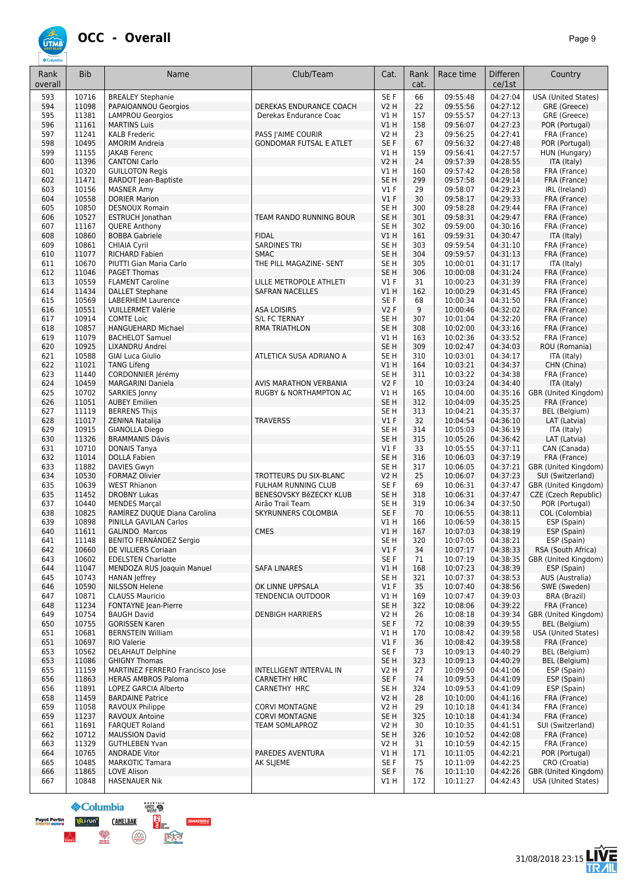# OCC - Overall

| Rank overall | Bib | Name | Club/Team | Cat. | Rank cat. | Race time | Differen ce/1st | Country |
|---|---|---|---|---|---|---|---|---|
| 593 | 10716 | BREALEY Stephanie | | SE F | 66 | 09:55:48 | 04:27:04 | USA (United States) |
| 594 | 11098 | PAPAIOANNOU Georgios | DEREKAS ENDURANCE COACH | V2 H | 22 | 09:55:56 | 04:27:12 | GRE (Greece) |
| 595 | 11381 | LAMPROU Georgios | Derekas Endurance Coac | V1 H | 157 | 09:55:57 | 04:27:13 | GRE (Greece) |
| 596 | 11161 | MARTINS Luis | | V1 H | 158 | 09:56:07 | 04:27:23 | POR (Portugal) |
| 597 | 11241 | KALB Frederic | PASS J'AIME COURIR | V2 H | 23 | 09:56:25 | 04:27:41 | FRA (France) |
| 598 | 10495 | AMORIM Andreia | GONDOMAR FUTSAL E ATLET | SE F | 67 | 09:56:32 | 04:27:48 | POR (Portugal) |
| 599 | 11155 | JAKAB Ferenc | | V1 H | 159 | 09:56:41 | 04:27:57 | HUN (Hungary) |
| 600 | 11396 | CANTONI Carlo | | V2 H | 24 | 09:57:39 | 04:28:55 | ITA (Italy) |
| 601 | 10320 | GUILLOTON Regis | | V1 H | 160 | 09:57:42 | 04:28:58 | FRA (France) |
| 602 | 11471 | BARDOT Jean-Baptiste | | SE H | 299 | 09:57:58 | 04:29:14 | FRA (France) |
| 603 | 10156 | MASNER Amy | | V1 F | 29 | 09:58:07 | 04:29:23 | IRL (Ireland) |
| 604 | 10558 | DORIER Marion | | V1 F | 30 | 09:58:17 | 04:29:33 | FRA (France) |
| 605 | 10850 | DESNOUX Romain | | SE H | 300 | 09:58:28 | 04:29:44 | FRA (France) |
| 606 | 10527 | ESTRUCH Jonathan | TEAM RANDO RUNNING BOUR | SE H | 301 | 09:58:31 | 04:29:47 | FRA (France) |
| 607 | 11167 | QUERE Anthony | | SE H | 302 | 09:59:00 | 04:30:16 | FRA (France) |
| 608 | 10860 | BOBBA Gabriele | FIDAL | V1 H | 161 | 09:59:31 | 04:30:47 | ITA (Italy) |
| 609 | 10861 | CHIAIA Cyril | SARDINES TRI | SE H | 303 | 09:59:54 | 04:31:10 | FRA (France) |
| 610 | 11077 | RICHARD Fabien | SMAC | SE H | 304 | 09:59:57 | 04:31:13 | FRA (France) |
| 611 | 10670 | PIUTTI Gian Maria Carlo | THE PILL MAGAZINE- SENT | SE H | 305 | 10:00:01 | 04:31:17 | ITA (Italy) |
| 612 | 11046 | PAGET Thomas | | SE H | 306 | 10:00:08 | 04:31:24 | FRA (France) |
| 613 | 10559 | FLAMENT Caroline | LILLE METROPOLE ATHLETI | V1 F | 31 | 10:00:23 | 04:31:39 | FRA (France) |
| 614 | 11434 | DALLET Stephane | SAFRAN NACELLES | V1 H | 162 | 10:00:29 | 04:31:45 | FRA (France) |
| 615 | 10569 | LABERHEIM Laurence | | SE F | 68 | 10:00:34 | 04:31:50 | FRA (France) |
| 616 | 10551 | VUILLERMET Valérie | ASA LOISIRS | V2 F | 9 | 10:00:46 | 04:32:02 | FRA (France) |
| 617 | 10914 | COMTE Loic | S/L FC TERNAY | SE H | 307 | 10:01:04 | 04:32:20 | FRA (France) |
| 618 | 10857 | HANGUEHARD Michael | RMA TRIATHLON | SE H | 308 | 10:02:00 | 04:33:16 | FRA (France) |
| 619 | 11079 | BACHELOT Samuel | | V1 H | 163 | 10:02:36 | 04:33:52 | FRA (France) |
| 620 | 10925 | LIXANDRU Andrei | | SE H | 309 | 10:02:47 | 04:34:03 | ROU (Romania) |
| 621 | 10588 | GIAI Luca Giulio | ATLETICA SUSA ADRIANO A | SE H | 310 | 10:03:01 | 04:34:17 | ITA (Italy) |
| 622 | 11021 | TANG Lifeng | | V1 H | 164 | 10:03:21 | 04:34:37 | CHN (China) |
| 623 | 11440 | CORDONNIER Jérémy | | SE H | 311 | 10:03:22 | 04:34:38 | FRA (France) |
| 624 | 10459 | MARGARINI Daniela | AVIS MARATHON VERBANIA | V2 F | 10 | 10:03:24 | 04:34:40 | ITA (Italy) |
| 625 | 10702 | SARKIES Jonny | RUGBY & NORTHAMPTON AC | V1 H | 165 | 10:04:00 | 04:35:16 | GBR (United Kingdom) |
| 626 | 11051 | AUBEY Emilien | | SE H | 312 | 10:04:09 | 04:35:25 | FRA (France) |
| 627 | 11119 | BERRENS Thijs | | SE H | 313 | 10:04:21 | 04:35:37 | BEL (Belgium) |
| 628 | 11017 | ZENINA Natalija | TRAVERSS | V1 F | 32 | 10:04:54 | 04:36:10 | LAT (Latvia) |
| 629 | 10915 | GIANOLLA Diego | | SE H | 314 | 10:05:03 | 04:36:19 | ITA (Italy) |
| 630 | 11326 | BRAMMANIS Dāvis | | SE H | 315 | 10:05:26 | 04:36:42 | LAT (Latvia) |
| 631 | 10710 | DONAIS Tanya | | V1 F | 33 | 10:05:55 | 04:37:11 | CAN (Canada) |
| 632 | 11014 | DOLLA Fabien | | SE H | 316 | 10:06:03 | 04:37:19 | FRA (France) |
| 633 | 11882 | DAVIES Gwyn | | SE H | 317 | 10:06:05 | 04:37:21 | GBR (United Kingdom) |
| 634 | 10530 | FORMAZ Olivier | TROTTEURS DU SIX-BLANC | V2 H | 25 | 10:06:07 | 04:37:23 | SUI (Switzerland) |
| 635 | 10639 | WEST Rhianon | FULHAM RUNNING CLUB | SE F | 69 | 10:06:31 | 04:37:47 | GBR (United Kingdom) |
| 635 | 11452 | DROBNY Lukas | BENESOVSKY BěZECKY KLUB | SE H | 318 | 10:06:31 | 04:37:47 | CZE (Czech Republic) |
| 637 | 10440 | MENDES Marçal | Airão Trail Team | SE H | 319 | 10:06:34 | 04:37:50 | POR (Portugal) |
| 638 | 10825 | RAMÍREZ DUQUE Diana Carolina | SKYRUNNERS COLOMBIA | SE F | 70 | 10:06:55 | 04:38:11 | COL (Colombia) |
| 639 | 10898 | PINILLA GAVILAN Carlos | | V1 H | 166 | 10:06:59 | 04:38:15 | ESP (Spain) |
| 640 | 11611 | GALINDO Marcos | CMES | V1 H | 167 | 10:07:03 | 04:38:19 | ESP (Spain) |
| 641 | 11148 | BENITO FERNÁNDEZ Sergio | | SE H | 320 | 10:07:05 | 04:38:21 | ESP (Spain) |
| 642 | 10660 | DE VILLIERS Coriaan | | V1 F | 34 | 10:07:17 | 04:38:33 | RSA (South Africa) |
| 643 | 10602 | EDELSTEN Charlotte | | SE F | 71 | 10:07:19 | 04:38:35 | GBR (United Kingdom) |
| 644 | 11047 | MENDOZA RUS Joaquin Manuel | SAFA LINARES | V1 H | 168 | 10:07:23 | 04:38:39 | ESP (Spain) |
| 645 | 10743 | HANAN Jeffrey | | SE H | 321 | 10:07:37 | 04:38:53 | AUS (Australia) |
| 646 | 10590 | NILSSON Helene | OK LINNE UPPSALA | V1 F | 35 | 10:07:40 | 04:38:56 | SWE (Sweden) |
| 647 | 10871 | CLAUSS Mauricio | TENDENCIA OUTDOOR | V1 H | 169 | 10:07:47 | 04:39:03 | BRA (Brazil) |
| 648 | 11234 | FONTAYNE Jean-Pierre | | SE H | 322 | 10:08:06 | 04:39:22 | FRA (France) |
| 649 | 10754 | BAUGH David | DENBIGH HARRIERS | V2 H | 26 | 10:08:18 | 04:39:34 | GBR (United Kingdom) |
| 650 | 10755 | GORISSEN Karen | | SE F | 72 | 10:08:39 | 04:39:55 | BEL (Belgium) |
| 651 | 10681 | BERNSTEIN William | | V1 H | 170 | 10:08:42 | 04:39:58 | USA (United States) |
| 651 | 10697 | RIO Valerie | | V1 F | 36 | 10:08:42 | 04:39:58 | FRA (France) |
| 653 | 10562 | DELAHAUT Delphine | | SE F | 73 | 10:09:13 | 04:40:29 | BEL (Belgium) |
| 653 | 11086 | GHIGNY Thomas | | SE H | 323 | 10:09:13 | 04:40:29 | BEL (Belgium) |
| 655 | 11159 | MARTINEZ FERRERO Francisco Jose | INTELLIGENT INTERVAL IN | V2 H | 27 | 10:09:50 | 04:41:06 | ESP (Spain) |
| 656 | 11863 | HERAS AMBROS Paloma | CARNETHY HRC | SE F | 74 | 10:09:53 | 04:41:09 | ESP (Spain) |
| 656 | 11891 | LOPEZ GARCIA Alberto | CARNETHY HRC | SE H | 324 | 10:09:53 | 04:41:09 | ESP (Spain) |
| 658 | 11459 | BARDAINE Patrice | | V2 H | 28 | 10:10:00 | 04:41:16 | FRA (France) |
| 659 | 11058 | RAVOUX Philippe | CORVI MONTAGNE | V2 H | 29 | 10:10:18 | 04:41:34 | FRA (France) |
| 659 | 11237 | RAVOUX Antoine | CORVI MONTAGNE | SE H | 325 | 10:10:18 | 04:41:34 | FRA (France) |
| 661 | 11691 | FARQUET Roland | TEAM SOMLAPROZ | V2 H | 30 | 10:10:35 | 04:41:51 | SUI (Switzerland) |
| 662 | 10712 | MAUSSION David | | SE H | 326 | 10:10:52 | 04:42:08 | FRA (France) |
| 663 | 11329 | GUTHLEBEN Yvan | | V2 H | 31 | 10:10:59 | 04:42:15 | FRA (France) |
| 664 | 10765 | ANDRADE Vitor | PAREDES AVENTURA | V1 H | 171 | 10:11:05 | 04:42:21 | POR (Portugal) |
| 665 | 10485 | MARKOTIC Tamara | AK SLJEME | SE F | 75 | 10:11:09 | 04:42:25 | CRO (Croatia) |
| 666 | 11865 | LOVE Alison | | SE F | 76 | 10:11:10 | 04:42:26 | GBR (United Kingdom) |
| 667 | 10848 | HASENAUER Nik | | V1 H | 172 | 10:11:27 | 04:42:43 | USA (United States) |

31/08/2018 23:15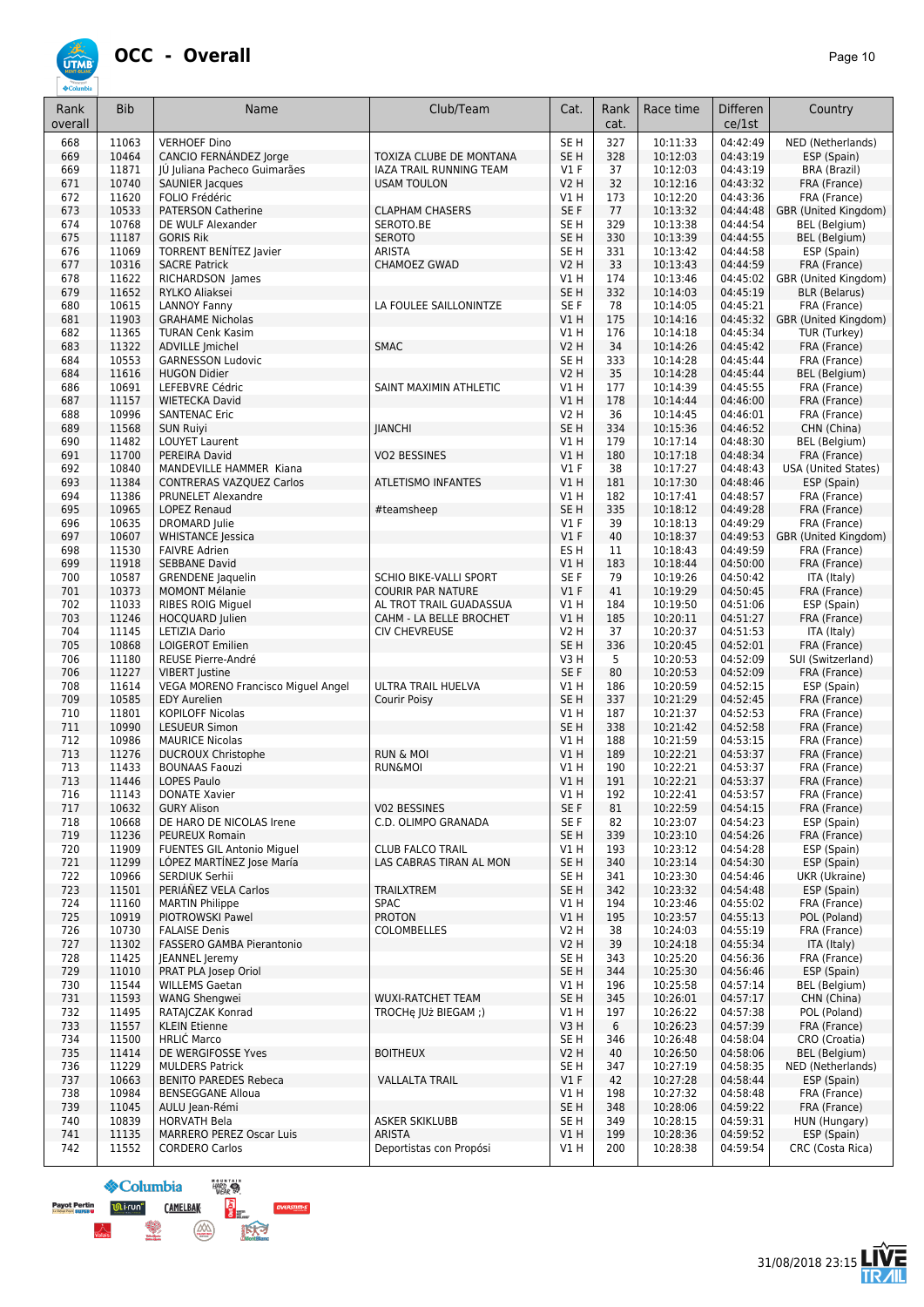# OCC - Overall

| Rank overall | Bib | Name | Club/Team | Cat. | Rank cat. | Race time | Differen ce/1st | Country |
|---|---|---|---|---|---|---|---|---|
| 668 | 11063 | VERHOEF Dino | | SE H | 327 | 10:11:33 | 04:42:49 | NED (Netherlands) |
| 669 | 10464 | CANCIO FERNÁNDEZ Jorge | TOXIZA CLUBE DE MONTANA | SE H | 328 | 10:12:03 | 04:43:19 | ESP (Spain) |
| 669 | 11871 | JÚ Juliana Pacheco Guimarães | IAZA TRAIL RUNNING TEAM | V1 F | 37 | 10:12:03 | 04:43:19 | BRA (Brazil) |
| 671 | 10740 | SAUNIER Jacques | USAM TOULON | V2 H | 32 | 10:12:16 | 04:43:32 | FRA (France) |
| 672 | 11620 | FOLIO Frédéric | | V1 H | 173 | 10:12:20 | 04:43:36 | FRA (France) |
| 673 | 10533 | PATERSON Catherine | CLAPHAM CHASERS | SE F | 77 | 10:13:32 | 04:44:48 | GBR (United Kingdom) |
| 674 | 10768 | DE WULF Alexander | SEROTO.BE | SE H | 329 | 10:13:38 | 04:44:54 | BEL (Belgium) |
| 675 | 11187 | GORIS Rik | SEROTO | SE H | 330 | 10:13:39 | 04:44:55 | BEL (Belgium) |
| 676 | 11069 | TORRENT BENÍTEZ Javier | ARISTA | SE H | 331 | 10:13:42 | 04:44:58 | ESP (Spain) |
| 677 | 10316 | SACRE Patrick | CHAMOEZ GWAD | V2 H | 33 | 10:13:43 | 04:44:59 | FRA (France) |
| 678 | 11622 | RICHARDSON James | | V1 H | 174 | 10:13:46 | 04:45:02 | GBR (United Kingdom) |
| 679 | 11652 | RYLKO Aliaksei | | SE H | 332 | 10:14:03 | 04:45:19 | BLR (Belarus) |
| 680 | 10615 | LANNOY Fanny | LA FOULEE SAILLONINTZE | SE F | 78 | 10:14:05 | 04:45:21 | FRA (France) |
| 681 | 11903 | GRAHAME Nicholas | | V1 H | 175 | 10:14:16 | 04:45:32 | GBR (United Kingdom) |
| 682 | 11365 | TURAN Cenk Kasim | | V1 H | 176 | 10:14:18 | 04:45:34 | TUR (Turkey) |
| 683 | 11322 | ADVILLE Jmichel | SMAC | V2 H | 34 | 10:14:26 | 04:45:42 | FRA (France) |
| 684 | 10553 | GARNESSON Ludovic | | SE H | 333 | 10:14:28 | 04:45:44 | FRA (France) |
| 684 | 11616 | HUGON Didier | | V2 H | 35 | 10:14:28 | 04:45:44 | BEL (Belgium) |
| 686 | 10691 | LEFEBVRE Cédric | SAINT MAXIMIN ATHLETIC | V1 H | 177 | 10:14:39 | 04:45:55 | FRA (France) |
| 687 | 11157 | WIETECKA David | | V1 H | 178 | 10:14:44 | 04:46:00 | FRA (France) |
| 688 | 10996 | SANTENAC Eric | | V2 H | 36 | 10:14:45 | 04:46:01 | FRA (France) |
| 689 | 11568 | SUN Ruiyi | JIANCHI | SE H | 334 | 10:15:36 | 04:46:52 | CHN (China) |
| 690 | 11482 | LOUYET Laurent | | V1 H | 179 | 10:17:14 | 04:48:30 | BEL (Belgium) |
| 691 | 11700 | PEREIRA David | VO2 BESSINES | V1 H | 180 | 10:17:18 | 04:48:34 | FRA (France) |
| 692 | 10840 | MANDEVILLE HAMMER Kiana | | V1 F | 38 | 10:17:27 | 04:48:43 | USA (United States) |
| 693 | 11384 | CONTRERAS VAZQUEZ Carlos | ATLETISMO INFANTES | V1 H | 181 | 10:17:30 | 04:48:46 | ESP (Spain) |
| 694 | 11386 | PRUNELET Alexandre | | V1 H | 182 | 10:17:41 | 04:48:57 | FRA (France) |
| 695 | 10965 | LOPEZ Renaud | #teamsheep | SE H | 335 | 10:18:12 | 04:49:28 | FRA (France) |
| 696 | 10635 | DROMARD Julie | | V1 F | 39 | 10:18:13 | 04:49:29 | FRA (France) |
| 697 | 10607 | WHISTANCE Jessica | | V1 F | 40 | 10:18:37 | 04:49:53 | GBR (United Kingdom) |
| 698 | 11530 | FAIVRE Adrien | | ES H | 11 | 10:18:43 | 04:49:59 | FRA (France) |
| 699 | 11918 | SEBBANE David | | V1 H | 183 | 10:18:44 | 04:50:00 | FRA (France) |
| 700 | 10587 | GRENDENE Jaquelin | SCHIO BIKE-VALLI SPORT | SE F | 79 | 10:19:26 | 04:50:42 | ITA (Italy) |
| 701 | 10373 | MOMONT Mélanie | COURIR PAR NATURE | V1 F | 41 | 10:19:29 | 04:50:45 | FRA (France) |
| 702 | 11033 | RIBES ROIG Miguel | AL TROT TRAIL GUADASSUA | V1 H | 184 | 10:19:50 | 04:51:06 | ESP (Spain) |
| 703 | 11246 | HOCQUARD Julien | CAHM - LA BELLE BROCHET | V1 H | 185 | 10:20:11 | 04:51:27 | FRA (France) |
| 704 | 11145 | LETIZIA Dario | CIV CHEVREUSE | V2 H | 37 | 10:20:37 | 04:51:53 | ITA (Italy) |
| 705 | 10868 | LOIGEROT Emilien | | SE H | 336 | 10:20:45 | 04:52:01 | FRA (France) |
| 706 | 11180 | REUSE Pierre-André | | V3 H | 5 | 10:20:53 | 04:52:09 | SUI (Switzerland) |
| 706 | 11227 | VIBERT Justine | | SE F | 80 | 10:20:53 | 04:52:09 | FRA (France) |
| 708 | 11614 | VEGA MORENO Francisco Miguel Angel | ULTRA TRAIL HUELVA | V1 H | 186 | 10:20:59 | 04:52:15 | ESP (Spain) |
| 709 | 10585 | EDY Aurelien | Courir Poisy | SE H | 337 | 10:21:29 | 04:52:45 | FRA (France) |
| 710 | 11801 | KOPILOFF Nicolas | | V1 H | 187 | 10:21:37 | 04:52:53 | FRA (France) |
| 711 | 10990 | LESUEUR Simon | | SE H | 338 | 10:21:42 | 04:52:58 | FRA (France) |
| 712 | 10986 | MAURICE Nicolas | | V1 H | 188 | 10:21:59 | 04:53:15 | FRA (France) |
| 713 | 11276 | DUCROUX Christophe | RUN & MOI | V1 H | 189 | 10:22:21 | 04:53:37 | FRA (France) |
| 713 | 11433 | BOUNAAS Faouzi | RUN&MOI | V1 H | 190 | 10:22:21 | 04:53:37 | FRA (France) |
| 713 | 11446 | LOPES Paulo | | V1 H | 191 | 10:22:21 | 04:53:37 | FRA (France) |
| 716 | 11143 | DONATE Xavier | | V1 H | 192 | 10:22:41 | 04:53:57 | FRA (France) |
| 717 | 10632 | GURY Alison | V02 BESSINES | SE F | 81 | 10:22:59 | 04:54:15 | FRA (France) |
| 718 | 10668 | DE HARO DE NICOLAS Irene | C.D. OLIMPO GRANADA | SE F | 82 | 10:23:07 | 04:54:23 | ESP (Spain) |
| 719 | 11236 | PEUREUX Romain | | SE H | 339 | 10:23:10 | 04:54:26 | FRA (France) |
| 720 | 11909 | FUENTES GIL Antonio Miguel | CLUB FALCO TRAIL | V1 H | 193 | 10:23:12 | 04:54:28 | ESP (Spain) |
| 721 | 11299 | LÓPEZ MARTÍNEZ Jose María | LAS CABRAS TIRAN AL MON | SE H | 340 | 10:23:14 | 04:54:30 | ESP (Spain) |
| 722 | 10966 | SERDIUK Serhii | | SE H | 341 | 10:23:30 | 04:54:46 | UKR (Ukraine) |
| 723 | 11501 | PERIÁÑEZ VELA Carlos | TRAILXTREM | SE H | 342 | 10:23:32 | 04:54:48 | ESP (Spain) |
| 724 | 11160 | MARTIN Philippe | SPAC | V1 H | 194 | 10:23:46 | 04:55:02 | FRA (France) |
| 725 | 10919 | PIOTROWSKI Pawel | PROTON | V1 H | 195 | 10:23:57 | 04:55:13 | POL (Poland) |
| 726 | 10730 | FALAISE Denis | COLOMBELLES | V2 H | 38 | 10:24:03 | 04:55:19 | FRA (France) |
| 727 | 11302 | FASSERO GAMBA Pierantonio | | V2 H | 39 | 10:24:18 | 04:55:34 | ITA (Italy) |
| 728 | 11425 | JEANNEL Jeremy | | SE H | 343 | 10:25:20 | 04:56:36 | FRA (France) |
| 729 | 11010 | PRAT PLA Josep Oriol | | SE H | 344 | 10:25:30 | 04:56:46 | ESP (Spain) |
| 730 | 11544 | WILLEMS Gaetan | | V1 H | 196 | 10:25:58 | 04:57:14 | BEL (Belgium) |
| 731 | 11593 | WANG Shengwei | WUXI-RATCHET TEAM | SE H | 345 | 10:26:01 | 04:57:17 | CHN (China) |
| 732 | 11495 | RATAJCZAK Konrad | TROCHę JUż BIEGAM ;) | V1 H | 197 | 10:26:22 | 04:57:38 | POL (Poland) |
| 733 | 11557 | KLEIN Etienne | | V3 H | 6 | 10:26:23 | 04:57:39 | FRA (France) |
| 734 | 11500 | HRLIĆ Marco | | SE H | 346 | 10:26:48 | 04:58:04 | CRO (Croatia) |
| 735 | 11414 | DE WERGIFOSSE Yves | BOITHEUX | V2 H | 40 | 10:26:50 | 04:58:06 | BEL (Belgium) |
| 736 | 11229 | MULDERS Patrick | | SE H | 347 | 10:27:19 | 04:58:35 | NED (Netherlands) |
| 737 | 10663 | BENITO PAREDES Rebeca | VALLALTA TRAIL | V1 F | 42 | 10:27:28 | 04:58:44 | ESP (Spain) |
| 738 | 10984 | BENSEGGANE Alloua | | V1 H | 198 | 10:27:32 | 04:58:48 | FRA (France) |
| 739 | 11045 | AULU Jean-Rémi | | SE H | 348 | 10:28:06 | 04:59:22 | FRA (France) |
| 740 | 10839 | HORVATH Bela | ASKER SKIKLUBB | SE H | 349 | 10:28:15 | 04:59:31 | HUN (Hungary) |
| 741 | 11135 | MARRERO PEREZ Oscar Luis | ARISTA | V1 H | 199 | 10:28:36 | 04:59:52 | ESP (Spain) |
| 742 | 11552 | CORDERO Carlos | Deportistas con Propósi | V1 H | 200 | 10:28:38 | 04:59:54 | CRC (Costa Rica) |

31/08/2018 23:15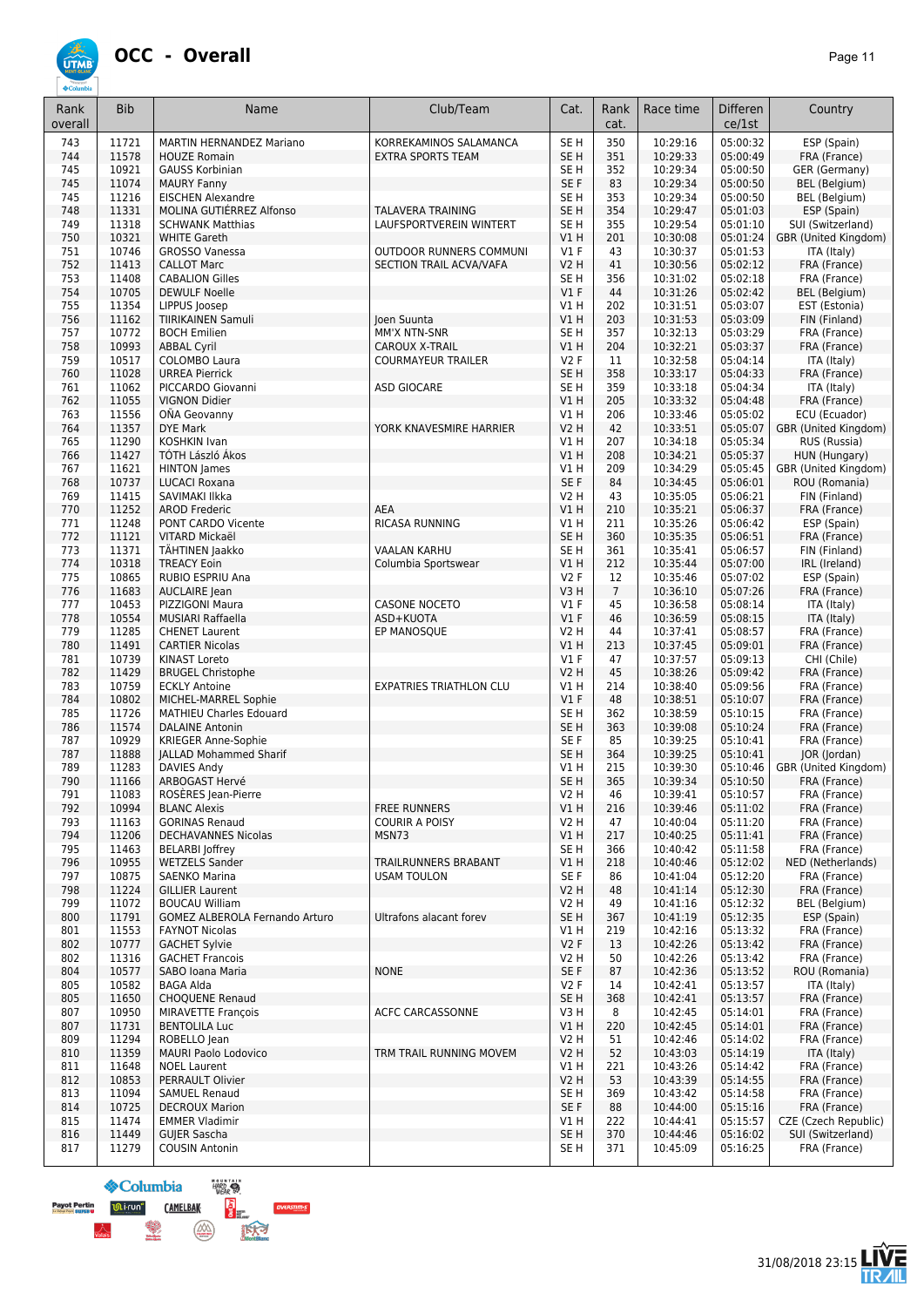# OCC - Overall

| Rank overall | Bib | Name | Club/Team | Cat. | Rank cat. | Race time | Difference/1st | Country |
|---|---|---|---|---|---|---|---|---|
| 743 | 11721 | MARTIN HERNANDEZ Mariano | KORREKAMINOS SALAMANCA | SE H | 350 | 10:29:16 | 05:00:32 | ESP (Spain) |
| 744 | 11578 | HOUZE Romain | EXTRA SPORTS TEAM | SE H | 351 | 10:29:33 | 05:00:49 | FRA (France) |
| 745 | 10921 | GAUSS Korbinian | | SE H | 352 | 10:29:34 | 05:00:50 | GER (Germany) |
| 745 | 11074 | MAURY Fanny | | SE F | 83 | 10:29:34 | 05:00:50 | BEL (Belgium) |
| 745 | 11216 | EISCHEN Alexandre | | SE H | 353 | 10:29:34 | 05:00:50 | BEL (Belgium) |
| 748 | 11331 | MOLINA GUTIÉRREZ Alfonso | TALAVERA TRAINING | SE H | 354 | 10:29:47 | 05:01:03 | ESP (Spain) |
| 749 | 11318 | SCHWANK Matthias | LAUFSPORTVEREIN WINTERT | SE H | 355 | 10:29:54 | 05:01:10 | SUI (Switzerland) |
| 750 | 10321 | WHITE Gareth | | V1 H | 201 | 10:30:08 | 05:01:24 | GBR (United Kingdom) |
| 751 | 10746 | GROSSO Vanessa | OUTDOOR RUNNERS COMMUNI | V1 F | 43 | 10:30:37 | 05:01:53 | ITA (Italy) |
| 752 | 11413 | CALLOT Marc | SECTION TRAIL ACVA/VAFA | V2 H | 41 | 10:30:56 | 05:02:12 | FRA (France) |
| 753 | 11408 | CABALION Gilles | | SE H | 356 | 10:31:02 | 05:02:18 | FRA (France) |
| 754 | 10705 | DEWULF Noelle | | V1 F | 44 | 10:31:26 | 05:02:42 | BEL (Belgium) |
| 755 | 11354 | LIPPUS Joosep | | V1 H | 202 | 10:31:51 | 05:03:07 | EST (Estonia) |
| 756 | 11162 | TIIRIKAINEN Samuli | Joen Suunta | V1 H | 203 | 10:31:53 | 05:03:09 | FIN (Finland) |
| 757 | 10772 | BOCH Emilien | MM'X NTN-SNR | SE H | 357 | 10:32:13 | 05:03:29 | FRA (France) |
| 758 | 10993 | ABBAL Cyril | CAROUX X-TRAIL | V1 H | 204 | 10:32:21 | 05:03:37 | FRA (France) |
| 759 | 10517 | COLOMBO Laura | COURMAYEUR TRAILER | V2 F | 11 | 10:32:58 | 05:04:14 | ITA (Italy) |
| 760 | 11028 | URREA Pierrick | | SE H | 358 | 10:33:17 | 05:04:33 | FRA (France) |
| 761 | 11062 | PICCARDO Giovanni | ASD GIOCARE | SE H | 359 | 10:33:18 | 05:04:34 | ITA (Italy) |
| 762 | 11055 | VIGNON Didier | | V1 H | 205 | 10:33:32 | 05:04:48 | FRA (France) |
| 763 | 11556 | OÑA Geovanny | | V1 H | 206 | 10:33:46 | 05:05:02 | ECU (Ecuador) |
| 764 | 11357 | DYE Mark | YORK KNAVESMIRE HARRIER | V2 H | 42 | 10:33:51 | 05:05:07 | GBR (United Kingdom) |
| 765 | 11290 | KOSHKIN Ivan | | V1 H | 207 | 10:34:18 | 05:05:34 | RUS (Russia) |
| 766 | 11427 | TÓTH László Ákos | | V1 H | 208 | 10:34:21 | 05:05:37 | HUN (Hungary) |
| 767 | 11621 | HINTON James | | V1 H | 209 | 10:34:29 | 05:05:45 | GBR (United Kingdom) |
| 768 | 10737 | LUCACI Roxana | | SE F | 84 | 10:34:45 | 05:06:01 | ROU (Romania) |
| 769 | 11415 | SAVIMAKI Ilkka | | V2 H | 43 | 10:35:05 | 05:06:21 | FIN (Finland) |
| 770 | 11252 | AROD Frederic | AEA | V1 H | 210 | 10:35:21 | 05:06:37 | FRA (France) |
| 771 | 11248 | PONT CARDO Vicente | RICASA RUNNING | V1 H | 211 | 10:35:26 | 05:06:42 | ESP (Spain) |
| 772 | 11121 | VITARD Mickaël | | SE H | 360 | 10:35:35 | 05:06:51 | FRA (France) |
| 773 | 11371 | TÄHTINEN Jaakko | VAALAN KARHU | SE H | 361 | 10:35:41 | 05:06:57 | FIN (Finland) |
| 774 | 10318 | TREACY Eoin | Columbia Sportswear | V1 H | 212 | 10:35:44 | 05:07:00 | IRL (Ireland) |
| 775 | 10865 | RUBIO ESPRIU Ana | | V2 F | 12 | 10:35:46 | 05:07:02 | ESP (Spain) |
| 776 | 11683 | AUCLAIRE Jean | | V3 H | 7 | 10:36:10 | 05:07:26 | FRA (France) |
| 777 | 10453 | PIZZIGONI Maura | CASONE NOCETO | V1 F | 45 | 10:36:58 | 05:08:14 | ITA (Italy) |
| 778 | 10554 | MUSIARI Raffaella | ASD+KUOTA | V1 F | 46 | 10:36:59 | 05:08:15 | ITA (Italy) |
| 779 | 11285 | CHENET Laurent | EP MANOSQUE | V2 H | 44 | 10:37:41 | 05:08:57 | FRA (France) |
| 780 | 11491 | CARTIER Nicolas | | V1 H | 213 | 10:37:45 | 05:09:01 | FRA (France) |
| 781 | 10739 | KINAST Loreto | | V1 F | 47 | 10:37:57 | 05:09:13 | CHI (Chile) |
| 782 | 11429 | BRUGEL Christophe | | V2 H | 45 | 10:38:26 | 05:09:42 | FRA (France) |
| 783 | 10759 | ECKLY Antoine | EXPATRIES TRIATHLON CLU | V1 H | 214 | 10:38:40 | 05:09:56 | FRA (France) |
| 784 | 10802 | MICHEL-MARREL Sophie | | V1 F | 48 | 10:38:51 | 05:10:07 | FRA (France) |
| 785 | 11726 | MATHIEU Charles Edouard | | SE H | 362 | 10:38:59 | 05:10:15 | FRA (France) |
| 786 | 11574 | DALAINE Antonin | | SE H | 363 | 10:39:08 | 05:10:24 | FRA (France) |
| 787 | 10929 | KRIEGER Anne-Sophie | | SE F | 85 | 10:39:25 | 05:10:41 | FRA (France) |
| 787 | 11888 | JALLAD Mohammed Sharif | | SE H | 364 | 10:39:25 | 05:10:41 | JOR (Jordan) |
| 789 | 11283 | DAVIES Andy | | V1 H | 215 | 10:39:30 | 05:10:46 | GBR (United Kingdom) |
| 790 | 11166 | ARBOGAST Hervé | | SE H | 365 | 10:39:34 | 05:10:50 | FRA (France) |
| 791 | 11083 | ROSÈRES Jean-Pierre | | V2 H | 46 | 10:39:41 | 05:10:57 | FRA (France) |
| 792 | 10994 | BLANC Alexis | FREE RUNNERS | V1 H | 216 | 10:39:46 | 05:11:02 | FRA (France) |
| 793 | 11163 | GORINAS Renaud | COURIR A POISY | V2 H | 47 | 10:40:04 | 05:11:20 | FRA (France) |
| 794 | 11206 | DECHAVANNES Nicolas | MSN73 | V1 H | 217 | 10:40:25 | 05:11:41 | FRA (France) |
| 795 | 11463 | BELARBI Joffrey | | SE H | 366 | 10:40:42 | 05:11:58 | FRA (France) |
| 796 | 10955 | WETZELS Sander | TRAILRUNNERS BRABANT | V1 H | 218 | 10:40:46 | 05:12:02 | NED (Netherlands) |
| 797 | 10875 | SAENKO Marina | USAM TOULON | SE F | 86 | 10:41:04 | 05:12:20 | FRA (France) |
| 798 | 11224 | GILLIER Laurent | | V2 H | 48 | 10:41:14 | 05:12:30 | FRA (France) |
| 799 | 11072 | BOUCAU William | | V2 H | 49 | 10:41:16 | 05:12:32 | BEL (Belgium) |
| 800 | 11791 | GOMEZ ALBEROLA Fernando Arturo | Ultrafons alacant forev | SE H | 367 | 10:41:19 | 05:12:35 | ESP (Spain) |
| 801 | 11553 | FAYNOT Nicolas | | V1 H | 219 | 10:42:16 | 05:13:32 | FRA (France) |
| 802 | 10777 | GACHET Sylvie | | V2 F | 13 | 10:42:26 | 05:13:42 | FRA (France) |
| 802 | 11316 | GACHET Francois | | V2 H | 50 | 10:42:26 | 05:13:42 | FRA (France) |
| 804 | 10577 | SABO Ioana Maria | NONE | SE F | 87 | 10:42:36 | 05:13:52 | ROU (Romania) |
| 805 | 10582 | BAGA Alda | | V2 F | 14 | 10:42:41 | 05:13:57 | ITA (Italy) |
| 805 | 11650 | CHOQUENE Renaud | | SE H | 368 | 10:42:41 | 05:13:57 | FRA (France) |
| 807 | 10950 | MIRAVETTE François | ACFC CARCASSONNE | V3 H | 8 | 10:42:45 | 05:14:01 | FRA (France) |
| 807 | 11731 | BENTOLILA Luc | | V1 H | 220 | 10:42:45 | 05:14:01 | FRA (France) |
| 809 | 11294 | ROBELLO Jean | | V2 H | 51 | 10:42:46 | 05:14:02 | FRA (France) |
| 810 | 11359 | MAURI Paolo Lodovico | TRM TRAIL RUNNING MOVEM | V2 H | 52 | 10:43:03 | 05:14:19 | ITA (Italy) |
| 811 | 11648 | NOEL Laurent | | V1 H | 221 | 10:43:26 | 05:14:42 | FRA (France) |
| 812 | 10853 | PERRAULT Olivier | | V2 H | 53 | 10:43:39 | 05:14:55 | FRA (France) |
| 813 | 11094 | SAMUEL Renaud | | SE H | 369 | 10:43:42 | 05:14:58 | FRA (France) |
| 814 | 10725 | DECROUX Marion | | SE F | 88 | 10:44:00 | 05:15:16 | FRA (France) |
| 815 | 11474 | EMMER Vladimir | | V1 H | 222 | 10:44:41 | 05:15:57 | CZE (Czech Republic) |
| 816 | 11449 | GUJER Sascha | | SE H | 370 | 10:44:46 | 05:16:02 | SUI (Switzerland) |
| 817 | 11279 | COUSIN Antonin | | SE H | 371 | 10:45:09 | 05:16:25 | FRA (France) |

31/08/2018 23:15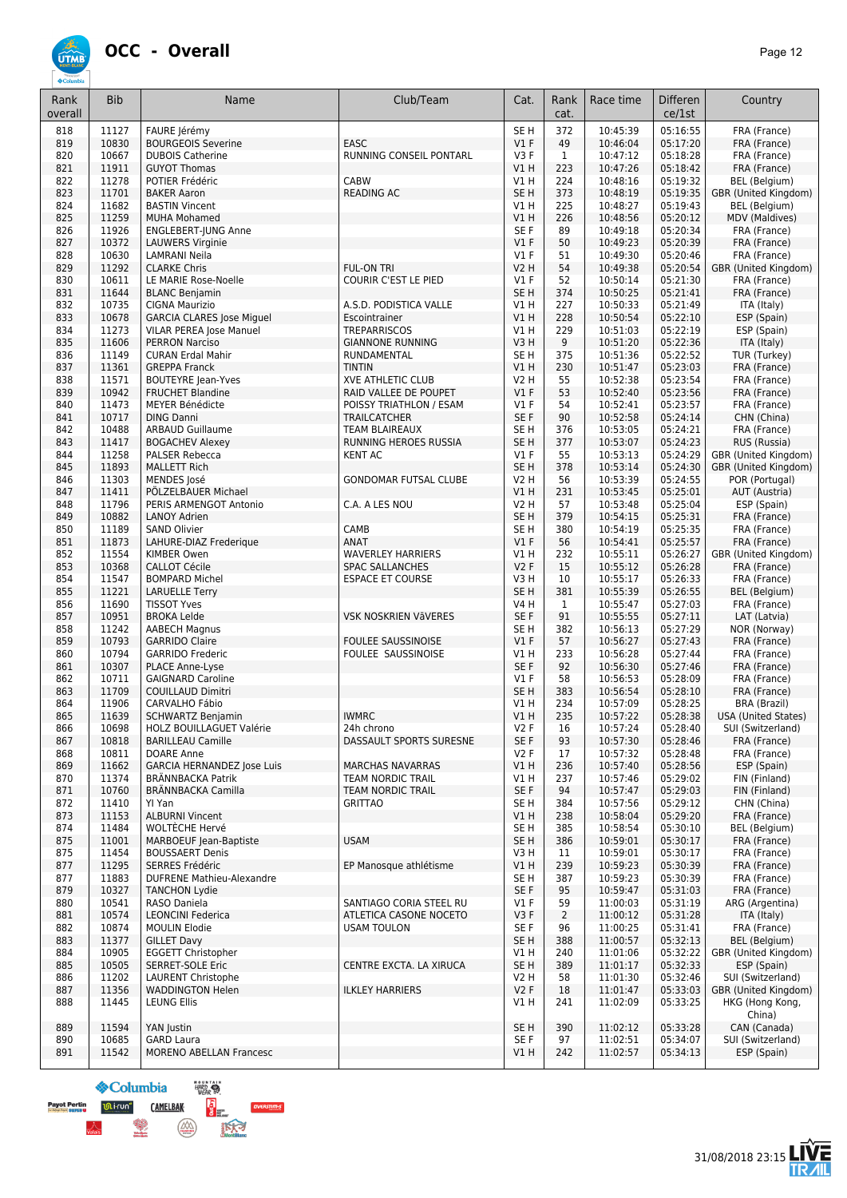# OCC - Overall

| Rank overall | Bib | Name | Club/Team | Cat. | Rank cat. | Race time | Differen ce/1st | Country |
|---|---|---|---|---|---|---|---|---|
| 818 | 11127 | FAURE Jérémy | | SE H | 372 | 10:45:39 | 05:16:55 | FRA (France) |
| 819 | 10830 | BOURGEOIS Severine | EASC | V1 F | 49 | 10:46:04 | 05:17:20 | FRA (France) |
| 820 | 10667 | DUBOIS Catherine | RUNNING CONSEIL PONTARL | V3 F | 1 | 10:47:12 | 05:18:28 | FRA (France) |
| 821 | 11911 | GUYOT Thomas | | V1 H | 223 | 10:47:26 | 05:18:42 | FRA (France) |
| 822 | 11278 | POTIER Frédéric | CABW | V1 H | 224 | 10:48:16 | 05:19:32 | BEL (Belgium) |
| 823 | 11701 | BAKER Aaron | READING AC | SE H | 373 | 10:48:19 | 05:19:35 | GBR (United Kingdom) |
| 824 | 11682 | BASTIN Vincent | | V1 H | 225 | 10:48:27 | 05:19:43 | BEL (Belgium) |
| 825 | 11259 | MUHA Mohamed | | V1 H | 226 | 10:48:56 | 05:20:12 | MDV (Maldives) |
| 826 | 11926 | ENGLEBERT-JUNG Anne | | SE F | 89 | 10:49:18 | 05:20:34 | FRA (France) |
| 827 | 10372 | LAUWERS Virginie | | V1 F | 50 | 10:49:23 | 05:20:39 | FRA (France) |
| 828 | 10630 | LAMRANI Neila | | V1 F | 51 | 10:49:30 | 05:20:46 | FRA (France) |
| 829 | 11292 | CLARKE Chris | FUL-ON TRI | V2 H | 54 | 10:49:38 | 05:20:54 | GBR (United Kingdom) |
| 830 | 10611 | LE MARIE Rose-Noelle | COURIR C'EST LE PIED | V1 F | 52 | 10:50:14 | 05:21:30 | FRA (France) |
| 831 | 11644 | BLANC Benjamin | | SE H | 374 | 10:50:25 | 05:21:41 | FRA (France) |
| 832 | 10735 | CIGNA Maurizio | A.S.D. PODISTICA VALLE | V1 H | 227 | 10:50:33 | 05:21:49 | ITA (Italy) |
| 833 | 10678 | GARCIA CLARES Jose Miguel | Escointrainer | V1 H | 228 | 10:50:54 | 05:22:10 | ESP (Spain) |
| 834 | 11273 | VILAR PEREA Jose Manuel | TREPARRISCOS | V1 H | 229 | 10:51:03 | 05:22:19 | ESP (Spain) |
| 835 | 11606 | PERRON Narciso | GIANNONE RUNNING | V3 H | 9 | 10:51:20 | 05:22:36 | ITA (Italy) |
| 836 | 11149 | CURAN Erdal Mahir | RUNDAMENTAL | SE H | 375 | 10:51:36 | 05:22:52 | TUR (Turkey) |
| 837 | 11361 | GREPPA Franck | TINTIN | V1 H | 230 | 10:51:47 | 05:23:03 | FRA (France) |
| 838 | 11571 | BOUTEYRE Jean-Yves | XVE ATHLETIC CLUB | V2 H | 55 | 10:52:38 | 05:23:54 | FRA (France) |
| 839 | 10942 | FRUCHET Blandine | RAID VALLEE DE POUPET | V1 F | 53 | 10:52:40 | 05:23:56 | FRA (France) |
| 840 | 11473 | MEYER Bénédicte | POISSY TRIATHLON / ESAM | V1 F | 54 | 10:52:41 | 05:23:57 | FRA (France) |
| 841 | 10717 | DING Danni | TRAILCATCHER | SE F | 90 | 10:52:58 | 05:24:14 | CHN (China) |
| 842 | 10488 | ARBAUD Guillaume | TEAM BLAIREAUX | SE H | 376 | 10:53:05 | 05:24:21 | FRA (France) |
| 843 | 11417 | BOGACHEV Alexey | RUNNING HEROES RUSSIA | SE H | 377 | 10:53:07 | 05:24:23 | RUS (Russia) |
| 844 | 11258 | PALSER Rebecca | KENT AC | V1 F | 55 | 10:53:13 | 05:24:29 | GBR (United Kingdom) |
| 845 | 11893 | MALLETT Rich | | SE H | 378 | 10:53:14 | 05:24:30 | GBR (United Kingdom) |
| 846 | 11303 | MENDES José | GONDOMAR FUTSAL CLUBE | V2 H | 56 | 10:53:39 | 05:24:55 | POR (Portugal) |
| 847 | 11411 | PÖLZELBAUER Michael | | V1 H | 231 | 10:53:45 | 05:25:01 | AUT (Austria) |
| 848 | 11796 | PERIS ARMENGOT Antonio | C.A. A LES NOU | V2 H | 57 | 10:53:48 | 05:25:04 | ESP (Spain) |
| 849 | 10882 | LANOY Adrien | | SE H | 379 | 10:54:15 | 05:25:31 | FRA (France) |
| 850 | 11189 | SAND Olivier | CAMB | SE H | 380 | 10:54:19 | 05:25:35 | FRA (France) |
| 851 | 11873 | LAHURE-DIAZ Frederique | ANAT | V1 F | 56 | 10:54:41 | 05:25:57 | FRA (France) |
| 852 | 11554 | KIMBER Owen | WAVERLEY HARRIERS | V1 H | 232 | 10:55:11 | 05:26:27 | GBR (United Kingdom) |
| 853 | 10368 | CALLOT Cécile | SPAC SALLANCHES | V2 F | 15 | 10:55:12 | 05:26:28 | FRA (France) |
| 854 | 11547 | BOMPARD Michel | ESPACE ET COURSE | V3 H | 10 | 10:55:17 | 05:26:33 | FRA (France) |
| 855 | 11221 | LARUELLE Terry | | SE H | 381 | 10:55:39 | 05:26:55 | BEL (Belgium) |
| 856 | 11690 | TISSOT Yves | | V4 H | 1 | 10:55:47 | 05:27:03 | FRA (France) |
| 857 | 10951 | BROKA Lelde | VSK NOSKRIEN VāVERES | SE F | 91 | 10:55:55 | 05:27:11 | LAT (Latvia) |
| 858 | 11242 | AABECH Magnus | | SE H | 382 | 10:56:13 | 05:27:29 | NOR (Norway) |
| 859 | 10793 | GARRIDO Claire | FOULEE SAUSSINOISE | V1 F | 57 | 10:56:27 | 05:27:43 | FRA (France) |
| 860 | 10794 | GARRIDO Frederic | FOULEE SAUSSINOISE | V1 H | 233 | 10:56:28 | 05:27:44 | FRA (France) |
| 861 | 10307 | PLACE Anne-Lyse | | SE F | 92 | 10:56:30 | 05:27:46 | FRA (France) |
| 862 | 10711 | GAIGNARD Caroline | | V1 F | 58 | 10:56:53 | 05:28:09 | FRA (France) |
| 863 | 11709 | COUILLAUD Dimitri | | SE H | 383 | 10:56:54 | 05:28:10 | FRA (France) |
| 864 | 11906 | CARVALHO Fábio | | V1 H | 234 | 10:57:09 | 05:28:25 | BRA (Brazil) |
| 865 | 11639 | SCHWARTZ Benjamin | IWMRC | V1 H | 235 | 10:57:22 | 05:28:38 | USA (United States) |
| 866 | 10698 | HOLZ BOUILLAGUET Valérie | 24h chrono | V2 F | 16 | 10:57:24 | 05:28:40 | SUI (Switzerland) |
| 867 | 10818 | BARILLEAU Camille | DASSAULT SPORTS SURESNE | SE F | 93 | 10:57:30 | 05:28:46 | FRA (France) |
| 868 | 10811 | DOARE Anne | | V2 F | 17 | 10:57:32 | 05:28:48 | FRA (France) |
| 869 | 11662 | GARCIA HERNANDEZ Jose Luis | MARCHAS NAVARRAS | V1 H | 236 | 10:57:40 | 05:28:56 | ESP (Spain) |
| 870 | 11374 | BRÄNNBACKA Patrik | TEAM NORDIC TRAIL | V1 H | 237 | 10:57:46 | 05:29:02 | FIN (Finland) |
| 871 | 10760 | BRÄNNBACKA Camilla | TEAM NORDIC TRAIL | SE F | 94 | 10:57:47 | 05:29:03 | FIN (Finland) |
| 872 | 11410 | YI Yan | GRITTAO | SE H | 384 | 10:57:56 | 05:29:12 | CHN (China) |
| 873 | 11153 | ALBURNI Vincent | | V1 H | 238 | 10:58:04 | 05:29:20 | FRA (France) |
| 874 | 11484 | WOLTÈCHE Hervé | | SE H | 385 | 10:58:54 | 05:30:10 | BEL (Belgium) |
| 875 | 11001 | MARBOEUF Jean-Baptiste | USAM | SE H | 386 | 10:59:01 | 05:30:17 | FRA (France) |
| 875 | 11454 | BOUSSAERT Denis | | V3 H | 11 | 10:59:01 | 05:30:17 | FRA (France) |
| 877 | 11295 | SERRES Frédéric | EP Manosque athlétisme | V1 H | 239 | 10:59:23 | 05:30:39 | FRA (France) |
| 877 | 11883 | DUFRENE Mathieu-Alexandre | | SE H | 387 | 10:59:23 | 05:30:39 | FRA (France) |
| 879 | 10327 | TANCHON Lydie | | SE F | 95 | 10:59:47 | 05:31:03 | FRA (France) |
| 880 | 10541 | RASO Daniela | SANTIAGO CORIA STEEL RU | V1 F | 59 | 11:00:03 | 05:31:19 | ARG (Argentina) |
| 881 | 10574 | LEONCINI Federica | ATLETICA CASONE NOCETO | V3 F | 2 | 11:00:12 | 05:31:28 | ITA (Italy) |
| 882 | 10874 | MOULIN Elodie | USAM TOULON | SE F | 96 | 11:00:25 | 05:31:41 | FRA (France) |
| 883 | 11377 | GILLET Davy | | SE H | 388 | 11:00:57 | 05:32:13 | BEL (Belgium) |
| 884 | 10905 | EGGETT Christopher | | V1 H | 240 | 11:01:06 | 05:32:22 | GBR (United Kingdom) |
| 885 | 10505 | SERRET-SOLE Eric | CENTRE EXCTA. LA XIRUCA | SE H | 389 | 11:01:17 | 05:32:33 | ESP (Spain) |
| 886 | 11202 | LAURENT Christophe | | V2 H | 58 | 11:01:30 | 05:32:46 | SUI (Switzerland) |
| 887 | 11356 | WADDINGTON Helen | ILKLEY HARRIERS | V2 F | 18 | 11:01:47 | 05:33:03 | GBR (United Kingdom) |
| 888 | 11445 | LEUNG Ellis | | V1 H | 241 | 11:02:09 | 05:33:25 | HKG (Hong Kong, China) |
| 889 | 11594 | YAN Justin | | SE H | 390 | 11:02:12 | 05:33:28 | CAN (Canada) |
| 890 | 10685 | GARD Laura | | SE F | 97 | 11:02:51 | 05:34:07 | SUI (Switzerland) |
| 891 | 11542 | MORENO ABELLAN Francesc | | V1 H | 242 | 11:02:57 | 05:34:13 | ESP (Spain) |

31/08/2018 23:15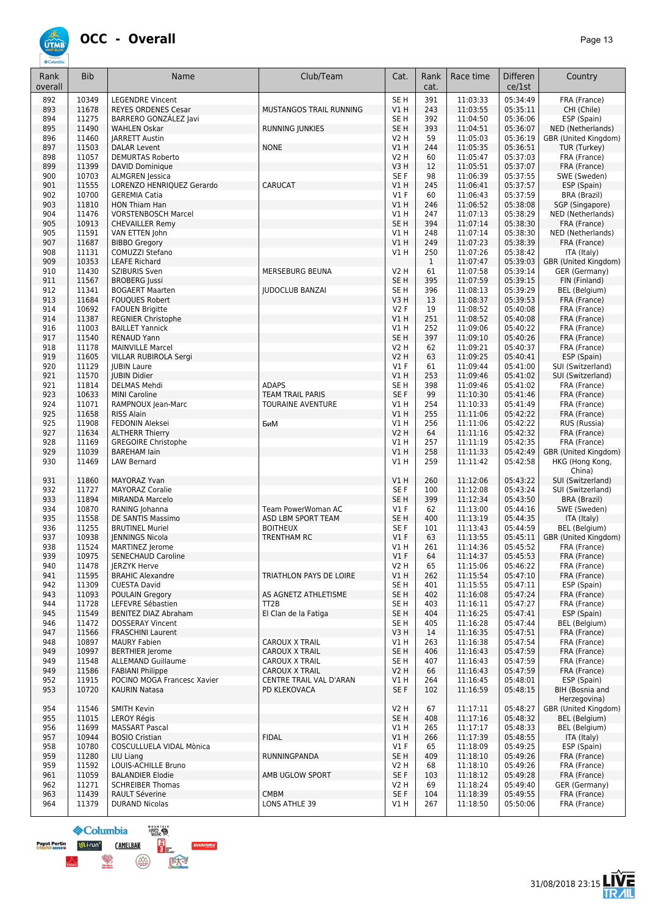# OCC - Overall

| Rank overall | Bib | Name | Club/Team | Cat. | Rank cat. | Race time | Differen ce/1st | Country |
|---|---|---|---|---|---|---|---|---|
| 892 | 10349 | LEGENDRE Vincent | | SE H | 391 | 11:03:33 | 05:34:49 | FRA (France) |
| 893 | 11678 | REYES ORDENES Cesar | MUSTANGOS TRAIL RUNNING | V1 H | 243 | 11:03:55 | 05:35:11 | CHI (Chile) |
| 894 | 11275 | BARRERO GONZÁLEZ Javi | | SE H | 392 | 11:04:50 | 05:36:06 | ESP (Spain) |
| 895 | 11490 | WAHLEN Oskar | RUNNING JUNKIES | SE H | 393 | 11:04:51 | 05:36:07 | NED (Netherlands) |
| 896 | 11460 | JARRETT Austin | | V2 H | 59 | 11:05:03 | 05:36:19 | GBR (United Kingdom) |
| 897 | 11503 | DALAR Levent | NONE | V1 H | 244 | 11:05:35 | 05:36:51 | TUR (Turkey) |
| 898 | 11057 | DEMURTAS Roberto | | V2 H | 60 | 11:05:47 | 05:37:03 | FRA (France) |
| 899 | 11399 | DAVID Dominique | | V3 H | 12 | 11:05:51 | 05:37:07 | FRA (France) |
| 900 | 10703 | ALMGREN Jessica | | SE F | 98 | 11:06:39 | 05:37:55 | SWE (Sweden) |
| 901 | 11555 | LORENZO HENRIQUEZ Gerardo | CARUCAT | V1 H | 245 | 11:06:41 | 05:37:57 | ESP (Spain) |
| 902 | 10700 | GEREMIA Catia | | V1 F | 60 | 11:06:43 | 05:37:59 | BRA (Brazil) |
| 903 | 11810 | HON Thiam Han | | V1 H | 246 | 11:06:52 | 05:38:08 | SGP (Singapore) |
| 904 | 11476 | VORSTENBOSCH Marcel | | V1 H | 247 | 11:07:13 | 05:38:29 | NED (Netherlands) |
| 905 | 10913 | CHEVAILLER Remy | | SE H | 394 | 11:07:14 | 05:38:30 | FRA (France) |
| 905 | 11591 | VAN ETTEN John | | V1 H | 248 | 11:07:14 | 05:38:30 | NED (Netherlands) |
| 907 | 11687 | BIBBO Gregory | | V1 H | 249 | 11:07:23 | 05:38:39 | FRA (France) |
| 908 | 11131 | COMUZZI Stefano | | V1 H | 250 | 11:07:26 | 05:38:42 | ITA (Italy) |
| 909 | 10353 | LEAFE Richard | | | 1 | 11:07:47 | 05:39:03 | GBR (United Kingdom) |
| 910 | 11430 | SZIBURIS Sven | MERSEBURG BEUNA | V2 H | 61 | 11:07:58 | 05:39:14 | GER (Germany) |
| 911 | 11567 | BROBERG Jussi | | SE H | 395 | 11:07:59 | 05:39:15 | FIN (Finland) |
| 912 | 11341 | BOGAERT Maarten | JUDOCLUB BANZAI | SE H | 396 | 11:08:13 | 05:39:29 | BEL (Belgium) |
| 913 | 11684 | FOUQUES Robert | | V3 H | 13 | 11:08:37 | 05:39:53 | FRA (France) |
| 914 | 10692 | FAOUEN Brigitte | | V2 F | 19 | 11:08:52 | 05:40:08 | FRA (France) |
| 914 | 11387 | REGNIER Christophe | | V1 H | 251 | 11:08:52 | 05:40:08 | FRA (France) |
| 916 | 11003 | BAILLET Yannick | | V1 H | 252 | 11:09:06 | 05:40:22 | FRA (France) |
| 917 | 11540 | RENAUD Yann | | SE H | 397 | 11:09:10 | 05:40:26 | FRA (France) |
| 918 | 11178 | MAINVILLE Marcel | | V2 H | 62 | 11:09:21 | 05:40:37 | FRA (France) |
| 919 | 11605 | VILLAR RUBIROLA Sergi | | V2 H | 63 | 11:09:25 | 05:40:41 | ESP (Spain) |
| 920 | 11129 | JUBIN Laure | | V1 F | 61 | 11:09:44 | 05:41:00 | SUI (Switzerland) |
| 921 | 11570 | JUBIN Didier | | V1 H | 253 | 11:09:46 | 05:41:02 | SUI (Switzerland) |
| 921 | 11814 | DELMAS Mehdi | ADAPS | SE H | 398 | 11:09:46 | 05:41:02 | FRA (France) |
| 923 | 10633 | MINI Caroline | TEAM TRAIL PARIS | SE F | 99 | 11:10:30 | 05:41:46 | FRA (France) |
| 924 | 11071 | RAMPNOUX Jean-Marc | TOURAINE AVENTURE | V1 H | 254 | 11:10:33 | 05:41:49 | FRA (France) |
| 925 | 11658 | RISS Alain | | V1 H | 255 | 11:11:06 | 05:42:22 | FRA (France) |
| 925 | 11908 | FEDONIN Aleksei | БиМ | V1 H | 256 | 11:11:06 | 05:42:22 | RUS (Russia) |
| 927 | 11634 | ALTHERR Thierry | | V2 H | 64 | 11:11:16 | 05:42:32 | FRA (France) |
| 928 | 11169 | GREGOIRE Christophe | | V1 H | 257 | 11:11:19 | 05:42:35 | FRA (France) |
| 929 | 11039 | BAREHAM Iain | | V1 H | 258 | 11:11:33 | 05:42:49 | GBR (United Kingdom) |
| 930 | 11469 | LAW Bernard | | V1 H | 259 | 11:11:42 | 05:42:58 | HKG (Hong Kong, China) |
| 931 | 11860 | MAYORAZ Yvan | | V1 H | 260 | 11:12:06 | 05:43:22 | SUI (Switzerland) |
| 932 | 11727 | MAYORAZ Coralie | | SE F | 100 | 11:12:08 | 05:43:24 | SUI (Switzerland) |
| 933 | 11894 | MIRANDA Marcelo | | SE H | 399 | 11:12:34 | 05:43:50 | BRA (Brazil) |
| 934 | 10870 | RANING Johanna | Team PowerWoman AC | V1 F | 62 | 11:13:00 | 05:44:16 | SWE (Sweden) |
| 935 | 11558 | DE SANTIS Massimo | ASD LBM SPORT TEAM | SE H | 400 | 11:13:19 | 05:44:35 | ITA (Italy) |
| 936 | 11255 | BRUTINEL Muriel | BOITHEUX | SE F | 101 | 11:13:43 | 05:44:59 | BEL (Belgium) |
| 937 | 10938 | JENNINGS Nicola | TRENTHAM RC | V1 F | 63 | 11:13:55 | 05:45:11 | GBR (United Kingdom) |
| 938 | 11524 | MARTINEZ Jerome | | V1 H | 261 | 11:14:36 | 05:45:52 | FRA (France) |
| 939 | 10975 | SENECHAUD Caroline | | V1 F | 64 | 11:14:37 | 05:45:53 | FRA (France) |
| 940 | 11478 | JERZYK Herve | | V2 H | 65 | 11:15:06 | 05:46:22 | FRA (France) |
| 941 | 11595 | BRAHIC Alexandre | TRIATHLON PAYS DE LOIRE | V1 H | 262 | 11:15:54 | 05:47:10 | FRA (France) |
| 942 | 11309 | CUESTA David | | SE H | 401 | 11:15:55 | 05:47:11 | ESP (Spain) |
| 943 | 11093 | POULAIN Gregory | AS AGNETZ ATHLETISME | SE H | 402 | 11:16:08 | 05:47:24 | FRA (France) |
| 944 | 11728 | LEFEVRE Sébastien | TT2B | SE H | 403 | 11:16:11 | 05:47:27 | FRA (France) |
| 945 | 11549 | BENITEZ DIAZ Abraham | El Clan de la Fatiga | SE H | 404 | 11:16:25 | 05:47:41 | ESP (Spain) |
| 946 | 11472 | DOSSERAY Vincent | | SE H | 405 | 11:16:28 | 05:47:44 | BEL (Belgium) |
| 947 | 11566 | FRASCHINI Laurent | | V3 H | 14 | 11:16:35 | 05:47:51 | FRA (France) |
| 948 | 10897 | MAURY Fabien | CAROUX X TRAIL | V1 H | 263 | 11:16:38 | 05:47:54 | FRA (France) |
| 949 | 10997 | BERTHIER Jerome | CAROUX X TRAIL | SE H | 406 | 11:16:43 | 05:47:59 | FRA (France) |
| 949 | 11548 | ALLEMAND Guillaume | CAROUX X TRAIL | SE H | 407 | 11:16:43 | 05:47:59 | FRA (France) |
| 949 | 11586 | FABIANI Philippe | CAROUX X TRAIL | V2 H | 66 | 11:16:43 | 05:47:59 | FRA (France) |
| 952 | 11915 | POCINO MOGA Francesc Xavier | CENTRE TRAIL VAL D'ARAN | V1 H | 264 | 11:16:45 | 05:48:01 | ESP (Spain) |
| 953 | 10720 | KAURIN Natasa | PD KLEKOVACA | SE F | 102 | 11:16:59 | 05:48:15 | BIH (Bosnia and Herzegovina) |
| 954 | 11546 | SMITH Kevin | | V2 H | 67 | 11:17:11 | 05:48:27 | GBR (United Kingdom) |
| 955 | 11015 | LEROY Régis | | SE H | 408 | 11:17:16 | 05:48:32 | BEL (Belgium) |
| 956 | 11699 | MASSART Pascal | | V1 H | 265 | 11:17:17 | 05:48:33 | BEL (Belgium) |
| 957 | 10944 | BOSIO Cristian | FIDAL | V1 H | 266 | 11:17:39 | 05:48:55 | ITA (Italy) |
| 958 | 10780 | COSCULLUELA VIDAL Mònica | | V1 F | 65 | 11:18:09 | 05:49:25 | ESP (Spain) |
| 959 | 11280 | LIU Liang | RUNNINGPANDA | SE H | 409 | 11:18:10 | 05:49:26 | FRA (France) |
| 959 | 11592 | LOUIS-ACHILLE Bruno | | V2 H | 68 | 11:18:10 | 05:49:26 | FRA (France) |
| 961 | 11059 | BALANDIER Elodie | AMB UGLOW SPORT | SE F | 103 | 11:18:12 | 05:49:28 | FRA (France) |
| 962 | 11271 | SCHREIBER Thomas | | V2 H | 69 | 11:18:24 | 05:49:40 | GER (Germany) |
| 963 | 11439 | RAULT Séverine | CMBM | SE F | 104 | 11:18:39 | 05:49:55 | FRA (France) |
| 964 | 11379 | DURAND Nicolas | LONS ATHLE 39 | V1 H | 267 | 11:18:50 | 05:50:06 | FRA (France) |

31/08/2018 23:15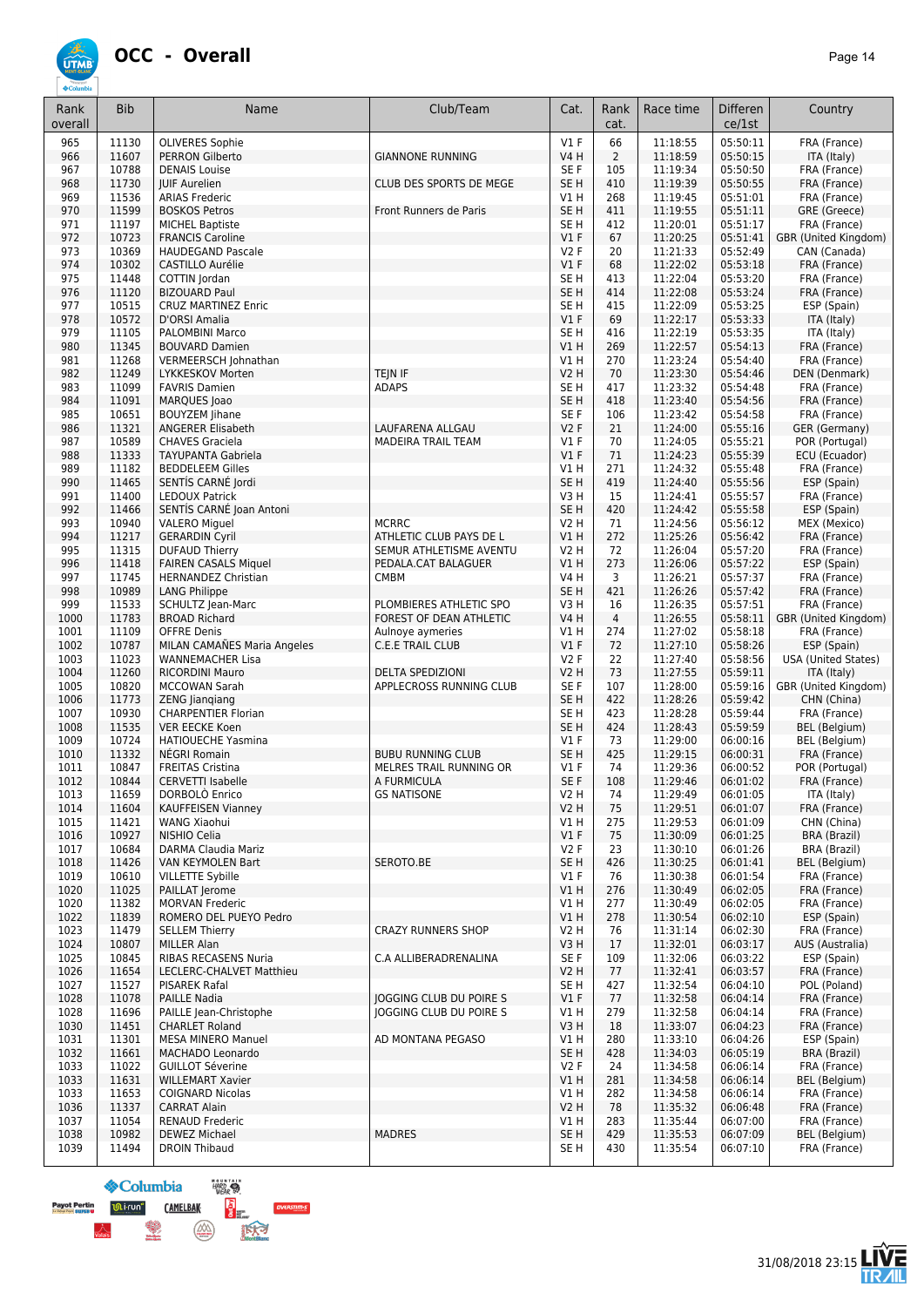# OCC - Overall

| Rank overall | Bib | Name | Club/Team | Cat. | Rank cat. | Race time | Difference/1st | Country |
|---|---|---|---|---|---|---|---|---|
| 965 | 11130 | OLIVERES Sophie | | V1 F | 66 | 11:18:55 | 05:50:11 | FRA (France) |
| 966 | 11607 | PERRON Gilberto | GIANNONE RUNNING | V4 H | 2 | 11:18:59 | 05:50:15 | ITA (Italy) |
| 967 | 10788 | DENAIS Louise | | SE F | 105 | 11:19:34 | 05:50:50 | FRA (France) |
| 968 | 11730 | JUIF Aurelien | CLUB DES SPORTS DE MEGE | SE H | 410 | 11:19:39 | 05:50:55 | FRA (France) |
| 969 | 11536 | ARIAS Frederic | | V1 H | 268 | 11:19:45 | 05:51:01 | FRA (France) |
| 970 | 11599 | BOSKOS Petros | Front Runners de Paris | SE H | 411 | 11:19:55 | 05:51:11 | GRE (Greece) |
| 971 | 11197 | MICHEL Baptiste | | SE H | 412 | 11:20:01 | 05:51:17 | FRA (France) |
| 972 | 10723 | FRANCIS Caroline | | V1 F | 67 | 11:20:25 | 05:51:41 | GBR (United Kingdom) |
| 973 | 10369 | HAUDEGAND Pascale | | V2 F | 20 | 11:21:33 | 05:52:49 | CAN (Canada) |
| 974 | 10302 | CASTILLO Aurélie | | V1 F | 68 | 11:22:02 | 05:53:18 | FRA (France) |
| 975 | 11448 | COTTIN Jordan | | SE H | 413 | 11:22:04 | 05:53:20 | FRA (France) |
| 976 | 11120 | BIZOUARD Paul | | SE H | 414 | 11:22:08 | 05:53:24 | FRA (France) |
| 977 | 10515 | CRUZ MARTINEZ Enric | | SE H | 415 | 11:22:09 | 05:53:25 | ESP (Spain) |
| 978 | 10572 | D'ORSI Amalia | | V1 F | 69 | 11:22:17 | 05:53:33 | ITA (Italy) |
| 979 | 11105 | PALOMBINI Marco | | SE H | 416 | 11:22:19 | 05:53:35 | ITA (Italy) |
| 980 | 11345 | BOUVARD Damien | | V1 H | 269 | 11:22:57 | 05:54:13 | FRA (France) |
| 981 | 11268 | VERMEERSCH Johnathan | | V1 H | 270 | 11:23:24 | 05:54:40 | FRA (France) |
| 982 | 11249 | LYKKESKOV Morten | TEJN IF | V2 H | 70 | 11:23:30 | 05:54:46 | DEN (Denmark) |
| 983 | 11099 | FAVRIS Damien | ADAPS | SE H | 417 | 11:23:32 | 05:54:48 | FRA (France) |
| 984 | 11091 | MARQUES Joao | | SE H | 418 | 11:23:40 | 05:54:56 | FRA (France) |
| 985 | 10651 | BOUYZEM Jihane | | SE F | 106 | 11:23:42 | 05:54:58 | FRA (France) |
| 986 | 11321 | ANGERER Elisabeth | LAUFARENA ALLGAU | V2 F | 21 | 11:24:00 | 05:55:16 | GER (Germany) |
| 987 | 10589 | CHAVES Graciela | MADEIRA TRAIL TEAM | V1 F | 70 | 11:24:05 | 05:55:21 | POR (Portugal) |
| 988 | 11333 | TAYUPANTA Gabriela | | V1 F | 71 | 11:24:23 | 05:55:39 | ECU (Ecuador) |
| 989 | 11182 | BEDDELEEM Gilles | | V1 H | 271 | 11:24:32 | 05:55:48 | FRA (France) |
| 990 | 11465 | SENTÍS CARNÉ Jordi | | SE H | 419 | 11:24:40 | 05:55:56 | ESP (Spain) |
| 991 | 11400 | LEDOUX Patrick | | V3 H | 15 | 11:24:41 | 05:55:57 | FRA (France) |
| 992 | 11466 | SENTÍS CARNÉ Joan Antoni | | SE H | 420 | 11:24:42 | 05:55:58 | ESP (Spain) |
| 993 | 10940 | VALERO Miguel | MCRRC | V2 H | 71 | 11:24:56 | 05:56:12 | MEX (Mexico) |
| 994 | 11217 | GERARDIN Cyril | ATHLETIC CLUB PAYS DE L | V1 H | 272 | 11:25:26 | 05:56:42 | FRA (France) |
| 995 | 11315 | DUFAUD Thierry | SEMUR ATHLETISME AVENTU | V2 H | 72 | 11:26:04 | 05:57:20 | FRA (France) |
| 996 | 11418 | FAIREN CASALS Miquel | PEDALA.CAT BALAGUER | V1 H | 273 | 11:26:06 | 05:57:22 | ESP (Spain) |
| 997 | 11745 | HERNANDEZ Christian | CMBM | V4 H | 3 | 11:26:21 | 05:57:37 | FRA (France) |
| 998 | 10989 | LANG Philippe | | SE H | 421 | 11:26:26 | 05:57:42 | FRA (France) |
| 999 | 11533 | SCHULTZ Jean-Marc | PLOMBIERES ATHLETIC SPO | V3 H | 16 | 11:26:35 | 05:57:51 | FRA (France) |
| 1000 | 11783 | BROAD Richard | FOREST OF DEAN ATHLETIC | V4 H | 4 | 11:26:55 | 05:58:11 | GBR (United Kingdom) |
| 1001 | 11109 | OFFRE Denis | Aulnoye aymeries | V1 H | 274 | 11:27:02 | 05:58:18 | FRA (France) |
| 1002 | 10787 | MILAN CAMAÑES Maria Angeles | C.E.E TRAIL CLUB | V1 F | 72 | 11:27:10 | 05:58:26 | ESP (Spain) |
| 1003 | 11023 | WANNEMACHER Lisa | | V2 F | 22 | 11:27:40 | 05:58:56 | USA (United States) |
| 1004 | 11260 | RICORDINI Mauro | DELTA SPEDIZIONI | V2 H | 73 | 11:27:55 | 05:59:11 | ITA (Italy) |
| 1005 | 10820 | MCCOWAN Sarah | APPLECROSS RUNNING CLUB | SE F | 107 | 11:28:00 | 05:59:16 | GBR (United Kingdom) |
| 1006 | 11773 | ZENG Jianqiang | | SE H | 422 | 11:28:26 | 05:59:42 | CHN (China) |
| 1007 | 10930 | CHARPENTIER Florian | | SE H | 423 | 11:28:28 | 05:59:44 | FRA (France) |
| 1008 | 11535 | VER EECKE Koen | | SE H | 424 | 11:28:43 | 05:59:59 | BEL (Belgium) |
| 1009 | 10724 | HATIOUECHE Yasmina | | V1 F | 73 | 11:29:00 | 06:00:16 | BEL (Belgium) |
| 1010 | 11332 | NÉGRI Romain | BUBU RUNNING CLUB | SE H | 425 | 11:29:15 | 06:00:31 | FRA (France) |
| 1011 | 10847 | FREITAS Cristina | MELRES TRAIL RUNNING OR | V1 F | 74 | 11:29:36 | 06:00:52 | POR (Portugal) |
| 1012 | 10844 | CERVETTI Isabelle | A FURMICULA | SE F | 108 | 11:29:46 | 06:01:02 | FRA (France) |
| 1013 | 11659 | DORBOLÒ Enrico | GS NATISONE | V2 H | 74 | 11:29:49 | 06:01:05 | ITA (Italy) |
| 1014 | 11604 | KAUFFEISEN Vianney | | V2 H | 75 | 11:29:51 | 06:01:07 | FRA (France) |
| 1015 | 11421 | WANG Xiaohui | | V1 H | 275 | 11:29:53 | 06:01:09 | CHN (China) |
| 1016 | 10927 | NISHIO Celia | | V1 F | 75 | 11:30:09 | 06:01:25 | BRA (Brazil) |
| 1017 | 10684 | DARMA Claudia Mariz | | V2 F | 23 | 11:30:10 | 06:01:26 | BRA (Brazil) |
| 1018 | 11426 | VAN KEYMOLEN Bart | SEROTO.BE | SE H | 426 | 11:30:25 | 06:01:41 | BEL (Belgium) |
| 1019 | 10610 | VILLETTE Sybille | | V1 F | 76 | 11:30:38 | 06:01:54 | FRA (France) |
| 1020 | 11025 | PAILLAT Jerome | | V1 H | 276 | 11:30:49 | 06:02:05 | FRA (France) |
| 1020 | 11382 | MORVAN Frederic | | V1 H | 277 | 11:30:49 | 06:02:05 | FRA (France) |
| 1022 | 11839 | ROMERO DEL PUEYO Pedro | | V1 H | 278 | 11:30:54 | 06:02:10 | ESP (Spain) |
| 1023 | 11479 | SELLEM Thierry | CRAZY RUNNERS SHOP | V2 H | 76 | 11:31:14 | 06:02:30 | FRA (France) |
| 1024 | 10807 | MILLER Alan | | V3 H | 17 | 11:32:01 | 06:03:17 | AUS (Australia) |
| 1025 | 10845 | RIBAS RECASENS Nuria | C.A ALLIBERADRENALINA | SE F | 109 | 11:32:06 | 06:03:22 | ESP (Spain) |
| 1026 | 11654 | LECLERC-CHALVET Matthieu | | V2 H | 77 | 11:32:41 | 06:03:57 | FRA (France) |
| 1027 | 11527 | PISAREK Rafal | | SE H | 427 | 11:32:54 | 06:04:10 | POL (Poland) |
| 1028 | 11078 | PAILLE Nadia | JOGGING CLUB DU POIRE S | V1 F | 77 | 11:32:58 | 06:04:14 | FRA (France) |
| 1028 | 11696 | PAILLE Jean-Christophe | JOGGING CLUB DU POIRE S | V1 H | 279 | 11:32:58 | 06:04:14 | FRA (France) |
| 1030 | 11451 | CHARLET Roland | | V3 H | 18 | 11:33:07 | 06:04:23 | FRA (France) |
| 1031 | 11301 | MESA MINERO Manuel | AD MONTANA PEGASO | V1 H | 280 | 11:33:10 | 06:04:26 | ESP (Spain) |
| 1032 | 11661 | MACHADO Leonardo | | SE H | 428 | 11:34:03 | 06:05:19 | BRA (Brazil) |
| 1033 | 11022 | GUILLOT Séverine | | V2 F | 24 | 11:34:58 | 06:06:14 | FRA (France) |
| 1033 | 11631 | WILLEMART Xavier | | V1 H | 281 | 11:34:58 | 06:06:14 | BEL (Belgium) |
| 1033 | 11653 | COIGNARD Nicolas | | V1 H | 282 | 11:34:58 | 06:06:14 | FRA (France) |
| 1036 | 11337 | CARRAT Alain | | V2 H | 78 | 11:35:32 | 06:06:48 | FRA (France) |
| 1037 | 11054 | RENAUD Frederic | | V1 H | 283 | 11:35:44 | 06:07:00 | FRA (France) |
| 1038 | 10982 | DEWEZ Michael | MADRES | SE H | 429 | 11:35:53 | 06:07:09 | BEL (Belgium) |
| 1039 | 11494 | DROIN Thibaud | | SE H | 430 | 11:35:54 | 06:07:10 | FRA (France) |

31/08/2018 23:15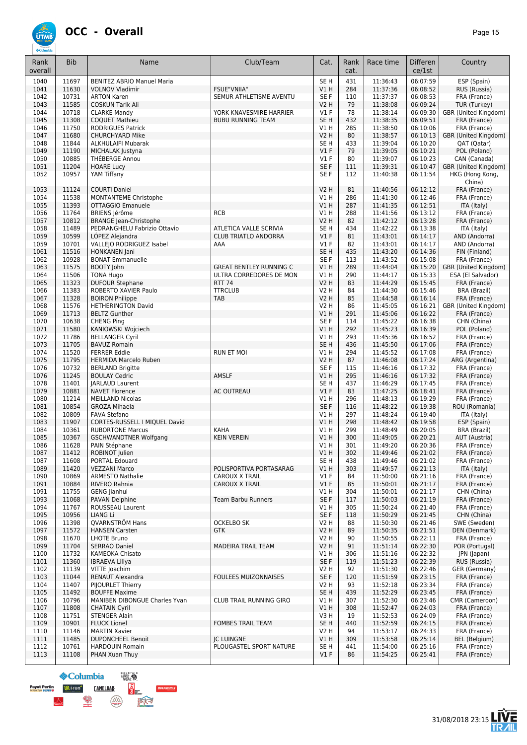# OCC - Overall

| Rank overall | Bib | Name | Club/Team | Cat. | Rank cat. | Race time | Difference/1st | Country |
|---|---|---|---|---|---|---|---|---|
| 1040 | 11697 | BENITEZ ABRIO Manuel Maria | | SE H | 431 | 11:36:43 | 06:07:59 | ESP (Spain) |
| 1041 | 11630 | VOLNOV Vladimir | FSUE"VNIIA" | V1 H | 284 | 11:37:36 | 06:08:52 | RUS (Russia) |
| 1042 | 10731 | ARTON Karen | SEMUR ATHLETISME AVENTU | SE F | 110 | 11:37:37 | 06:08:53 | FRA (France) |
| 1043 | 11585 | COSKUN Tarik Ali | | V2 H | 79 | 11:38:08 | 06:09:24 | TUR (Turkey) |
| 1044 | 10718 | CLARKE Mandy | YORK KNAVESMIRE HARRIER | V1 F | 78 | 11:38:14 | 06:09:30 | GBR (United Kingdom) |
| 1045 | 11308 | COQUET Mathieu | BUBU RUNNING TEAM | SE H | 432 | 11:38:35 | 06:09:51 | FRA (France) |
| 1046 | 11750 | RODRIGUES Patrick | | V1 H | 285 | 11:38:50 | 06:10:06 | FRA (France) |
| 1047 | 11680 | CHURCHYARD Mike | | V2 H | 80 | 11:38:57 | 06:10:13 | GBR (United Kingdom) |
| 1048 | 11844 | ALKHULAIFI Mubarak | | SE H | 433 | 11:39:04 | 06:10:20 | QAT (Qatar) |
| 1049 | 11190 | MICHALAK Justyna | | V1 F | 79 | 11:39:05 | 06:10:21 | POL (Poland) |
| 1050 | 10885 | THÉBERGE Annou | | V1 F | 80 | 11:39:07 | 06:10:23 | CAN (Canada) |
| 1051 | 11204 | HOARE Lucy | | SE F | 111 | 11:39:31 | 06:10:47 | GBR (United Kingdom) |
| 1052 | 10957 | YAM Tiffany | | SE F | 112 | 11:40:38 | 06:11:54 | HKG (Hong Kong, China) |
| 1053 | 11124 | COURTI Daniel | | V2 H | 81 | 11:40:56 | 06:12:12 | FRA (France) |
| 1054 | 11538 | MONTANTEME Christophe | | V1 H | 286 | 11:41:30 | 06:12:46 | FRA (France) |
| 1055 | 11393 | OTTAGGIO Emanuele | | V1 H | 287 | 11:41:35 | 06:12:51 | ITA (Italy) |
| 1056 | 11764 | BRIENS Jérôme | RCB | V1 H | 288 | 11:41:56 | 06:13:12 | FRA (France) |
| 1057 | 10812 | BRANGE Jean-Christophe | | V2 H | 82 | 11:42:12 | 06:13:28 | FRA (France) |
| 1058 | 11489 | PEDRANGHELU Fabrizio Ottavio | ATLETICA VALLE SCRIVIA | SE H | 434 | 11:42:22 | 06:13:38 | ITA (Italy) |
| 1059 | 10599 | LÓPEZ Alejandra | CLUB TRIATLO ANDORRA | V1 F | 81 | 11:43:01 | 06:14:17 | AND (Andorra) |
| 1059 | 10701 | VALLEJO RODRIGUEZ Isabel | AAA | V1 F | 82 | 11:43:01 | 06:14:17 | AND (Andorra) |
| 1061 | 11516 | HONKANEN Jani | | SE H | 435 | 11:43:20 | 06:14:36 | FIN (Finland) |
| 1062 | 10928 | BONAT Emmanuelle | | SE F | 113 | 11:43:52 | 06:15:08 | FRA (France) |
| 1063 | 11575 | BOOTY John | GREAT BENTLEY RUNNING C | V1 H | 289 | 11:44:04 | 06:15:20 | GBR (United Kingdom) |
| 1064 | 11506 | TONA Hugo | ULTRA CORREDORES DE MON | V1 H | 290 | 11:44:17 | 06:15:33 | ESA (El Salvador) |
| 1065 | 11323 | DUFOUR Stephane | RTT 74 | V2 H | 83 | 11:44:29 | 06:15:45 | FRA (France) |
| 1066 | 11383 | ROBERTO XAVIER Paulo | TTRCLUB | V2 H | 84 | 11:44:30 | 06:15:46 | BRA (Brazil) |
| 1067 | 11328 | BOIRON Philippe | TAB | V2 H | 85 | 11:44:58 | 06:16:14 | FRA (France) |
| 1068 | 11576 | HETHERINGTON David | | V2 H | 86 | 11:45:05 | 06:16:21 | GBR (United Kingdom) |
| 1069 | 11713 | BELTZ Gunther | | V1 H | 291 | 11:45:06 | 06:16:22 | FRA (France) |
| 1070 | 10638 | CHENG Ping | | SE F | 114 | 11:45:22 | 06:16:38 | CHN (China) |
| 1071 | 11580 | KANIOWSKI Wojciech | | V1 H | 292 | 11:45:23 | 06:16:39 | POL (Poland) |
| 1072 | 11786 | BELLANGER Cyril | | V1 H | 293 | 11:45:36 | 06:16:52 | FRA (France) |
| 1073 | 11705 | BAVUZ Romain | | SE H | 436 | 11:45:50 | 06:17:06 | FRA (France) |
| 1074 | 11520 | FERRER Eddie | RUN ET MOI | V1 H | 294 | 11:45:52 | 06:17:08 | FRA (France) |
| 1075 | 11795 | HERMIDA Marcelo Ruben | | V2 H | 87 | 11:46:08 | 06:17:24 | ARG (Argentina) |
| 1076 | 10732 | BERLAND Brigitte | | SE F | 115 | 11:46:16 | 06:17:32 | FRA (France) |
| 1076 | 11245 | BOULAY Cedric | AMSLF | V1 H | 295 | 11:46:16 | 06:17:32 | FRA (France) |
| 1078 | 11401 | JARLAUD Laurent | | SE H | 437 | 11:46:29 | 06:17:45 | FRA (France) |
| 1079 | 10881 | NAVET Florence | AC OUTREAU | V1 F | 83 | 11:47:25 | 06:18:41 | FRA (France) |
| 1080 | 11214 | MEILLAND Nicolas | | V1 H | 296 | 11:48:13 | 06:19:29 | FRA (France) |
| 1081 | 10854 | GROZA Mihaela | | SE F | 116 | 11:48:22 | 06:19:38 | ROU (Romania) |
| 1082 | 10809 | FAVA Stefano | | V1 H | 297 | 11:48:24 | 06:19:40 | ITA (Italy) |
| 1083 | 11907 | CORTES-RUSSELL I MIQUEL David | | V1 H | 298 | 11:48:42 | 06:19:58 | ESP (Spain) |
| 1084 | 10361 | RUBORTONE Marcus | KAHA | V1 H | 299 | 11:48:49 | 06:20:05 | BRA (Brazil) |
| 1085 | 10367 | GSCHWANDTNER Wolfgang | KEIN VEREIN | V1 H | 300 | 11:49:05 | 06:20:21 | AUT (Austria) |
| 1086 | 11628 | PAIN Stéphane | | V1 H | 301 | 11:49:20 | 06:20:36 | FRA (France) |
| 1087 | 11412 | ROBINOT Julien | | V1 H | 302 | 11:49:46 | 06:21:02 | FRA (France) |
| 1087 | 11608 | PORTAL Edouard | | SE H | 438 | 11:49:46 | 06:21:02 | FRA (France) |
| 1089 | 11420 | VEZZANI Marco | POLISPORTIVA PORTASARAG | V1 H | 303 | 11:49:57 | 06:21:13 | ITA (Italy) |
| 1090 | 10869 | ARMESTO Nathalie | CAROUX X TRAIL | V1 F | 84 | 11:50:00 | 06:21:16 | FRA (France) |
| 1091 | 10884 | RIVERO Rahnia | CAROUX X TRAIL | V1 F | 85 | 11:50:01 | 06:21:17 | FRA (France) |
| 1091 | 11755 | GENG Jianhui | | V1 H | 304 | 11:50:01 | 06:21:17 | CHN (China) |
| 1093 | 11068 | PAVAN Delphine | Team Barbu Runners | SE F | 117 | 11:50:03 | 06:21:19 | FRA (France) |
| 1094 | 11767 | ROUSSEAU Laurent | | V1 H | 305 | 11:50:24 | 06:21:40 | FRA (France) |
| 1095 | 10956 | LIANG Li | | SE F | 118 | 11:50:29 | 06:21:45 | CHN (China) |
| 1096 | 11398 | QVARNSTRÖM Hans | OCKELBO SK | V2 H | 88 | 11:50:30 | 06:21:46 | SWE (Sweden) |
| 1097 | 11572 | HANSEN Carsten | GTK | V2 H | 89 | 11:50:35 | 06:21:51 | DEN (Denmark) |
| 1098 | 11670 | LHOTE Bruno | | V2 H | 90 | 11:50:55 | 06:22:11 | FRA (France) |
| 1099 | 11704 | SERRAO Daniel | MADEIRA TRAIL TEAM | V2 H | 91 | 11:51:14 | 06:22:30 | POR (Portugal) |
| 1100 | 11732 | KAMEOKA Chisato | | V1 H | 306 | 11:51:16 | 06:22:32 | JPN (Japan) |
| 1101 | 11360 | IBRAEVA Liliya | | SE F | 119 | 11:51:23 | 06:22:39 | RUS (Russia) |
| 1102 | 11139 | VITTE Joachim | | V2 H | 92 | 11:51:30 | 06:22:46 | GER (Germany) |
| 1103 | 11044 | RENAUT Alexandra | FOULEES MUIZONNAISES | SE F | 120 | 11:51:59 | 06:23:15 | FRA (France) |
| 1104 | 11407 | PIJOURLET Thierry | | V2 H | 93 | 11:52:18 | 06:23:34 | FRA (France) |
| 1105 | 11492 | BOUFFE Maxime | | SE H | 439 | 11:52:29 | 06:23:45 | FRA (France) |
| 1106 | 10796 | MANIBEN DIBONGUE Charles Yvan | CLUB TRAIL RUNNING GIRO | V1 H | 307 | 11:52:30 | 06:23:46 | CMR (Cameroon) |
| 1107 | 11808 | CHATAIN Cyril | | V1 H | 308 | 11:52:47 | 06:24:03 | FRA (France) |
| 1108 | 11751 | STENGER Alain | | V3 H | 19 | 11:52:53 | 06:24:09 | FRA (France) |
| 1109 | 10901 | FLUCK Lionel | FOMBES TRAIL TEAM | SE H | 440 | 11:52:59 | 06:24:15 | FRA (France) |
| 1110 | 11146 | MARTIN Xavier | | V2 H | 94 | 11:53:17 | 06:24:33 | FRA (France) |
| 1111 | 11485 | DUPONCHEEL Benoit | JC LUINGNE | V1 H | 309 | 11:53:58 | 06:25:14 | BEL (Belgium) |
| 1112 | 10761 | HARDOUIN Romain | PLOUGASTEL SPORT NATURE | SE H | 441 | 11:54:00 | 06:25:16 | FRA (France) |
| 1113 | 11108 | PHAN Xuan Thuy | | V1 F | 86 | 11:54:25 | 06:25:41 | FRA (France) |

31/08/2018 23:15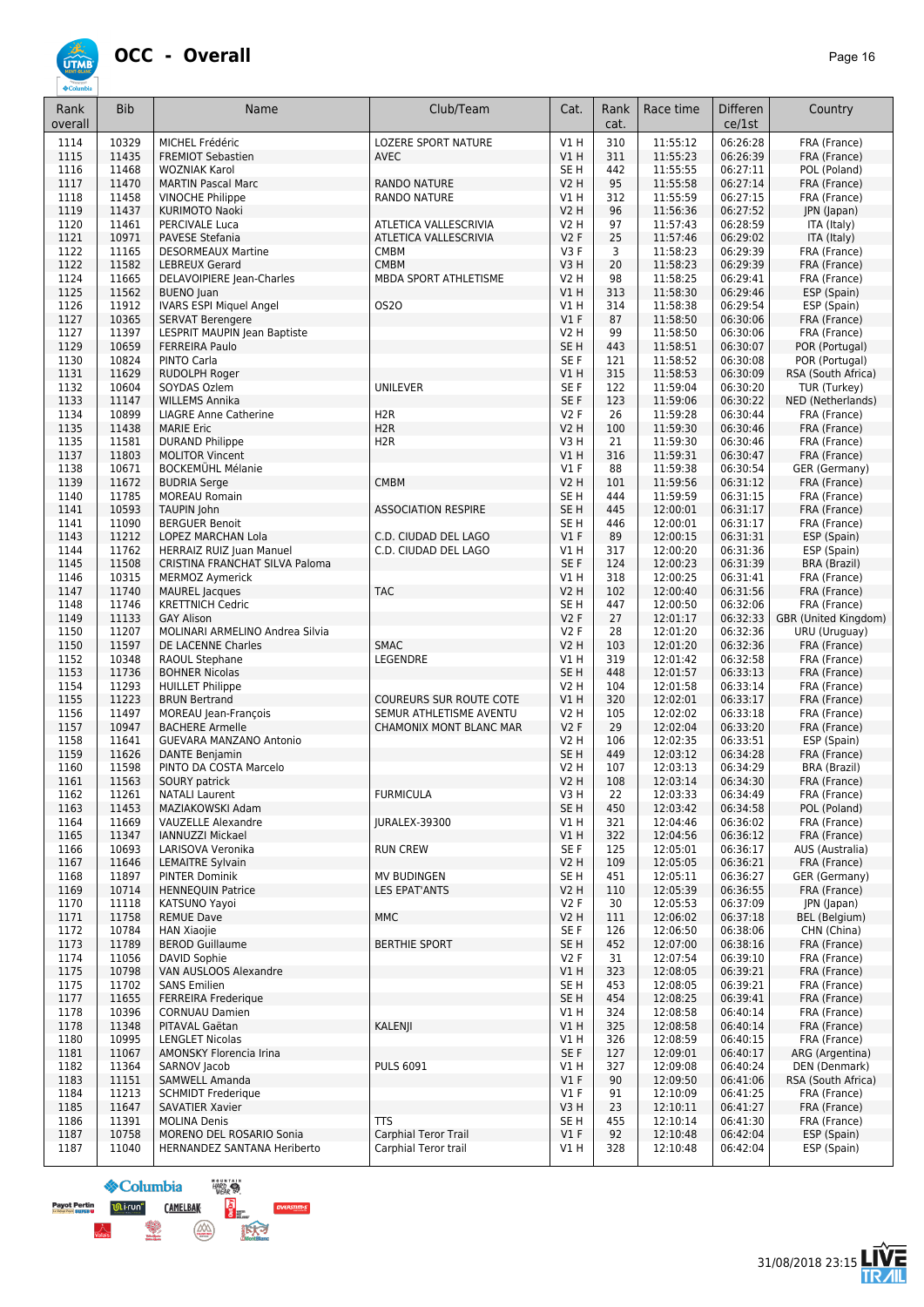# OCC - Overall

| Rank overall | Bib | Name | Club/Team | Cat. | Rank cat. | Race time | Differen ce/1st | Country |
|---|---|---|---|---|---|---|---|---|
| 1114 | 10329 | MICHEL Frédéric | LOZERE SPORT NATURE | V1 H | 310 | 11:55:12 | 06:26:28 | FRA (France) |
| 1115 | 11435 | FREMIOT Sebastien | AVEC | V1 H | 311 | 11:55:23 | 06:26:39 | FRA (France) |
| 1116 | 11468 | WOZNIAK Karol | | SE H | 442 | 11:55:55 | 06:27:11 | POL (Poland) |
| 1117 | 11470 | MARTIN Pascal Marc | RANDO NATURE | V2 H | 95 | 11:55:58 | 06:27:14 | FRA (France) |
| 1118 | 11458 | VINOCHE Philippe | RANDO NATURE | V1 H | 312 | 11:55:59 | 06:27:15 | FRA (France) |
| 1119 | 11437 | KURIMOTO Naoki | | V2 H | 96 | 11:56:36 | 06:27:52 | JPN (Japan) |
| 1120 | 11461 | PERCIVALE Luca | ATLETICA VALLESCRIVIA | V2 H | 97 | 11:57:43 | 06:28:59 | ITA (Italy) |
| 1121 | 10971 | PAVESE Stefania | ATLETICA VALLESCRIVIA | V2 F | 25 | 11:57:46 | 06:29:02 | ITA (Italy) |
| 1122 | 11165 | DESORMEAUX Martine | CMBM | V3 F | 3 | 11:58:23 | 06:29:39 | FRA (France) |
| 1122 | 11582 | LEBREUX Gerard | CMBM | V3 H | 20 | 11:58:23 | 06:29:39 | FRA (France) |
| 1124 | 11665 | DELAVOIPIERE Jean-Charles | MBDA SPORT ATHLETISME | V2 H | 98 | 11:58:25 | 06:29:41 | FRA (France) |
| 1125 | 11562 | BUENO Juan | | V1 H | 313 | 11:58:30 | 06:29:46 | ESP (Spain) |
| 1126 | 11912 | IVARS ESPI Miquel Angel | OS2O | V1 H | 314 | 11:58:38 | 06:29:54 | ESP (Spain) |
| 1127 | 10365 | SERVAT Berengere | | V1 F | 87 | 11:58:50 | 06:30:06 | FRA (France) |
| 1127 | 11397 | LESPRIT MAUPIN Jean Baptiste | | V2 H | 99 | 11:58:50 | 06:30:06 | FRA (France) |
| 1129 | 10659 | FERREIRA Paulo | | SE H | 443 | 11:58:51 | 06:30:07 | POR (Portugal) |
| 1130 | 10824 | PINTO Carla | | SE F | 121 | 11:58:52 | 06:30:08 | POR (Portugal) |
| 1131 | 11629 | RUDOLPH Roger | | V1 H | 315 | 11:58:53 | 06:30:09 | RSA (South Africa) |
| 1132 | 10604 | SOYDAS Ozlem | UNILEVER | SE F | 122 | 11:59:04 | 06:30:20 | TUR (Turkey) |
| 1133 | 11147 | WILLEMS Annika | | SE F | 123 | 11:59:06 | 06:30:22 | NED (Netherlands) |
| 1134 | 10899 | LIAGRE Anne Catherine | H2R | V2 F | 26 | 11:59:28 | 06:30:44 | FRA (France) |
| 1135 | 11438 | MARIE Eric | H2R | V2 H | 100 | 11:59:30 | 06:30:46 | FRA (France) |
| 1135 | 11581 | DURAND Philippe | H2R | V3 H | 21 | 11:59:30 | 06:30:46 | FRA (France) |
| 1137 | 11803 | MOLITOR Vincent | | V1 H | 316 | 11:59:31 | 06:30:47 | FRA (France) |
| 1138 | 10671 | BOCKEMÜHL Mélanie | | V1 F | 88 | 11:59:38 | 06:30:54 | GER (Germany) |
| 1139 | 11672 | BUDRIA Serge | CMBM | V2 H | 101 | 11:59:56 | 06:31:12 | FRA (France) |
| 1140 | 11785 | MOREAU Romain | | SE H | 444 | 11:59:59 | 06:31:15 | FRA (France) |
| 1141 | 10593 | TAUPIN John | ASSOCIATION RESPIRE | SE H | 445 | 12:00:01 | 06:31:17 | FRA (France) |
| 1141 | 11090 | BERGUER Benoit | | SE H | 446 | 12:00:01 | 06:31:17 | FRA (France) |
| 1143 | 11212 | LOPEZ MARCHAN Lola | C.D. CIUDAD DEL LAGO | V1 F | 89 | 12:00:15 | 06:31:31 | ESP (Spain) |
| 1144 | 11762 | HERRAIZ RUIZ Juan Manuel | C.D. CIUDAD DEL LAGO | V1 H | 317 | 12:00:20 | 06:31:36 | ESP (Spain) |
| 1145 | 11508 | CRISTINA FRANCHAT SILVA Paloma | | SE F | 124 | 12:00:23 | 06:31:39 | BRA (Brazil) |
| 1146 | 10315 | MERMOZ Aymerick | | V1 H | 318 | 12:00:25 | 06:31:41 | FRA (France) |
| 1147 | 11740 | MAUREL Jacques | TAC | V2 H | 102 | 12:00:40 | 06:31:56 | FRA (France) |
| 1148 | 11746 | KRETTNICH Cedric | | SE H | 447 | 12:00:50 | 06:32:06 | FRA (France) |
| 1149 | 11133 | GAY Alison | | V2 F | 27 | 12:01:17 | 06:32:33 | GBR (United Kingdom) |
| 1150 | 11207 | MOLINARI ARMELINO Andrea Silvia | | V2 F | 28 | 12:01:20 | 06:32:36 | URU (Uruguay) |
| 1150 | 11597 | DE LACENNE Charles | SMAC | V2 H | 103 | 12:01:20 | 06:32:36 | FRA (France) |
| 1152 | 10348 | RAOUL Stephane | LEGENDRE | V1 H | 319 | 12:01:42 | 06:32:58 | FRA (France) |
| 1153 | 11736 | BOHNER Nicolas | | SE H | 448 | 12:01:57 | 06:33:13 | FRA (France) |
| 1154 | 11293 | HUILLET Philippe | | V2 H | 104 | 12:01:58 | 06:33:14 | FRA (France) |
| 1155 | 11223 | BRUN Bertrand | COUREURS SUR ROUTE COTE | V1 H | 320 | 12:02:01 | 06:33:17 | FRA (France) |
| 1156 | 11497 | MOREAU Jean-François | SEMUR ATHLETISME AVENTU | V2 H | 105 | 12:02:02 | 06:33:18 | FRA (France) |
| 1157 | 10947 | BACHERE Armelle | CHAMONIX MONT BLANC MAR | V2 F | 29 | 12:02:04 | 06:33:20 | FRA (France) |
| 1158 | 11641 | GUEVARA MANZANO Antonio | | V2 H | 106 | 12:02:35 | 06:33:51 | ESP (Spain) |
| 1159 | 11626 | DANTE Benjamin | | SE H | 449 | 12:03:12 | 06:34:28 | FRA (France) |
| 1160 | 11598 | PINTO DA COSTA Marcelo | | V2 H | 107 | 12:03:13 | 06:34:29 | BRA (Brazil) |
| 1161 | 11563 | SOURY patrick | | V2 H | 108 | 12:03:14 | 06:34:30 | FRA (France) |
| 1162 | 11261 | NATALI Laurent | FURMICULA | V3 H | 22 | 12:03:33 | 06:34:49 | FRA (France) |
| 1163 | 11453 | MAZIAKOWSKI Adam | | SE H | 450 | 12:03:42 | 06:34:58 | POL (Poland) |
| 1164 | 11669 | VAUZELLE Alexandre | JURALEX-39300 | V1 H | 321 | 12:04:46 | 06:36:02 | FRA (France) |
| 1165 | 11347 | IANNUZZI Mickael | | V1 H | 322 | 12:04:56 | 06:36:12 | FRA (France) |
| 1166 | 10693 | LARISOVA Veronika | RUN CREW | SE F | 125 | 12:05:01 | 06:36:17 | AUS (Australia) |
| 1167 | 11646 | LEMAITRE Sylvain | | V2 H | 109 | 12:05:05 | 06:36:21 | FRA (France) |
| 1168 | 11897 | PINTER Dominik | MV BUDINGEN | SE H | 451 | 12:05:11 | 06:36:27 | GER (Germany) |
| 1169 | 10714 | HENNEQUIN Patrice | LES EPAT'ANTS | V2 H | 110 | 12:05:39 | 06:36:55 | FRA (France) |
| 1170 | 11118 | KATSUNO Yayoi | | V2 F | 30 | 12:05:53 | 06:37:09 | JPN (Japan) |
| 1171 | 11758 | REMUE Dave | MMC | V2 H | 111 | 12:06:02 | 06:37:18 | BEL (Belgium) |
| 1172 | 10784 | HAN Xiaojie | | SE F | 126 | 12:06:50 | 06:38:06 | CHN (China) |
| 1173 | 11789 | BEROD Guillaume | BERTHIE SPORT | SE H | 452 | 12:07:00 | 06:38:16 | FRA (France) |
| 1174 | 11056 | DAVID Sophie | | V2 F | 31 | 12:07:54 | 06:39:10 | FRA (France) |
| 1175 | 10798 | VAN AUSLOOS Alexandre | | V1 H | 323 | 12:08:05 | 06:39:21 | FRA (France) |
| 1175 | 11702 | SANS Emilien | | SE H | 453 | 12:08:05 | 06:39:21 | FRA (France) |
| 1177 | 11655 | FERREIRA Frederique | | SE H | 454 | 12:08:25 | 06:39:41 | FRA (France) |
| 1178 | 10396 | CORNUAU Damien | | V1 H | 324 | 12:08:58 | 06:40:14 | FRA (France) |
| 1178 | 11348 | PITAVAL Gaëtan | KALENJI | V1 H | 325 | 12:08:58 | 06:40:14 | FRA (France) |
| 1180 | 10995 | LENGLET Nicolas | | V1 H | 326 | 12:08:59 | 06:40:15 | FRA (France) |
| 1181 | 11067 | AMONSKY Florencia Irina | | SE F | 127 | 12:09:01 | 06:40:17 | ARG (Argentina) |
| 1182 | 11364 | SARNOV Jacob | PULS 6091 | V1 H | 327 | 12:09:08 | 06:40:24 | DEN (Denmark) |
| 1183 | 11151 | SAMWELL Amanda | | V1 F | 90 | 12:09:50 | 06:41:06 | RSA (South Africa) |
| 1184 | 11213 | SCHMIDT Frederique | | V1 F | 91 | 12:10:09 | 06:41:25 | FRA (France) |
| 1185 | 11647 | SAVATIER Xavier | | V3 H | 23 | 12:10:11 | 06:41:27 | FRA (France) |
| 1186 | 11391 | MOLINA Denis | TTS | SE H | 455 | 12:10:14 | 06:41:30 | FRA (France) |
| 1187 | 10758 | MORENO DEL ROSARIO Sonia | Carphial Teror Trail | V1 F | 92 | 12:10:48 | 06:42:04 | ESP (Spain) |
| 1187 | 11040 | HERNANDEZ SANTANA Heriberto | Carphial Teror trail | V1 H | 328 | 12:10:48 | 06:42:04 | ESP (Spain) |

31/08/2018 23:15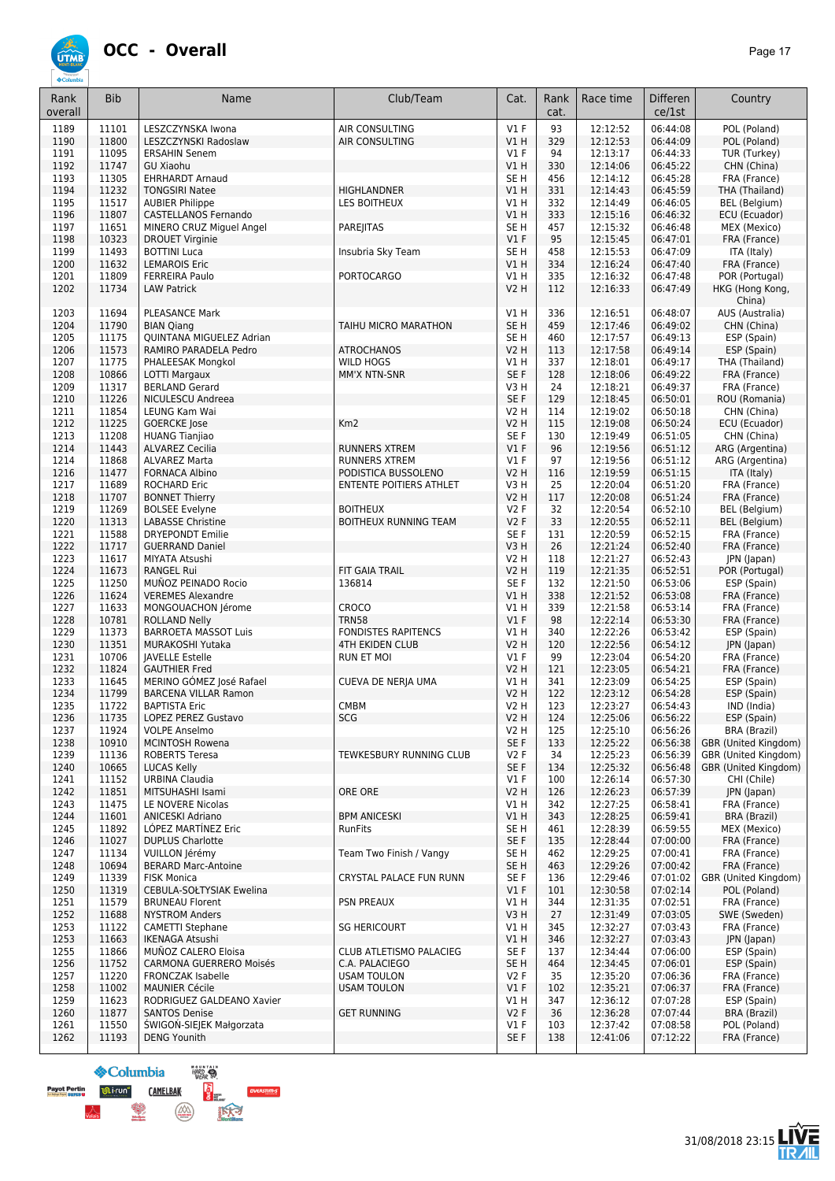# OCC - Overall

| Rank overall | Bib | Name | Club/Team | Cat. | Rank cat. | Race time | Difference/1st | Country |
|---|---|---|---|---|---|---|---|---|
| 1189 | 11101 | LESZCZYNSKA Iwona | AIR CONSULTING | V1 F | 93 | 12:12:52 | 06:44:08 | POL (Poland) |
| 1190 | 11800 | LESZCZYNSKI Radoslaw | AIR CONSULTING | V1 H | 329 | 12:12:53 | 06:44:09 | POL (Poland) |
| 1191 | 11095 | ERSAHIN Senem | | V1 F | 94 | 12:13:17 | 06:44:33 | TUR (Turkey) |
| 1192 | 11747 | GU Xiaohu | | V1 H | 330 | 12:14:06 | 06:45:22 | CHN (China) |
| 1193 | 11305 | EHRHARDT Arnaud | | SE H | 456 | 12:14:12 | 06:45:28 | FRA (France) |
| 1194 | 11232 | TONGSIRI Natee | HIGHLANDNER | V1 H | 331 | 12:14:43 | 06:45:59 | THA (Thailand) |
| 1195 | 11517 | AUBIER Philippe | LES BOITHEUX | V1 H | 332 | 12:14:49 | 06:46:05 | BEL (Belgium) |
| 1196 | 11807 | CASTELLANOS Fernando | | V1 H | 333 | 12:15:16 | 06:46:32 | ECU (Ecuador) |
| 1197 | 11651 | MINERO CRUZ Miguel Angel | PAREJITAS | SE H | 457 | 12:15:32 | 06:46:48 | MEX (Mexico) |
| 1198 | 10323 | DROUET Virginie | | V1 F | 95 | 12:15:45 | 06:47:01 | FRA (France) |
| 1199 | 11493 | BOTTINI Luca | Insubria Sky Team | SE H | 458 | 12:15:53 | 06:47:09 | ITA (Italy) |
| 1200 | 11632 | LEMAROIS Eric | | V1 H | 334 | 12:16:24 | 06:47:40 | FRA (France) |
| 1201 | 11809 | FERREIRA Paulo | PORTOCARGO | V1 H | 335 | 12:16:32 | 06:47:48 | POR (Portugal) |
| 1202 | 11734 | LAW Patrick | | V2 H | 112 | 12:16:33 | 06:47:49 | HKG (Hong Kong, China) |
| 1203 | 11694 | PLEASANCE Mark | | V1 H | 336 | 12:16:51 | 06:48:07 | AUS (Australia) |
| 1204 | 11790 | BIAN Qiang | TAIHU MICRO MARATHON | SE H | 459 | 12:17:46 | 06:49:02 | CHN (China) |
| 1205 | 11175 | QUINTANA MIGUELEZ Adrian | | SE H | 460 | 12:17:57 | 06:49:13 | ESP (Spain) |
| 1206 | 11573 | RAMIRO PARADELA Pedro | ATROCHANOS | V2 H | 113 | 12:17:58 | 06:49:14 | ESP (Spain) |
| 1207 | 11775 | PHALEESAK Mongkol | WILD HOGS | V1 H | 337 | 12:18:01 | 06:49:17 | THA (Thailand) |
| 1208 | 10866 | LOTTI Margaux | MM'X NTN-SNR | SE F | 128 | 12:18:06 | 06:49:22 | FRA (France) |
| 1209 | 11317 | BERLAND Gerard | | V3 H | 24 | 12:18:21 | 06:49:37 | FRA (France) |
| 1210 | 11226 | NICULESCU Andreea | | SE F | 129 | 12:18:45 | 06:50:01 | ROU (Romania) |
| 1211 | 11854 | LEUNG Kam Wai | | V2 H | 114 | 12:19:02 | 06:50:18 | CHN (China) |
| 1212 | 11225 | GOERCKE Jose | Km2 | V2 H | 115 | 12:19:08 | 06:50:24 | ECU (Ecuador) |
| 1213 | 11208 | HUANG Tianjiao | | SE F | 130 | 12:19:49 | 06:51:05 | CHN (China) |
| 1214 | 11443 | ALVAREZ Cecilia | RUNNERS XTREM | V1 F | 96 | 12:19:56 | 06:51:12 | ARG (Argentina) |
| 1214 | 11868 | ALVAREZ Marta | RUNNERS XTREM | V1 F | 97 | 12:19:56 | 06:51:12 | ARG (Argentina) |
| 1216 | 11477 | FORNACA Albino | PODISTICA BUSSOLENO | V2 H | 116 | 12:19:59 | 06:51:15 | ITA (Italy) |
| 1217 | 11689 | ROCHARD Eric | ENTENTE POITIERS ATHLET | V3 H | 25 | 12:20:04 | 06:51:20 | FRA (France) |
| 1218 | 11707 | BONNET Thierry | | V2 H | 117 | 12:20:08 | 06:51:24 | FRA (France) |
| 1219 | 11269 | BOLSEE Evelyne | BOITHEUX | V2 F | 32 | 12:20:54 | 06:52:10 | BEL (Belgium) |
| 1220 | 11313 | LABASSE Christine | BOITHEUX RUNNING TEAM | V2 F | 33 | 12:20:55 | 06:52:11 | BEL (Belgium) |
| 1221 | 11588 | DRYEPONDT Emilie | | SE F | 131 | 12:20:59 | 06:52:15 | FRA (France) |
| 1222 | 11717 | GUERRAND Daniel | | V3 H | 26 | 12:21:24 | 06:52:40 | FRA (France) |
| 1223 | 11617 | MIYATA Atsushi | | V2 H | 118 | 12:21:27 | 06:52:43 | JPN (Japan) |
| 1224 | 11673 | RANGEL Rui | FIT GAIA TRAIL | V2 H | 119 | 12:21:35 | 06:52:51 | POR (Portugal) |
| 1225 | 11250 | MUÑOZ PEINADO Rocio | 136814 | SE F | 132 | 12:21:50 | 06:53:06 | ESP (Spain) |
| 1226 | 11624 | VEREMES Alexandre | | V1 H | 338 | 12:21:52 | 06:53:08 | FRA (France) |
| 1227 | 11633 | MONGOUACHON Jérome | CROCO | V1 H | 339 | 12:21:58 | 06:53:14 | FRA (France) |
| 1228 | 10781 | ROLLAND Nelly | TRN58 | V1 F | 98 | 12:22:14 | 06:53:30 | FRA (France) |
| 1229 | 11373 | BARROETA MASSOT Luis | FONDISTES RAPITENCS | V1 H | 340 | 12:22:26 | 06:53:42 | ESP (Spain) |
| 1230 | 11351 | MURAKOSHI Yutaka | 4TH EKIDEN CLUB | V2 H | 120 | 12:22:56 | 06:54:12 | JPN (Japan) |
| 1231 | 10706 | JAVELLE Estelle | RUN ET MOI | V1 F | 99 | 12:23:04 | 06:54:20 | FRA (France) |
| 1232 | 11824 | GAUTHIER Fred | | V2 H | 121 | 12:23:05 | 06:54:21 | FRA (France) |
| 1233 | 11645 | MERINO GÓMEZ José Rafael | CUEVA DE NERJA UMA | V1 H | 341 | 12:23:09 | 06:54:25 | ESP (Spain) |
| 1234 | 11799 | BARCENA VILLAR Ramon | | V2 H | 122 | 12:23:12 | 06:54:28 | ESP (Spain) |
| 1235 | 11722 | BAPTISTA Eric | CMBM | V2 H | 123 | 12:23:27 | 06:54:43 | IND (India) |
| 1236 | 11735 | LOPEZ PEREZ Gustavo | SCG | V2 H | 124 | 12:25:06 | 06:56:22 | ESP (Spain) |
| 1237 | 11924 | VOLPE Anselmo | | V2 H | 125 | 12:25:10 | 06:56:26 | BRA (Brazil) |
| 1238 | 10910 | MCINTOSH Rowena | | SE F | 133 | 12:25:22 | 06:56:38 | GBR (United Kingdom) |
| 1239 | 11136 | ROBERTS Teresa | TEWKESBURY RUNNING CLUB | V2 F | 34 | 12:25:23 | 06:56:39 | GBR (United Kingdom) |
| 1240 | 10665 | LUCAS Kelly | | SE F | 134 | 12:25:32 | 06:56:48 | GBR (United Kingdom) |
| 1241 | 11152 | URBINA Claudia | | V1 F | 100 | 12:26:14 | 06:57:30 | CHI (Chile) |
| 1242 | 11851 | MITSUHASHI Isami | ORE ORE | V2 H | 126 | 12:26:23 | 06:57:39 | JPN (Japan) |
| 1243 | 11475 | LE NOVERE Nicolas | | V1 H | 342 | 12:27:25 | 06:58:41 | FRA (France) |
| 1244 | 11601 | ANICESKI Adriano | BPM ANICESKI | V1 H | 343 | 12:28:25 | 06:59:41 | BRA (Brazil) |
| 1245 | 11892 | LÓPEZ MARTÍNEZ Eric | RunFits | SE H | 461 | 12:28:39 | 06:59:55 | MEX (Mexico) |
| 1246 | 11027 | DUPLUS Charlotte | | SE F | 135 | 12:28:44 | 07:00:00 | FRA (France) |
| 1247 | 11134 | VUILLON Jérémy | Team Two Finish / Vangy | SE H | 462 | 12:29:25 | 07:00:41 | FRA (France) |
| 1248 | 10694 | BERARD Marc-Antoine | | SE H | 463 | 12:29:26 | 07:00:42 | FRA (France) |
| 1249 | 11339 | FISK Monica | CRYSTAL PALACE FUN RUNN | SE F | 136 | 12:29:46 | 07:01:02 | GBR (United Kingdom) |
| 1250 | 11319 | CEBULA-SOŁTYSIAK Ewelina | | V1 F | 101 | 12:30:58 | 07:02:14 | POL (Poland) |
| 1251 | 11579 | BRUNEAU Florent | PSN PREAUX | V1 H | 344 | 12:31:35 | 07:02:51 | FRA (France) |
| 1252 | 11688 | NYSTROM Anders | | V3 H | 27 | 12:31:49 | 07:03:05 | SWE (Sweden) |
| 1253 | 11122 | CAMETTI Stephane | SG HERICOURT | V1 H | 345 | 12:32:27 | 07:03:43 | FRA (France) |
| 1253 | 11663 | IKENAGA Atsushi | | V1 H | 346 | 12:32:27 | 07:03:43 | JPN (Japan) |
| 1255 | 11866 | MUÑOZ CALERO Eloisa | CLUB ATLETISMO PALACIEG | SE F | 137 | 12:34:44 | 07:06:00 | ESP (Spain) |
| 1256 | 11752 | CARMONA GUERRERO Moisés | C.A. PALACIEGO | SE H | 464 | 12:34:45 | 07:06:01 | ESP (Spain) |
| 1257 | 11220 | FRONCZAK Isabelle | USAM TOULON | V2 F | 35 | 12:35:20 | 07:06:36 | FRA (France) |
| 1258 | 11002 | MAUNIER Cécile | USAM TOULON | V1 F | 102 | 12:35:21 | 07:06:37 | FRA (France) |
| 1259 | 11623 | RODRIGUEZ GALDEANO Xavier | | V1 H | 347 | 12:36:12 | 07:07:28 | ESP (Spain) |
| 1260 | 11877 | SANTOS Denise | GET RUNNING | V2 F | 36 | 12:36:28 | 07:07:44 | BRA (Brazil) |
| 1261 | 11550 | ŚWIGOŃ-SIEJEK Małgorzata | | V1 F | 103 | 12:37:42 | 07:08:58 | POL (Poland) |
| 1262 | 11193 | DENG Younith | | SE F | 138 | 12:41:06 | 07:12:22 | FRA (France) |

31/08/2018 23:15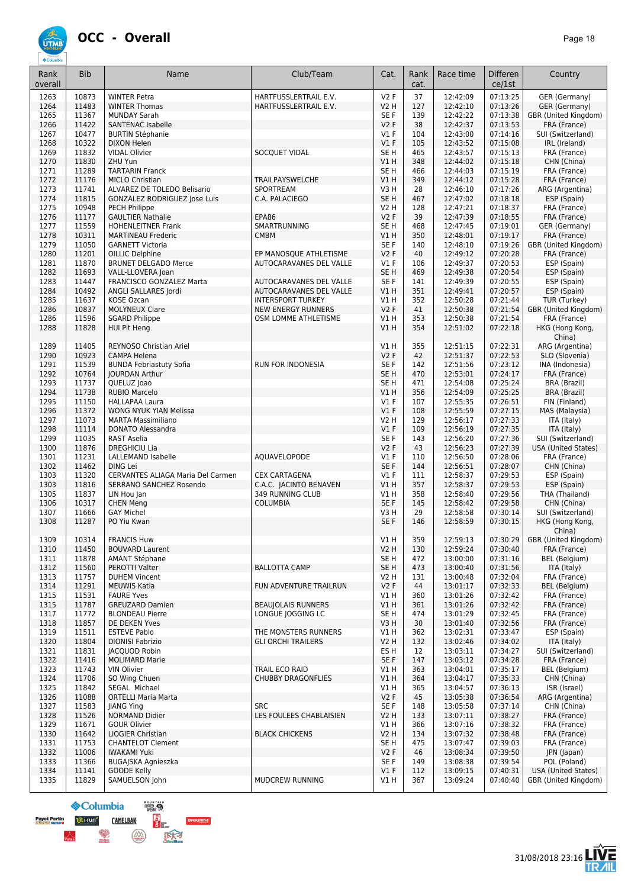# OCC - Overall

| Rank overall | Bib | Name | Club/Team | Cat. | Rank cat. | Race time | Differen ce/1st | Country |
|---|---|---|---|---|---|---|---|---|
| 1263 | 10873 | WINTER Petra | HARTFUSSLERTRAIL E.V. | V2 F | 37 | 12:42:09 | 07:13:25 | GER (Germany) |
| 1264 | 11483 | WINTER Thomas | HARTFUSSLERTRAIL E.V. | V2 H | 127 | 12:42:10 | 07:13:26 | GER (Germany) |
| 1265 | 11367 | MUNDAY Sarah | | SE F | 139 | 12:42:22 | 07:13:38 | GBR (United Kingdom) |
| 1266 | 11422 | SANTENAC Isabelle | | V2 F | 38 | 12:42:37 | 07:13:53 | FRA (France) |
| 1267 | 10477 | BURTIN Stéphanie | | V1 F | 104 | 12:43:00 | 07:14:16 | SUI (Switzerland) |
| 1268 | 10322 | DIXON Helen | | V1 F | 105 | 12:43:52 | 07:15:08 | IRL (Ireland) |
| 1269 | 11832 | VIDAL Olivier | SOCQUET VIDAL | SE H | 465 | 12:43:57 | 07:15:13 | FRA (France) |
| 1270 | 11830 | ZHU Yun | | V1 H | 348 | 12:44:02 | 07:15:18 | CHN (China) |
| 1271 | 11289 | TARTARIN Franck | | SE H | 466 | 12:44:03 | 07:15:19 | FRA (France) |
| 1272 | 11176 | MICLO Christian | TRAILPAYSWELCHE | V1 H | 349 | 12:44:12 | 07:15:28 | FRA (France) |
| 1273 | 11741 | ALVAREZ DE TOLEDO Belisario | SPORTREAM | V3 H | 28 | 12:46:10 | 07:17:26 | ARG (Argentina) |
| 1274 | 11815 | GONZALEZ RODRIGUEZ Jose Luis | C.A. PALACIEGO | SE H | 467 | 12:47:02 | 07:18:18 | ESP (Spain) |
| 1275 | 10948 | PECH Philippe | | V2 H | 128 | 12:47:21 | 07:18:37 | FRA (France) |
| 1276 | 11177 | GAULTIER Nathalie | EPA86 | V2 F | 39 | 12:47:39 | 07:18:55 | FRA (France) |
| 1277 | 11559 | HOHENLEITNER Frank | SMARTRUNNING | SE H | 468 | 12:47:45 | 07:19:01 | GER (Germany) |
| 1278 | 10311 | MARTINEAU Frederic | CMBM | V1 H | 350 | 12:48:01 | 07:19:17 | FRA (France) |
| 1279 | 11050 | GARNETT Victoria | | SE F | 140 | 12:48:10 | 07:19:26 | GBR (United Kingdom) |
| 1280 | 11201 | OILLIC Delphine | EP MANOSQUE ATHLETISME | V2 F | 40 | 12:49:12 | 07:20:28 | FRA (France) |
| 1281 | 11870 | BRUNET DELGADO Merce | AUTOCARAVANES DEL VALLE | V1 F | 106 | 12:49:37 | 07:20:53 | ESP (Spain) |
| 1282 | 11693 | VALL-LLOVERA Joan | | SE H | 469 | 12:49:38 | 07:20:54 | ESP (Spain) |
| 1283 | 11447 | FRANCISCO GONZALEZ Marta | AUTOCARAVANES DEL VALLE | SE F | 141 | 12:49:39 | 07:20:55 | ESP (Spain) |
| 1284 | 10492 | ANGLI SALLARES Jordi | AUTOCARAVANES DEL VALLE | V1 H | 351 | 12:49:41 | 07:20:57 | ESP (Spain) |
| 1285 | 11637 | KOSE Ozcan | INTERSPORT TURKEY | V1 H | 352 | 12:50:28 | 07:21:44 | TUR (Turkey) |
| 1286 | 10837 | MOLYNEUX Clare | NEW ENERGY RUNNERS | V2 F | 41 | 12:50:38 | 07:21:54 | GBR (United Kingdom) |
| 1286 | 11596 | SGARD Philippe | OSM LOMME ATHLETISME | V1 H | 353 | 12:50:38 | 07:21:54 | FRA (France) |
| 1288 | 11828 | HUI Pit Heng | | V1 H | 354 | 12:51:02 | 07:22:18 | HKG (Hong Kong, China) |
| 1289 | 11405 | REYNOSO Christian Ariel | | V1 H | 355 | 12:51:15 | 07:22:31 | ARG (Argentina) |
| 1290 | 10923 | CAMPA Helena | | V2 F | 42 | 12:51:37 | 07:22:53 | SLO (Slovenia) |
| 1291 | 11539 | BUNDA Febriastuty Sofia | RUN FOR INDONESIA | SE F | 142 | 12:51:56 | 07:23:12 | INA (Indonesia) |
| 1292 | 10764 | JOURDAN Arthur | | SE H | 470 | 12:53:01 | 07:24:17 | FRA (France) |
| 1293 | 11737 | QUELUZ Joao | | SE H | 471 | 12:54:08 | 07:25:24 | BRA (Brazil) |
| 1294 | 11738 | RUBIO Marcelo | | V1 H | 356 | 12:54:09 | 07:25:25 | BRA (Brazil) |
| 1295 | 11150 | HALLAPAA Laura | | V1 F | 107 | 12:55:35 | 07:26:51 | FIN (Finland) |
| 1296 | 11372 | WONG NYUK YIAN Melissa | | V1 F | 108 | 12:55:59 | 07:27:15 | MAS (Malaysia) |
| 1297 | 11073 | MARTA Massimiliano | | V2 H | 129 | 12:56:17 | 07:27:33 | ITA (Italy) |
| 1298 | 11114 | DONATO Alessandra | | V1 F | 109 | 12:56:19 | 07:27:35 | ITA (Italy) |
| 1299 | 11035 | RAST Aselia | | SE F | 143 | 12:56:20 | 07:27:36 | SUI (Switzerland) |
| 1300 | 11876 | DREGHICIU Lia | | V2 F | 43 | 12:56:23 | 07:27:39 | USA (United States) |
| 1301 | 11231 | LALLEMAND Isabelle | AQUAVELOPODE | V1 F | 110 | 12:56:50 | 07:28:06 | FRA (France) |
| 1302 | 11462 | DING Lei | | SE F | 144 | 12:56:51 | 07:28:07 | CHN (China) |
| 1303 | 11320 | CERVANTES ALIAGA Maria Del Carmen | CEX CARTAGENA | V1 F | 111 | 12:58:37 | 07:29:53 | ESP (Spain) |
| 1303 | 11816 | SERRANO SANCHEZ Rosendo | C.A.C. JACINTO BENAVEN | V1 H | 357 | 12:58:37 | 07:29:53 | ESP (Spain) |
| 1305 | 11837 | LIN Hou Jan | 349 RUNNING CLUB | V1 H | 358 | 12:58:40 | 07:29:56 | THA (Thailand) |
| 1306 | 10317 | CHEN Meng | COLUMBIA | SE F | 145 | 12:58:42 | 07:29:58 | CHN (China) |
| 1307 | 11666 | GAY Michel | | V3 H | 29 | 12:58:58 | 07:30:14 | SUI (Switzerland) |
| 1308 | 11287 | PO Yiu Kwan | | SE F | 146 | 12:58:59 | 07:30:15 | HKG (Hong Kong, China) |
| 1309 | 10314 | FRANCIS Huw | | V1 H | 359 | 12:59:13 | 07:30:29 | GBR (United Kingdom) |
| 1310 | 11450 | BOUVARD Laurent | | V2 H | 130 | 12:59:24 | 07:30:40 | FRA (France) |
| 1311 | 11878 | AMANT Stéphane | | SE H | 472 | 13:00:00 | 07:31:16 | BEL (Belgium) |
| 1312 | 11560 | PEROTTI Valter | BALLOTTA CAMP | SE H | 473 | 13:00:40 | 07:31:56 | ITA (Italy) |
| 1313 | 11757 | DUHEM Vincent | | V2 H | 131 | 13:00:48 | 07:32:04 | FRA (France) |
| 1314 | 11291 | MEUWIS Katia | FUN ADVENTURE TRAILRUN | V2 F | 44 | 13:01:17 | 07:32:33 | BEL (Belgium) |
| 1315 | 11531 | FAURE Yves | | V1 H | 360 | 13:01:26 | 07:32:42 | FRA (France) |
| 1315 | 11787 | GREUZARD Damien | BEAUJOLAIS RUNNERS | V1 H | 361 | 13:01:26 | 07:32:42 | FRA (France) |
| 1317 | 11772 | BLONDEAU Pierre | LONGUE JOGGING LC | SE H | 474 | 13:01:29 | 07:32:45 | FRA (France) |
| 1318 | 11857 | DE DEKEN Yves | | V3 H | 30 | 13:01:40 | 07:32:56 | FRA (France) |
| 1319 | 11511 | ESTEVE Pablo | THE MONSTERS RUNNERS | V1 H | 362 | 13:02:31 | 07:33:47 | ESP (Spain) |
| 1320 | 11804 | DIONISI Fabrizio | GLI ORCHI TRAILERS | V2 H | 132 | 13:02:46 | 07:34:02 | ITA (Italy) |
| 1321 | 11831 | JACQUOD Robin | | ES H | 12 | 13:03:11 | 07:34:27 | SUI (Switzerland) |
| 1322 | 11416 | MOLIMARD Marie | | SE F | 147 | 13:03:12 | 07:34:28 | FRA (France) |
| 1323 | 11743 | VIN Olivier | TRAIL ECO RAID | V1 H | 363 | 13:04:01 | 07:35:17 | BEL (Belgium) |
| 1324 | 11706 | SO Wing Chuen | CHUBBY DRAGONFLIES | V1 H | 364 | 13:04:17 | 07:35:33 | CHN (China) |
| 1325 | 11842 | SEGAL Michael | | V1 H | 365 | 13:04:57 | 07:36:13 | ISR (Israel) |
| 1326 | 11088 | ORTELLI María Marta | | V2 F | 45 | 13:05:38 | 07:36:54 | ARG (Argentina) |
| 1327 | 11583 | JIANG Ying | SRC | SE F | 148 | 13:05:58 | 07:37:14 | CHN (China) |
| 1328 | 11526 | NORMAND Didier | LES FOULEES CHABLAISIEN | V2 H | 133 | 13:07:11 | 07:38:27 | FRA (France) |
| 1329 | 11671 | GOUR Olivier | | V1 H | 366 | 13:07:16 | 07:38:32 | FRA (France) |
| 1330 | 11642 | LIOGIER Christian | BLACK CHICKENS | V2 H | 134 | 13:07:32 | 07:38:48 | FRA (France) |
| 1331 | 11753 | CHANTELOT Clement | | SE H | 475 | 13:07:47 | 07:39:03 | FRA (France) |
| 1332 | 11006 | IWAKAMI Yuki | | V2 F | 46 | 13:08:34 | 07:39:50 | JPN (Japan) |
| 1333 | 11366 | BUGAJSKA Agnieszka | | SE F | 149 | 13:08:38 | 07:39:54 | POL (Poland) |
| 1334 | 11141 | GOODE Kelly | | V1 F | 112 | 13:09:15 | 07:40:31 | USA (United States) |
| 1335 | 11829 | SAMUELSON John | MUDCREW RUNNING | V1 H | 367 | 13:09:24 | 07:40:40 | GBR (United Kingdom) |

31/08/2018 23:16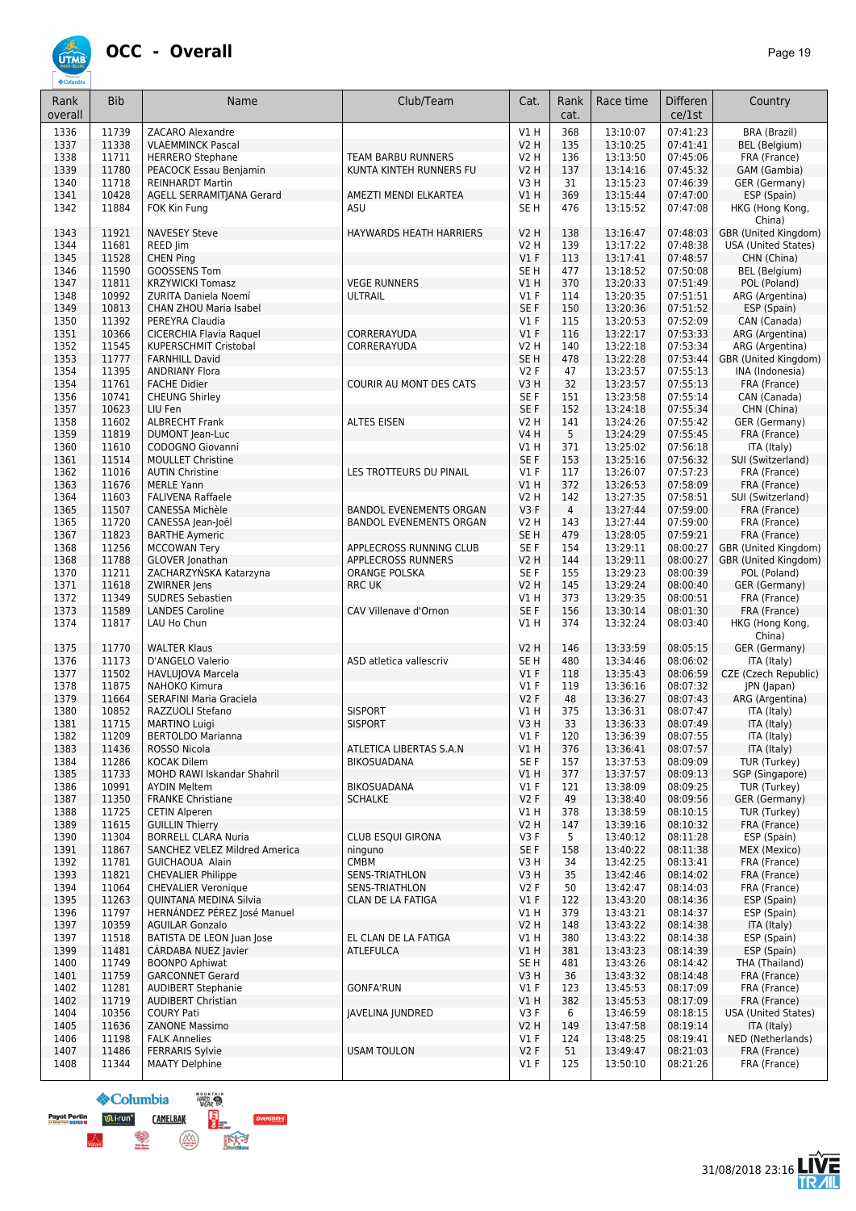# OCC - Overall

| Rank overall | Bib | Name | Club/Team | Cat. | Rank cat. | Race time | Differen ce/1st | Country |
|---|---|---|---|---|---|---|---|---|
| 1336 | 11739 | ZACARO Alexandre | | V1 H | 368 | 13:10:07 | 07:41:23 | BRA (Brazil) |
| 1337 | 11338 | VLAEMMINCK Pascal | | V2 H | 135 | 13:10:25 | 07:41:41 | BEL (Belgium) |
| 1338 | 11711 | HERRERO Stephane | TEAM BARBU RUNNERS | V2 H | 136 | 13:13:50 | 07:45:06 | FRA (France) |
| 1339 | 11780 | PEACOCK Essau Benjamin | KUNTA KINTEH RUNNERS FU | V2 H | 137 | 13:14:16 | 07:45:32 | GAM (Gambia) |
| 1340 | 11718 | REINHARDT Martin | | V3 H | 31 | 13:15:23 | 07:46:39 | GER (Germany) |
| 1341 | 10428 | AGELL SERRAMITJANA Gerard | AMEZTI MENDI ELKARTEA | V1 H | 369 | 13:15:44 | 07:47:00 | ESP (Spain) |
| 1342 | 11884 | FOK Kin Fung | ASU | SE H | 476 | 13:15:52 | 07:47:08 | HKG (Hong Kong, China) |
| 1343 | 11921 | NAVESEY Steve | HAYWARDS HEATH HARRIERS | V2 H | 138 | 13:16:47 | 07:48:03 | GBR (United Kingdom) |
| 1344 | 11681 | REED Jim | | V2 H | 139 | 13:17:22 | 07:48:38 | USA (United States) |
| 1345 | 11528 | CHEN Ping | | V1 F | 113 | 13:17:41 | 07:48:57 | CHN (China) |
| 1346 | 11590 | GOOSSENS Tom | | SE H | 477 | 13:18:52 | 07:50:08 | BEL (Belgium) |
| 1347 | 11811 | KRZYWICKI Tomasz | VEGE RUNNERS | V1 H | 370 | 13:20:33 | 07:51:49 | POL (Poland) |
| 1348 | 10992 | ZURITA Daniela Noemí | ULTRAIL | V1 F | 114 | 13:20:35 | 07:51:51 | ARG (Argentina) |
| 1349 | 10813 | CHAN ZHOU Maria Isabel | | SE F | 150 | 13:20:36 | 07:51:52 | ESP (Spain) |
| 1350 | 11392 | PEREYRA Claudia | | V1 F | 115 | 13:20:53 | 07:52:09 | CAN (Canada) |
| 1351 | 10366 | CICERCHIA Flavia Raquel | CORRERAYUDA | V1 F | 116 | 13:22:17 | 07:53:33 | ARG (Argentina) |
| 1352 | 11545 | KUPERSCHMIT Cristobal | CORRERAYUDA | V2 H | 140 | 13:22:18 | 07:53:34 | ARG (Argentina) |
| 1353 | 11777 | FARNHILL David | | SE H | 478 | 13:22:28 | 07:53:44 | GBR (United Kingdom) |
| 1354 | 11395 | ANDRIANY Flora | | V2 F | 47 | 13:23:57 | 07:55:13 | INA (Indonesia) |
| 1354 | 11761 | FACHE Didier | COURIR AU MONT DES CATS | V3 H | 32 | 13:23:57 | 07:55:13 | FRA (France) |
| 1356 | 10741 | CHEUNG Shirley | | SE F | 151 | 13:23:58 | 07:55:14 | CAN (Canada) |
| 1357 | 10623 | LIU Fen | | SE F | 152 | 13:24:18 | 07:55:34 | CHN (China) |
| 1358 | 11602 | ALBRECHT Frank | ALTES EISEN | V2 H | 141 | 13:24:26 | 07:55:42 | GER (Germany) |
| 1359 | 11819 | DUMONT Jean-Luc | | V4 H | 5 | 13:24:29 | 07:55:45 | FRA (France) |
| 1360 | 11610 | CODOGNO Giovanni | | V1 H | 371 | 13:25:02 | 07:56:18 | ITA (Italy) |
| 1361 | 11514 | MOULLET Christine | | SE F | 153 | 13:25:16 | 07:56:32 | SUI (Switzerland) |
| 1362 | 11016 | AUTIN Christine | LES TROTTEURS DU PINAIL | V1 F | 117 | 13:26:07 | 07:57:23 | FRA (France) |
| 1363 | 11676 | MERLE Yann | | V1 H | 372 | 13:26:53 | 07:58:09 | FRA (France) |
| 1364 | 11603 | FALIVENA Raffaele | | V2 H | 142 | 13:27:35 | 07:58:51 | SUI (Switzerland) |
| 1365 | 11507 | CANESSA Michèle | BANDOL EVENEMENTS ORGAN | V3 F | 4 | 13:27:44 | 07:59:00 | FRA (France) |
| 1365 | 11720 | CANESSA Jean-Joël | BANDOL EVENEMENTS ORGAN | V2 H | 143 | 13:27:44 | 07:59:00 | FRA (France) |
| 1367 | 11823 | BARTHE Aymeric | | SE H | 479 | 13:28:05 | 07:59:21 | FRA (France) |
| 1368 | 11256 | MCCOWAN Tery | APPLECROSS RUNNING CLUB | SE F | 154 | 13:29:11 | 08:00:27 | GBR (United Kingdom) |
| 1368 | 11788 | GLOVER Jonathan | APPLECROSS RUNNERS | V2 H | 144 | 13:29:11 | 08:00:27 | GBR (United Kingdom) |
| 1370 | 11211 | ZACHARZYŃSKA Katarzyna | ORANGE POLSKA | SE F | 155 | 13:29:23 | 08:00:39 | POL (Poland) |
| 1371 | 11618 | ZWIRNER Jens | RRC UK | V2 H | 145 | 13:29:24 | 08:00:40 | GER (Germany) |
| 1372 | 11349 | SUDRES Sebastien | | V1 H | 373 | 13:29:35 | 08:00:51 | FRA (France) |
| 1373 | 11589 | LANDES Caroline | CAV Villenave d'Ornon | SE F | 156 | 13:30:14 | 08:01:30 | FRA (France) |
| 1374 | 11817 | LAU Ho Chun | | V1 H | 374 | 13:32:24 | 08:03:40 | HKG (Hong Kong, China) |
| 1375 | 11770 | WALTER Klaus | | V2 H | 146 | 13:33:59 | 08:05:15 | GER (Germany) |
| 1376 | 11173 | D'ANGELO Valerio | ASD atletica vallescriv | SE H | 480 | 13:34:46 | 08:06:02 | ITA (Italy) |
| 1377 | 11502 | HAVLUJOVA Marcela | | V1 F | 118 | 13:35:43 | 08:06:59 | CZE (Czech Republic) |
| 1378 | 11875 | NAHOKO Kimura | | V1 F | 119 | 13:36:16 | 08:07:32 | JPN (Japan) |
| 1379 | 11664 | SERAFINI Maria Graciela | | V2 F | 48 | 13:36:27 | 08:07:43 | ARG (Argentina) |
| 1380 | 10852 | RAZZUOLI Stefano | SISPORT | V1 H | 375 | 13:36:31 | 08:07:47 | ITA (Italy) |
| 1381 | 11715 | MARTINO Luigi | SISPORT | V3 H | 33 | 13:36:33 | 08:07:49 | ITA (Italy) |
| 1382 | 11209 | BERTOLDO Marianna | | V1 F | 120 | 13:36:39 | 08:07:55 | ITA (Italy) |
| 1383 | 11436 | ROSSO Nicola | ATLETICA LIBERTAS S.A.N | V1 H | 376 | 13:36:41 | 08:07:57 | ITA (Italy) |
| 1384 | 11286 | KOCAK Dilem | BIKOSUADANA | SE F | 157 | 13:37:53 | 08:09:09 | TUR (Turkey) |
| 1385 | 11733 | MOHD RAWI Iskandar Shahril | | V1 H | 377 | 13:37:57 | 08:09:13 | SGP (Singapore) |
| 1386 | 10991 | AYDIN Meltem | BIKOSUADANA | V1 F | 121 | 13:38:09 | 08:09:25 | TUR (Turkey) |
| 1387 | 11350 | FRANKE Christiane | SCHALKE | V2 F | 49 | 13:38:40 | 08:09:56 | GER (Germany) |
| 1388 | 11725 | CETIN Alperen | | V1 H | 378 | 13:38:59 | 08:10:15 | TUR (Turkey) |
| 1389 | 11615 | GUILLIN Thierry | | V2 H | 147 | 13:39:16 | 08:10:32 | FRA (France) |
| 1390 | 11304 | BORRELL CLARA Nuria | CLUB ESQUI GIRONA | V3 F | 5 | 13:40:12 | 08:11:28 | ESP (Spain) |
| 1391 | 11867 | SANCHEZ VELEZ Mildred America | ninguno | SE F | 158 | 13:40:22 | 08:11:38 | MEX (Mexico) |
| 1392 | 11781 | GUICHAOUA Alain | CMBM | V3 H | 34 | 13:42:25 | 08:13:41 | FRA (France) |
| 1393 | 11821 | CHEVALIER Philippe | SENS-TRIATHLON | V3 H | 35 | 13:42:46 | 08:14:02 | FRA (France) |
| 1394 | 11064 | CHEVALIER Veronique | SENS-TRIATHLON | V2 F | 50 | 13:42:47 | 08:14:03 | FRA (France) |
| 1395 | 11263 | QUINTANA MEDINA Silvia | CLAN DE LA FATIGA | V1 F | 122 | 13:43:20 | 08:14:36 | ESP (Spain) |
| 1396 | 11797 | HERNÁNDEZ PÉREZ José Manuel | | V1 H | 379 | 13:43:21 | 08:14:37 | ESP (Spain) |
| 1397 | 10359 | AGUILAR Gonzalo | | V2 H | 148 | 13:43:22 | 08:14:38 | ITA (Italy) |
| 1397 | 11518 | BATISTA DE LEON Juan Jose | EL CLAN DE LA FATIGA | V1 H | 380 | 13:43:22 | 08:14:38 | ESP (Spain) |
| 1399 | 11481 | CÁRDABA NUEZ Javier | ATLEFULCA | V1 H | 381 | 13:43:23 | 08:14:39 | ESP (Spain) |
| 1400 | 11749 | BOONPO Aphiwat | | SE H | 481 | 13:43:26 | 08:14:42 | THA (Thailand) |
| 1401 | 11759 | GARCONNET Gerard | | V3 H | 36 | 13:43:32 | 08:14:48 | FRA (France) |
| 1402 | 11281 | AUDIBERT Stephanie | GONFA'RUN | V1 F | 123 | 13:45:53 | 08:17:09 | FRA (France) |
| 1402 | 11719 | AUDIBERT Christian | | V1 H | 382 | 13:45:53 | 08:17:09 | FRA (France) |
| 1404 | 10356 | COURY Pati | JAVELINA JUNDRED | V3 F | 6 | 13:46:59 | 08:18:15 | USA (United States) |
| 1405 | 11636 | ZANONE Massimo | | V2 H | 149 | 13:47:58 | 08:19:14 | ITA (Italy) |
| 1406 | 11198 | FALK Annelies | | V1 F | 124 | 13:48:25 | 08:19:41 | NED (Netherlands) |
| 1407 | 11486 | FERRARIS Sylvie | USAM TOULON | V2 F | 51 | 13:49:47 | 08:21:03 | FRA (France) |
| 1408 | 11344 | MAATY Delphine | | V1 F | 125 | 13:50:10 | 08:21:26 | FRA (France) |

31/08/2018 23:16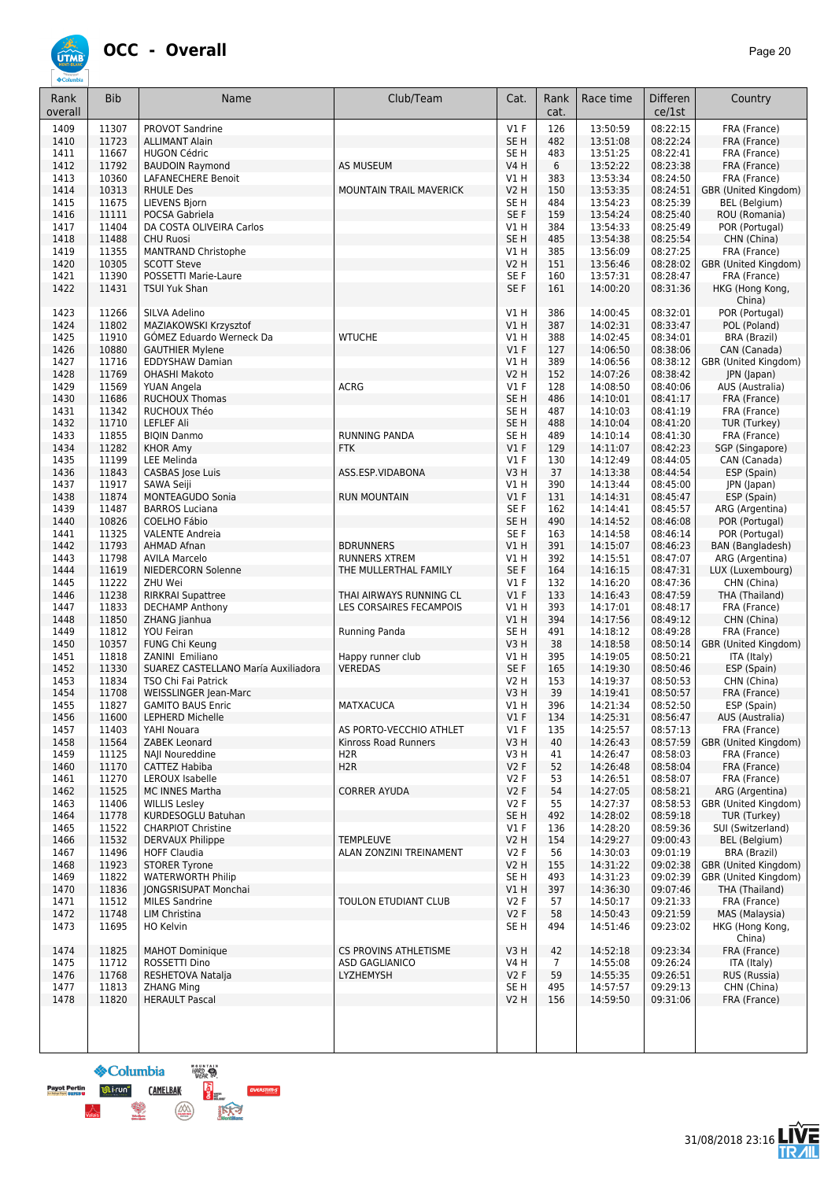# OCC - Overall

| Rank overall | Bib | Name | Club/Team | Cat. | Rank cat. | Race time | Difference/1st | Country |
|---|---|---|---|---|---|---|---|---|
| 1409 | 11307 | PROVOT Sandrine | | V1 F | 126 | 13:50:59 | 08:22:15 | FRA (France) |
| 1410 | 11723 | ALLIMANT Alain | | SE H | 482 | 13:51:08 | 08:22:24 | FRA (France) |
| 1411 | 11667 | HUGON Cédric | | SE H | 483 | 13:51:25 | 08:22:41 | FRA (France) |
| 1412 | 11792 | BAUDOIN Raymond | AS MUSEUM | V4 H | 6 | 13:52:22 | 08:23:38 | FRA (France) |
| 1413 | 10360 | LAFANECHERE Benoit | | V1 H | 383 | 13:53:34 | 08:24:50 | FRA (France) |
| 1414 | 10313 | RHULE Des | MOUNTAIN TRAIL MAVERICK | V2 H | 150 | 13:53:35 | 08:24:51 | GBR (United Kingdom) |
| 1415 | 11675 | LIEVENS Bjorn | | SE H | 484 | 13:54:23 | 08:25:39 | BEL (Belgium) |
| 1416 | 11111 | POCSA Gabriela | | SE F | 159 | 13:54:24 | 08:25:40 | ROU (Romania) |
| 1417 | 11404 | DA COSTA OLIVEIRA Carlos | | V1 H | 384 | 13:54:33 | 08:25:49 | POR (Portugal) |
| 1418 | 11488 | CHU Ruosi | | SE H | 485 | 13:54:38 | 08:25:54 | CHN (China) |
| 1419 | 11355 | MANTRAND Christophe | | V1 H | 385 | 13:56:09 | 08:27:25 | FRA (France) |
| 1420 | 10305 | SCOTT Steve | | V2 H | 151 | 13:56:46 | 08:28:02 | GBR (United Kingdom) |
| 1421 | 11390 | POSSETTI Marie-Laure | | SE F | 160 | 13:57:31 | 08:28:47 | FRA (France) |
| 1422 | 11431 | TSUI Yuk Shan | | SE F | 161 | 14:00:20 | 08:31:36 | HKG (Hong Kong, China) |
| 1423 | 11266 | SILVA Adelino | | V1 H | 386 | 14:00:45 | 08:32:01 | POR (Portugal) |
| 1424 | 11802 | MAZIAKOWSKI Krzysztof | | V1 H | 387 | 14:02:31 | 08:33:47 | POL (Poland) |
| 1425 | 11910 | GÓMEZ Eduardo Werneck Da | WTUCHE | V1 H | 388 | 14:02:45 | 08:34:01 | BRA (Brazil) |
| 1426 | 10880 | GAUTHIER Mylene | | V1 F | 127 | 14:06:50 | 08:38:06 | CAN (Canada) |
| 1427 | 11716 | EDDYSHAW Damian | | V1 H | 389 | 14:06:56 | 08:38:12 | GBR (United Kingdom) |
| 1428 | 11769 | OHASHI Makoto | | V2 H | 152 | 14:07:26 | 08:38:42 | JPN (Japan) |
| 1429 | 11569 | YUAN Angela | ACRG | V1 F | 128 | 14:08:50 | 08:40:06 | AUS (Australia) |
| 1430 | 11686 | RUCHOUX Thomas | | SE H | 486 | 14:10:01 | 08:41:17 | FRA (France) |
| 1431 | 11342 | RUCHOUX Théo | | SE H | 487 | 14:10:03 | 08:41:19 | FRA (France) |
| 1432 | 11710 | LEFLEF Ali | | SE H | 488 | 14:10:04 | 08:41:20 | TUR (Turkey) |
| 1433 | 11855 | BIQIN Danmo | RUNNING PANDA | SE H | 489 | 14:10:14 | 08:41:30 | FRA (France) |
| 1434 | 11282 | KHOR Amy | FTK | V1 F | 129 | 14:11:07 | 08:42:23 | SGP (Singapore) |
| 1435 | 11199 | LEE Melinda | | V1 F | 130 | 14:12:49 | 08:44:05 | CAN (Canada) |
| 1436 | 11843 | CASBAS Jose Luis | ASS.ESP.VIDABONA | V3 H | 37 | 14:13:38 | 08:44:54 | ESP (Spain) |
| 1437 | 11917 | SAWA Seiji | | V1 H | 390 | 14:13:44 | 08:45:00 | JPN (Japan) |
| 1438 | 11874 | MONTEAGUDO Sonia | RUN MOUNTAIN | V1 F | 131 | 14:14:31 | 08:45:47 | ESP (Spain) |
| 1439 | 11487 | BARROS Luciana | | SE F | 162 | 14:14:41 | 08:45:57 | ARG (Argentina) |
| 1440 | 10826 | COELHO Fábio | | SE H | 490 | 14:14:52 | 08:46:08 | POR (Portugal) |
| 1441 | 11325 | VALENTE Andreia | | SE F | 163 | 14:14:58 | 08:46:14 | POR (Portugal) |
| 1442 | 11793 | AHMAD Afnan | BDRUNNERS | V1 H | 391 | 14:15:07 | 08:46:23 | BAN (Bangladesh) |
| 1443 | 11798 | AVILA Marcelo | RUNNERS XTREM | V1 H | 392 | 14:15:51 | 08:47:07 | ARG (Argentina) |
| 1444 | 11619 | NIEDERCORN Solenne | THE MULLERTHAL FAMILY | SE F | 164 | 14:16:15 | 08:47:31 | LUX (Luxembourg) |
| 1445 | 11222 | ZHU Wei | | V1 F | 132 | 14:16:20 | 08:47:36 | CHN (China) |
| 1446 | 11238 | RIRKRAI Supattree | THAI AIRWAYS RUNNING CL | V1 F | 133 | 14:16:43 | 08:47:59 | THA (Thailand) |
| 1447 | 11833 | DECHAMP Anthony | LES CORSAIRES FECAMPOIS | V1 H | 393 | 14:17:01 | 08:48:17 | FRA (France) |
| 1448 | 11850 | ZHANG Jianhua | | V1 H | 394 | 14:17:56 | 08:49:12 | CHN (China) |
| 1449 | 11812 | YOU Feiran | Running Panda | SE H | 491 | 14:18:12 | 08:49:28 | FRA (France) |
| 1450 | 10357 | FUNG Chi Keung | | V3 H | 38 | 14:18:58 | 08:50:14 | GBR (United Kingdom) |
| 1451 | 11818 | ZANINI Emiliano | Happy runner club | V1 H | 395 | 14:19:05 | 08:50:21 | ITA (Italy) |
| 1452 | 11330 | SUAREZ CASTELLANO María Auxiliadora | VEREDAS | SE F | 165 | 14:19:30 | 08:50:46 | ESP (Spain) |
| 1453 | 11834 | TSO Chi Fai Patrick | | V2 H | 153 | 14:19:37 | 08:50:53 | CHN (China) |
| 1454 | 11708 | WEISSLINGER Jean-Marc | | V3 H | 39 | 14:19:41 | 08:50:57 | FRA (France) |
| 1455 | 11827 | GAMITO BAUS Enric | MATXACUCA | V1 H | 396 | 14:21:34 | 08:52:50 | ESP (Spain) |
| 1456 | 11600 | LEPHERD Michelle | | V1 F | 134 | 14:25:31 | 08:56:47 | AUS (Australia) |
| 1457 | 11403 | YAHI Nouara | AS PORTO-VECCHIO ATHLET | V1 F | 135 | 14:25:57 | 08:57:13 | FRA (France) |
| 1458 | 11564 | ZABEK Leonard | Kinross Road Runners | V3 H | 40 | 14:26:43 | 08:57:59 | GBR (United Kingdom) |
| 1459 | 11125 | NAJI Noureddine | H2R | V3 H | 41 | 14:26:47 | 08:58:03 | FRA (France) |
| 1460 | 11170 | CATTEZ Habiba | H2R | V2 F | 52 | 14:26:48 | 08:58:04 | FRA (France) |
| 1461 | 11270 | LEROUX Isabelle | | V2 F | 53 | 14:26:51 | 08:58:07 | FRA (France) |
| 1462 | 11525 | MC INNES Martha | CORRER AYUDA | V2 F | 54 | 14:27:05 | 08:58:21 | ARG (Argentina) |
| 1463 | 11406 | WILLIS Lesley | | V2 F | 55 | 14:27:37 | 08:58:53 | GBR (United Kingdom) |
| 1464 | 11778 | KURDESOGLU Batuhan | | SE H | 492 | 14:28:02 | 08:59:18 | TUR (Turkey) |
| 1465 | 11522 | CHARPIOT Christine | | V1 F | 136 | 14:28:20 | 08:59:36 | SUI (Switzerland) |
| 1466 | 11532 | DERVAUX Philippe | TEMPLEUVE | V2 H | 154 | 14:29:27 | 09:00:43 | BEL (Belgium) |
| 1467 | 11496 | HOFF Claudia | ALAN ZONZINI TREINAMENT | V2 F | 56 | 14:30:03 | 09:01:19 | BRA (Brazil) |
| 1468 | 11923 | STORER Tyrone | | V2 H | 155 | 14:31:22 | 09:02:38 | GBR (United Kingdom) |
| 1469 | 11822 | WATERWORTH Philip | | SE H | 493 | 14:31:23 | 09:02:39 | GBR (United Kingdom) |
| 1470 | 11836 | JONGSRISUPAT Monchai | | V1 H | 397 | 14:36:30 | 09:07:46 | THA (Thailand) |
| 1471 | 11512 | MILES Sandrine | TOULON ETUDIANT CLUB | V2 F | 57 | 14:50:17 | 09:21:33 | FRA (France) |
| 1472 | 11748 | LIM Christina | | V2 F | 58 | 14:50:43 | 09:21:59 | MAS (Malaysia) |
| 1473 | 11695 | HO Kelvin | | SE H | 494 | 14:51:46 | 09:23:02 | HKG (Hong Kong, China) |
| 1474 | 11825 | MAHOT Dominique | CS PROVINS ATHLETISME | V3 H | 42 | 14:52:18 | 09:23:34 | FRA (France) |
| 1475 | 11712 | ROSSETTI Dino | ASD GAGLIANICO | V4 H | 7 | 14:55:08 | 09:26:24 | ITA (Italy) |
| 1476 | 11768 | RESHETOVA Natalja | LYZHEMYSH | V2 F | 59 | 14:55:35 | 09:26:51 | RUS (Russia) |
| 1477 | 11813 | ZHANG Ming | | SE H | 495 | 14:57:57 | 09:29:13 | CHN (China) |
| 1478 | 11820 | HERAULT Pascal | | V2 H | 156 | 14:59:50 | 09:31:06 | FRA (France) |

31/08/2018 23:16